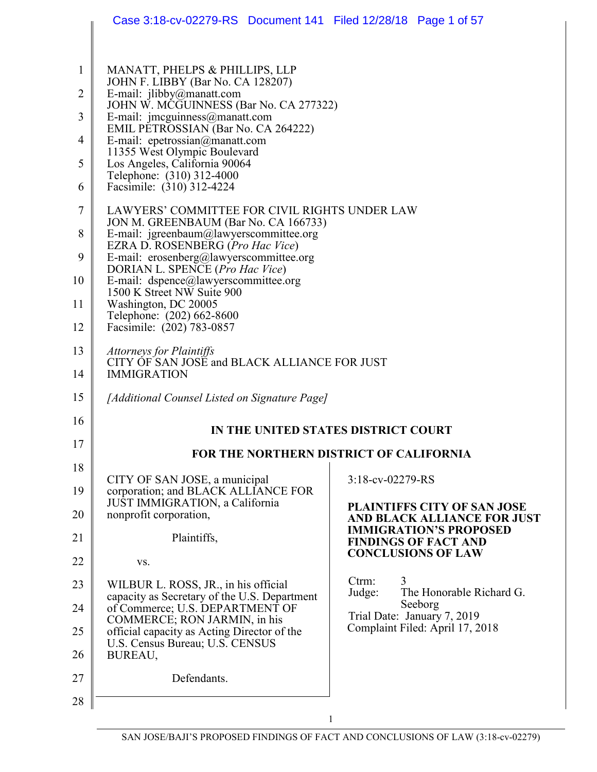MANATT, PHELPS & PHILLIPS, LLP
JOHN F. LIBBY (Bar No. CA 128207)
E-mail: jlibby@manatt.com
JOHN W. MCGUINNESS (Bar No. CA 277322)
E-mail: jmcguinness@manatt.com
EMIL PETROSSIAN (Bar No. CA 264222)
E-mail: epetrossian@manatt.com
11355 West Olympic Boulevard
Los Angeles, California 90064
Telephone: (310) 312-4000
Facsimile: (310) 312-4224

LAWYERS' COMMITTEE FOR CIVIL RIGHTS UNDER LAW
JON M. GREENBAUM (Bar No. CA 166733)
E-mail: jgreenbaum@lawyerscommittee.org
EZRA D. ROSENBERG (*Pro Hac Vice*)
E-mail: erosenberg@lawyerscommittee.org
DORIAN L. SPENCE (*Pro Hac Vice*)
E-mail: dspence@lawyerscommittee.org
1500 K Street NW Suite 900
Washington, DC 20005
Telephone: (202) 662-8600
Facsimile: (202) 783-0857

*Attorneys for Plaintiffs*
CITY OF SAN JOSE and BLACK ALLIANCE FOR JUST IMMIGRATION

*[Additional Counsel Listed on Signature Page]*

**IN THE UNITED STATES DISTRICT COURT**

**FOR THE NORTHERN DISTRICT OF CALIFORNIA**

CITY OF SAN JOSE, a municipal corporation; and BLACK ALLIANCE FOR JUST IMMIGRATION, a California nonprofit corporation,

Plaintiffs,

vs.

WILBUR L. ROSS, JR., in his official capacity as Secretary of the U.S. Department of Commerce; U.S. DEPARTMENT OF COMMERCE; RON JARMIN, in his official capacity as Acting Director of the U.S. Census Bureau; U.S. CENSUS BUREAU,

Defendants.

3:18-cv-02279-RS

**PLAINTIFFS CITY OF SAN JOSE AND BLACK ALLIANCE FOR JUST IMMIGRATION'S PROPOSED FINDINGS OF FACT AND CONCLUSIONS OF LAW**

Ctrm: 3
Judge: The Honorable Richard G. Seeborg
Trial Date: January 7, 2019
Complaint Filed: April 17, 2018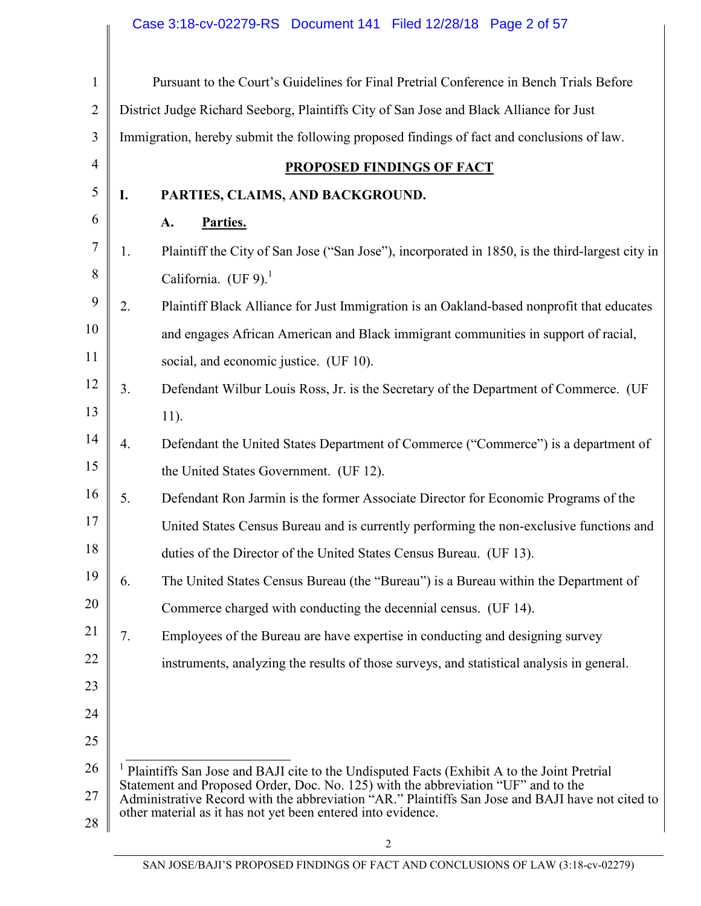Pursuant to the Court's Guidelines for Final Pretrial Conference in Bench Trials Before District Judge Richard Seeborg, Plaintiffs City of San Jose and Black Alliance for Just Immigration, hereby submit the following proposed findings of fact and conclusions of law.

## PROPOSED FINDINGS OF FACT

### I. PARTIES, CLAIMS, AND BACKGROUND.

#### A. Parties.

1. Plaintiff the City of San Jose ("San Jose"), incorporated in 1850, is the third-largest city in California. (UF 9).[1]

2. Plaintiff Black Alliance for Just Immigration is an Oakland-based nonprofit that educates and engages African American and Black immigrant communities in support of racial, social, and economic justice. (UF 10).

3. Defendant Wilbur Louis Ross, Jr. is the Secretary of the Department of Commerce. (UF 11).

4. Defendant the United States Department of Commerce ("Commerce") is a department of the United States Government. (UF 12).

5. Defendant Ron Jarmin is the former Associate Director for Economic Programs of the United States Census Bureau and is currently performing the non-exclusive functions and duties of the Director of the United States Census Bureau. (UF 13).

6. The United States Census Bureau (the "Bureau") is a Bureau within the Department of Commerce charged with conducting the decennial census. (UF 14).

7. Employees of the Bureau are have expertise in conducting and designing survey instruments, analyzing the results of those surveys, and statistical analysis in general.

---

[1] Plaintiffs San Jose and BAJI cite to the Undisputed Facts (Exhibit A to the Joint Pretrial Statement and Proposed Order, Doc. No. 125) with the abbreviation "UF" and to the Administrative Record with the abbreviation "AR." Plaintiffs San Jose and BAJI have not cited to other material as it has not yet been entered into evidence.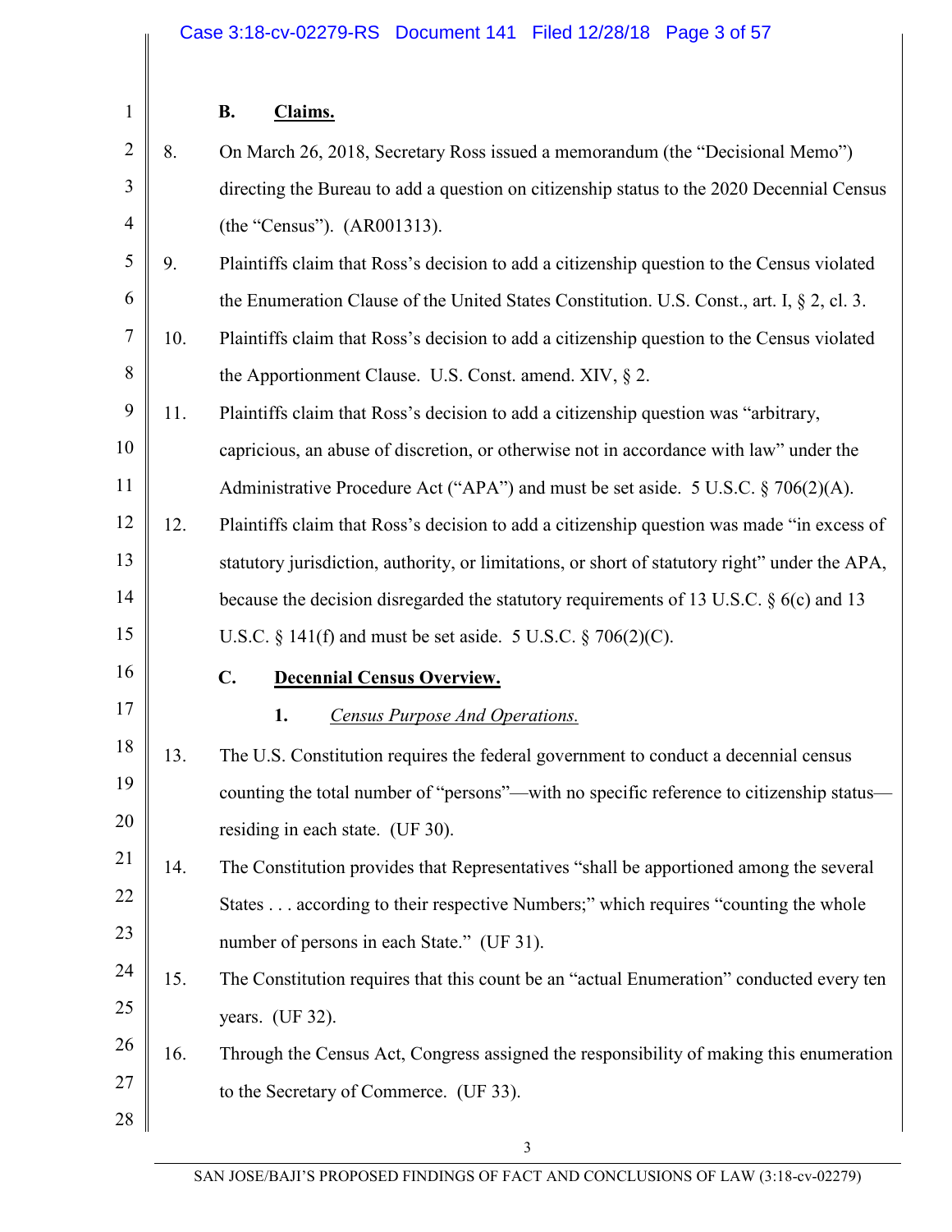### B. Claims.

8. On March 26, 2018, Secretary Ross issued a memorandum (the "Decisional Memo") directing the Bureau to add a question on citizenship status to the 2020 Decennial Census (the "Census"). (AR001313).

9. Plaintiffs claim that Ross's decision to add a citizenship question to the Census violated the Enumeration Clause of the United States Constitution. U.S. Const., art. I, § 2, cl. 3.

10. Plaintiffs claim that Ross's decision to add a citizenship question to the Census violated the Apportionment Clause. U.S. Const. amend. XIV, § 2.

11. Plaintiffs claim that Ross's decision to add a citizenship question was "arbitrary, capricious, an abuse of discretion, or otherwise not in accordance with law" under the Administrative Procedure Act ("APA") and must be set aside. 5 U.S.C. § 706(2)(A).

12. Plaintiffs claim that Ross's decision to add a citizenship question was made "in excess of statutory jurisdiction, authority, or limitations, or short of statutory right" under the APA, because the decision disregarded the statutory requirements of 13 U.S.C. § 6(c) and 13 U.S.C. § 141(f) and must be set aside. 5 U.S.C. § 706(2)(C).

### C. Decennial Census Overview.

#### 1. *Census Purpose And Operations.*

13. The U.S. Constitution requires the federal government to conduct a decennial census counting the total number of "persons"—with no specific reference to citizenship status—residing in each state. (UF 30).

14. The Constitution provides that Representatives "shall be apportioned among the several States . . . according to their respective Numbers;" which requires "counting the whole number of persons in each State." (UF 31).

15. The Constitution requires that this count be an "actual Enumeration" conducted every ten years. (UF 32).

16. Through the Census Act, Congress assigned the responsibility of making this enumeration to the Secretary of Commerce. (UF 33).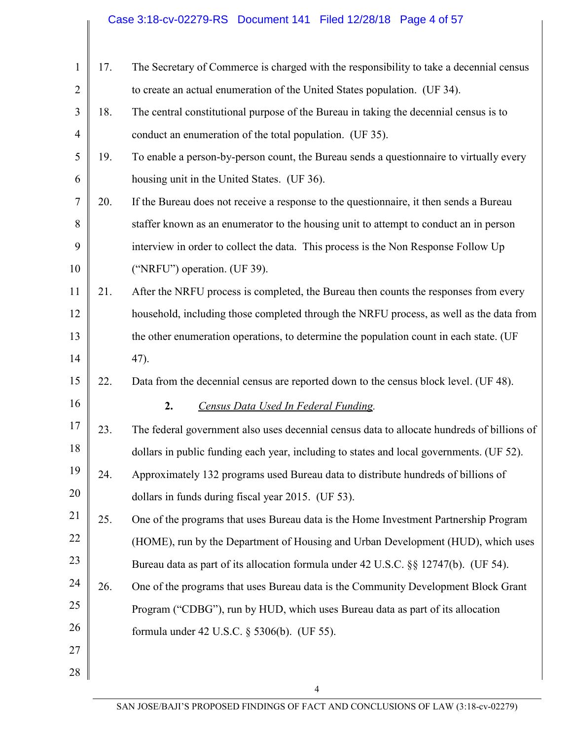17. The Secretary of Commerce is charged with the responsibility to take a decennial census to create an actual enumeration of the United States population. (UF 34).

18. The central constitutional purpose of the Bureau in taking the decennial census is to conduct an enumeration of the total population. (UF 35).

19. To enable a person-by-person count, the Bureau sends a questionnaire to virtually every housing unit in the United States. (UF 36).

20. If the Bureau does not receive a response to the questionnaire, it then sends a Bureau staffer known as an enumerator to the housing unit to attempt to conduct an in person interview in order to collect the data. This process is the Non Response Follow Up ("NRFU") operation. (UF 39).

21. After the NRFU process is completed, the Bureau then counts the responses from every household, including those completed through the NRFU process, as well as the data from the other enumeration operations, to determine the population count in each state. (UF 47).

22. Data from the decennial census are reported down to the census block level. (UF 48).

**2.** *Census Data Used In Federal Funding*.

23. The federal government also uses decennial census data to allocate hundreds of billions of dollars in public funding each year, including to states and local governments. (UF 52).

24. Approximately 132 programs used Bureau data to distribute hundreds of billions of dollars in funds during fiscal year 2015. (UF 53).

25. One of the programs that uses Bureau data is the Home Investment Partnership Program (HOME), run by the Department of Housing and Urban Development (HUD), which uses Bureau data as part of its allocation formula under 42 U.S.C. §§ 12747(b). (UF 54).

26. One of the programs that uses Bureau data is the Community Development Block Grant Program ("CDBG"), run by HUD, which uses Bureau data as part of its allocation formula under 42 U.S.C. § 5306(b). (UF 55).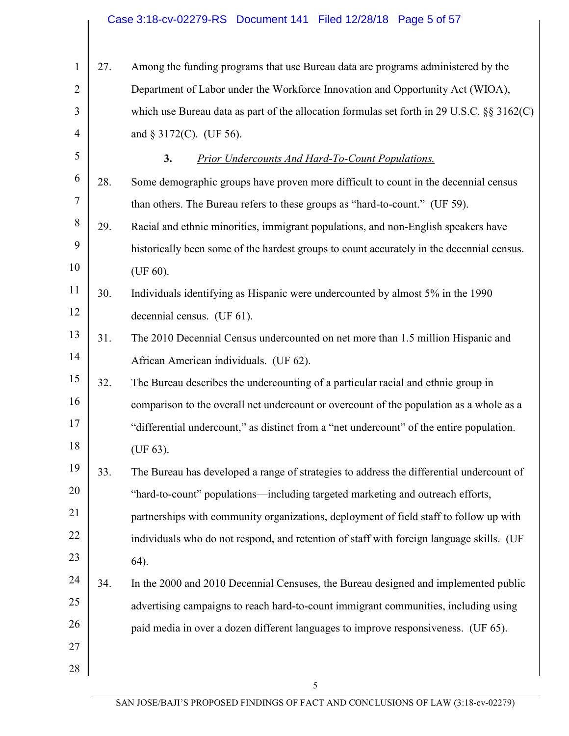27. Among the funding programs that use Bureau data are programs administered by the Department of Labor under the Workforce Innovation and Opportunity Act (WIOA), which use Bureau data as part of the allocation formulas set forth in 29 U.S.C. §§ 3162(C) and § 3172(C). (UF 56).

### 3. *Prior Undercounts And Hard-To-Count Populations.*

28. Some demographic groups have proven more difficult to count in the decennial census than others. The Bureau refers to these groups as "hard-to-count." (UF 59).

29. Racial and ethnic minorities, immigrant populations, and non-English speakers have historically been some of the hardest groups to count accurately in the decennial census. (UF 60).

30. Individuals identifying as Hispanic were undercounted by almost 5% in the 1990 decennial census. (UF 61).

31. The 2010 Decennial Census undercounted on net more than 1.5 million Hispanic and African American individuals. (UF 62).

32. The Bureau describes the undercounting of a particular racial and ethnic group in comparison to the overall net undercount or overcount of the population as a whole as a "differential undercount," as distinct from a "net undercount" of the entire population. (UF 63).

33. The Bureau has developed a range of strategies to address the differential undercount of "hard-to-count" populations—including targeted marketing and outreach efforts, partnerships with community organizations, deployment of field staff to follow up with individuals who do not respond, and retention of staff with foreign language skills. (UF 64).

34. In the 2000 and 2010 Decennial Censuses, the Bureau designed and implemented public advertising campaigns to reach hard-to-count immigrant communities, including using paid media in over a dozen different languages to improve responsiveness. (UF 65).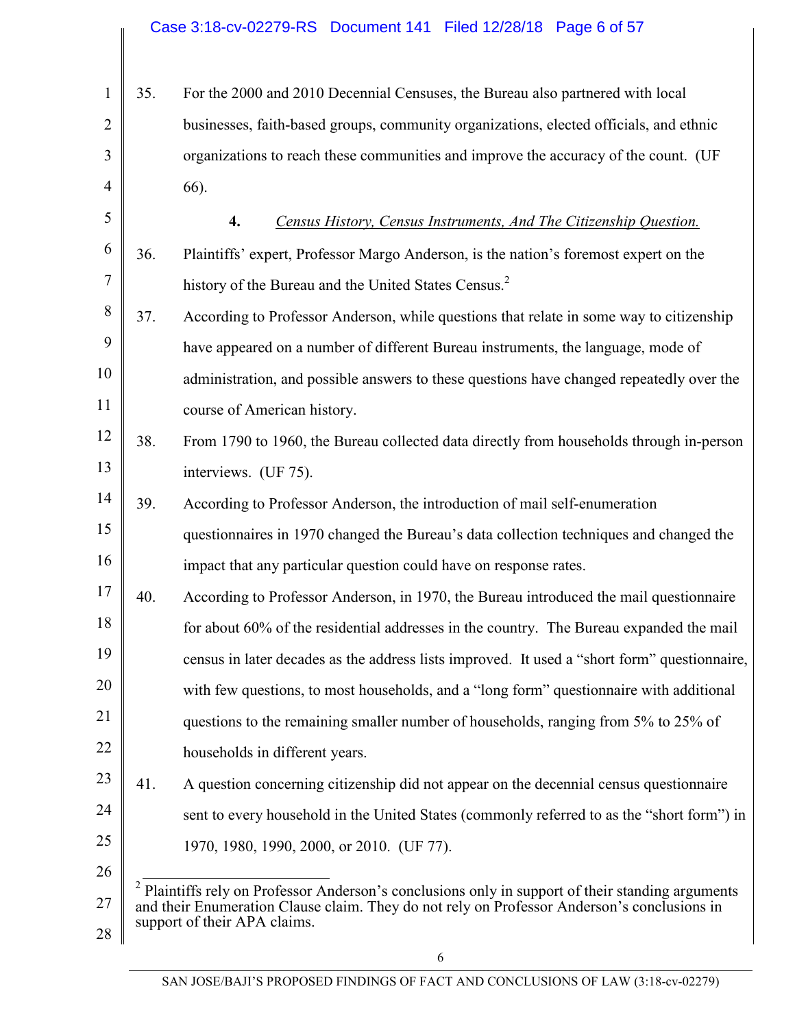35. For the 2000 and 2010 Decennial Censuses, the Bureau also partnered with local businesses, faith-based groups, community organizations, elected officials, and ethnic organizations to reach these communities and improve the accuracy of the count. (UF 66).

### 4. *Census History, Census Instruments, And The Citizenship Question.*

36. Plaintiffs' expert, Professor Margo Anderson, is the nation's foremost expert on the history of the Bureau and the United States Census.[2]

37. According to Professor Anderson, while questions that relate in some way to citizenship have appeared on a number of different Bureau instruments, the language, mode of administration, and possible answers to these questions have changed repeatedly over the course of American history.

38. From 1790 to 1960, the Bureau collected data directly from households through in-person interviews. (UF 75).

39. According to Professor Anderson, the introduction of mail self-enumeration questionnaires in 1970 changed the Bureau's data collection techniques and changed the impact that any particular question could have on response rates.

40. According to Professor Anderson, in 1970, the Bureau introduced the mail questionnaire for about 60% of the residential addresses in the country. The Bureau expanded the mail census in later decades as the address lists improved. It used a "short form" questionnaire, with few questions, to most households, and a "long form" questionnaire with additional questions to the remaining smaller number of households, ranging from 5% to 25% of households in different years.

41. A question concerning citizenship did not appear on the decennial census questionnaire sent to every household in the United States (commonly referred to as the "short form") in 1970, 1980, 1990, 2000, or 2010. (UF 77).

---

[2] Plaintiffs rely on Professor Anderson's conclusions only in support of their standing arguments and their Enumeration Clause claim. They do not rely on Professor Anderson's conclusions in support of their APA claims.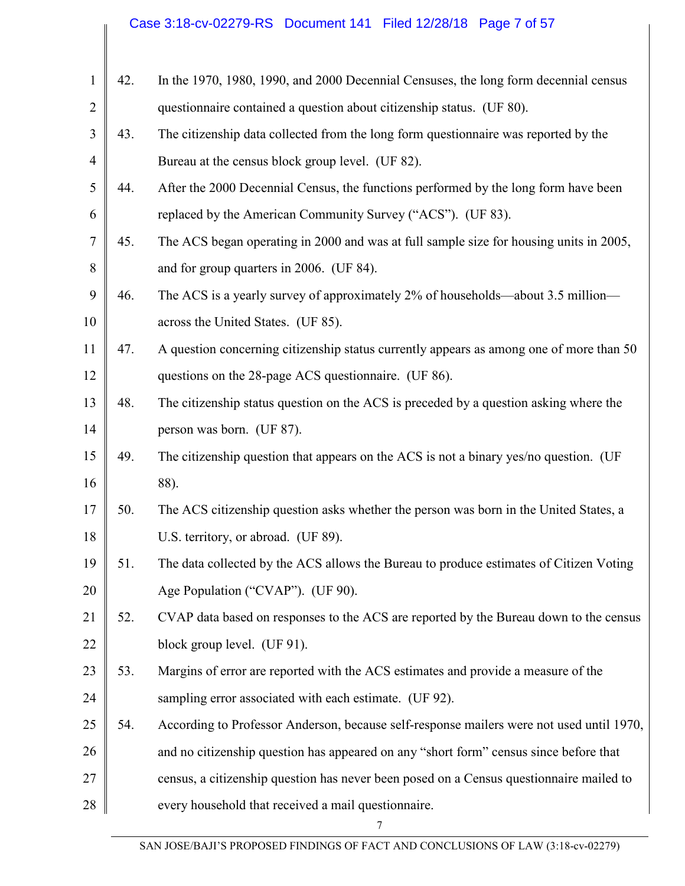42. In the 1970, 1980, 1990, and 2000 Decennial Censuses, the long form decennial census questionnaire contained a question about citizenship status. (UF 80).

43. The citizenship data collected from the long form questionnaire was reported by the Bureau at the census block group level. (UF 82).

44. After the 2000 Decennial Census, the functions performed by the long form have been replaced by the American Community Survey ("ACS"). (UF 83).

45. The ACS began operating in 2000 and was at full sample size for housing units in 2005, and for group quarters in 2006. (UF 84).

46. The ACS is a yearly survey of approximately 2% of households—about 3.5 million—across the United States. (UF 85).

47. A question concerning citizenship status currently appears as among one of more than 50 questions on the 28-page ACS questionnaire. (UF 86).

48. The citizenship status question on the ACS is preceded by a question asking where the person was born. (UF 87).

49. The citizenship question that appears on the ACS is not a binary yes/no question. (UF 88).

50. The ACS citizenship question asks whether the person was born in the United States, a U.S. territory, or abroad. (UF 89).

51. The data collected by the ACS allows the Bureau to produce estimates of Citizen Voting Age Population ("CVAP"). (UF 90).

52. CVAP data based on responses to the ACS are reported by the Bureau down to the census block group level. (UF 91).

53. Margins of error are reported with the ACS estimates and provide a measure of the sampling error associated with each estimate. (UF 92).

54. According to Professor Anderson, because self-response mailers were not used until 1970, and no citizenship question has appeared on any "short form" census since before that census, a citizenship question has never been posed on a Census questionnaire mailed to every household that received a mail questionnaire.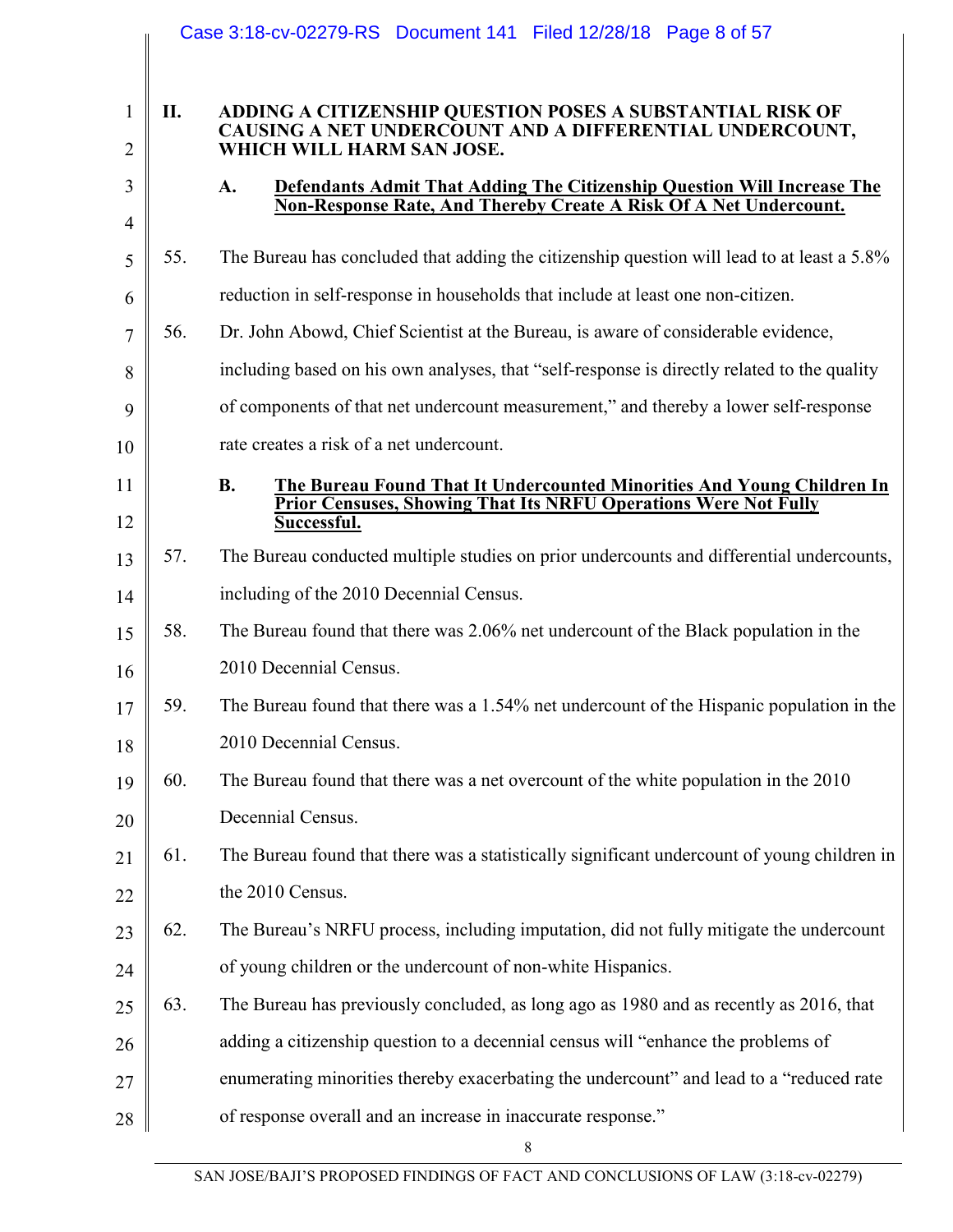## II. ADDING A CITIZENSHIP QUESTION POSES A SUBSTANTIAL RISK OF CAUSING A NET UNDERCOUNT AND A DIFFERENTIAL UNDERCOUNT, WHICH WILL HARM SAN JOSE.

### A. Defendants Admit That Adding The Citizenship Question Will Increase The Non-Response Rate, And Thereby Create A Risk Of A Net Undercount.

55. The Bureau has concluded that adding the citizenship question will lead to at least a 5.8% reduction in self-response in households that include at least one non-citizen.

56. Dr. John Abowd, Chief Scientist at the Bureau, is aware of considerable evidence, including based on his own analyses, that "self-response is directly related to the quality of components of that net undercount measurement," and thereby a lower self-response rate creates a risk of a net undercount.

### B. The Bureau Found That It Undercounted Minorities And Young Children In Prior Censuses, Showing That Its NRFU Operations Were Not Fully Successful.

57. The Bureau conducted multiple studies on prior undercounts and differential undercounts, including of the 2010 Decennial Census.

58. The Bureau found that there was 2.06% net undercount of the Black population in the 2010 Decennial Census.

59. The Bureau found that there was a 1.54% net undercount of the Hispanic population in the 2010 Decennial Census.

60. The Bureau found that there was a net overcount of the white population in the 2010 Decennial Census.

61. The Bureau found that there was a statistically significant undercount of young children in the 2010 Census.

62. The Bureau's NRFU process, including imputation, did not fully mitigate the undercount of young children or the undercount of non-white Hispanics.

63. The Bureau has previously concluded, as long ago as 1980 and as recently as 2016, that adding a citizenship question to a decennial census will "enhance the problems of enumerating minorities thereby exacerbating the undercount" and lead to a "reduced rate of response overall and an increase in inaccurate response."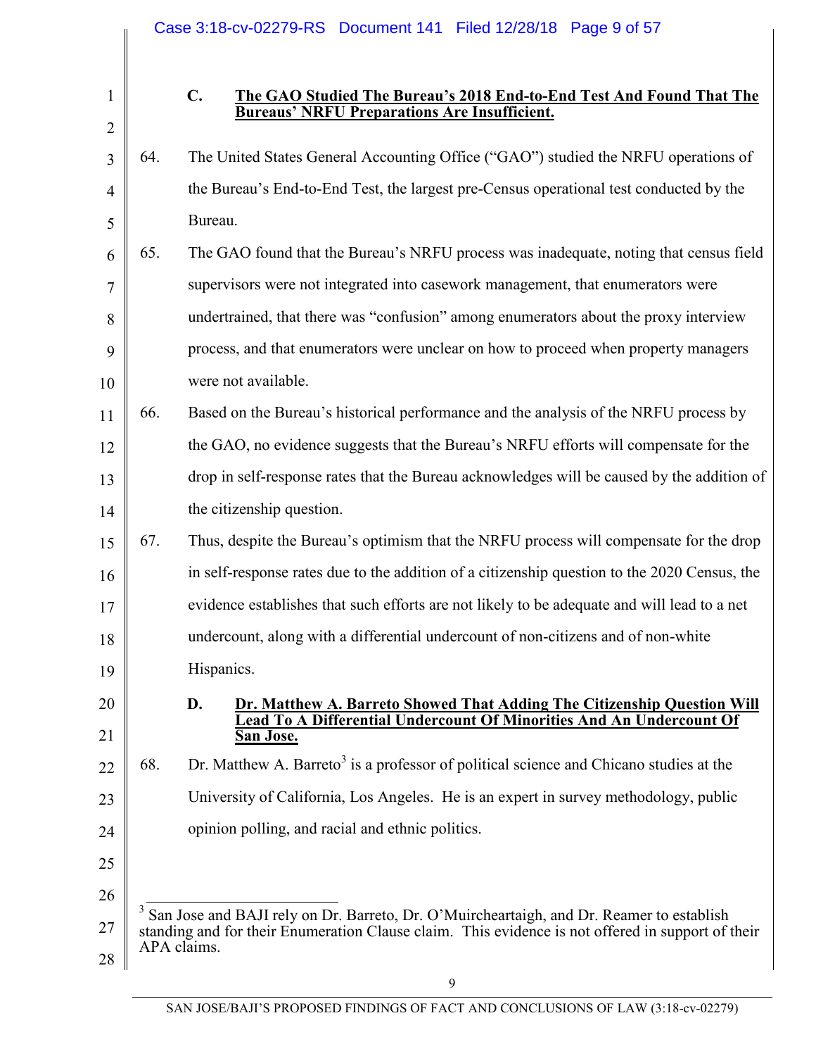### C. The GAO Studied The Bureau's 2018 End-to-End Test And Found That The Bureaus' NRFU Preparations Are Insufficient.

64. The United States General Accounting Office ("GAO") studied the NRFU operations of the Bureau's End-to-End Test, the largest pre-Census operational test conducted by the Bureau.

65. The GAO found that the Bureau's NRFU process was inadequate, noting that census field supervisors were not integrated into casework management, that enumerators were undertrained, that there was "confusion" among enumerators about the proxy interview process, and that enumerators were unclear on how to proceed when property managers were not available.

66. Based on the Bureau's historical performance and the analysis of the NRFU process by the GAO, no evidence suggests that the Bureau's NRFU efforts will compensate for the drop in self-response rates that the Bureau acknowledges will be caused by the addition of the citizenship question.

67. Thus, despite the Bureau's optimism that the NRFU process will compensate for the drop in self-response rates due to the addition of a citizenship question to the 2020 Census, the evidence establishes that such efforts are not likely to be adequate and will lead to a net undercount, along with a differential undercount of non-citizens and of non-white Hispanics.

### D. Dr. Matthew A. Barreto Showed That Adding The Citizenship Question Will Lead To A Differential Undercount Of Minorities And An Undercount Of San Jose.

68. Dr. Matthew A. Barreto[3] is a professor of political science and Chicano studies at the University of California, Los Angeles. He is an expert in survey methodology, public opinion polling, and racial and ethnic politics.

---

[3] San Jose and BAJI rely on Dr. Barreto, Dr. O'Muircheartaigh, and Dr. Reamer to establish standing and for their Enumeration Clause claim. This evidence is not offered in support of their APA claims.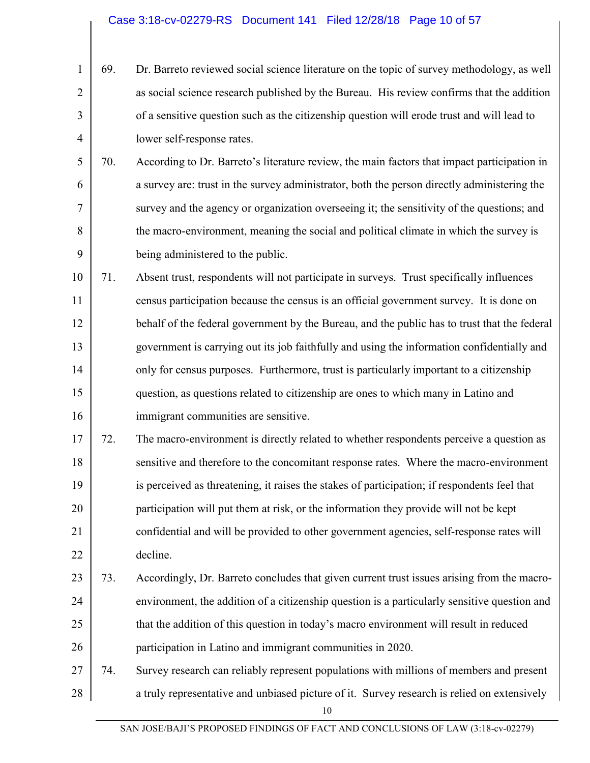69. Dr. Barreto reviewed social science literature on the topic of survey methodology, as well as social science research published by the Bureau. His review confirms that the addition of a sensitive question such as the citizenship question will erode trust and will lead to lower self-response rates.

70. According to Dr. Barreto's literature review, the main factors that impact participation in a survey are: trust in the survey administrator, both the person directly administering the survey and the agency or organization overseeing it; the sensitivity of the questions; and the macro-environment, meaning the social and political climate in which the survey is being administered to the public.

71. Absent trust, respondents will not participate in surveys. Trust specifically influences census participation because the census is an official government survey. It is done on behalf of the federal government by the Bureau, and the public has to trust that the federal government is carrying out its job faithfully and using the information confidentially and only for census purposes. Furthermore, trust is particularly important to a citizenship question, as questions related to citizenship are ones to which many in Latino and immigrant communities are sensitive.

72. The macro-environment is directly related to whether respondents perceive a question as sensitive and therefore to the concomitant response rates. Where the macro-environment is perceived as threatening, it raises the stakes of participation; if respondents feel that participation will put them at risk, or the information they provide will not be kept confidential and will be provided to other government agencies, self-response rates will decline.

73. Accordingly, Dr. Barreto concludes that given current trust issues arising from the macro-environment, the addition of a citizenship question is a particularly sensitive question and that the addition of this question in today's macro environment will result in reduced participation in Latino and immigrant communities in 2020.

74. Survey research can reliably represent populations with millions of members and present a truly representative and unbiased picture of it. Survey research is relied on extensively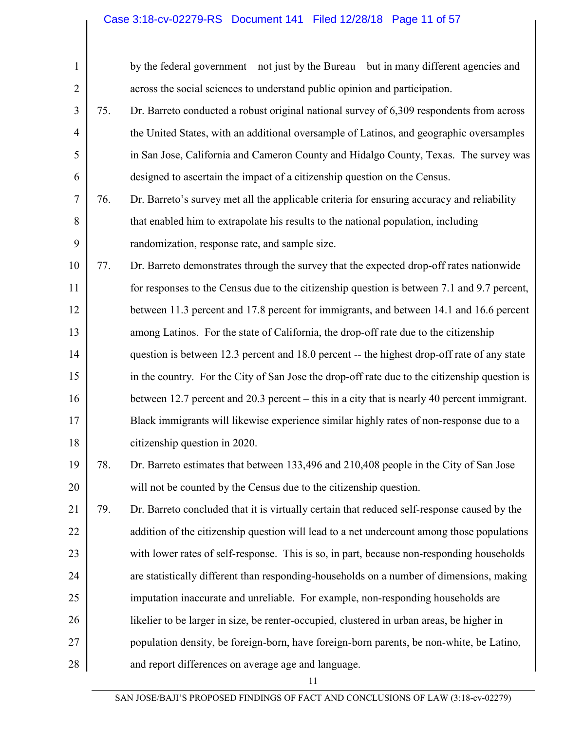by the federal government – not just by the Bureau – but in many different agencies and across the social sciences to understand public opinion and participation.

75. Dr. Barreto conducted a robust original national survey of 6,309 respondents from across the United States, with an additional oversample of Latinos, and geographic oversamples in San Jose, California and Cameron County and Hidalgo County, Texas. The survey was designed to ascertain the impact of a citizenship question on the Census.

76. Dr. Barreto's survey met all the applicable criteria for ensuring accuracy and reliability that enabled him to extrapolate his results to the national population, including randomization, response rate, and sample size.

77. Dr. Barreto demonstrates through the survey that the expected drop-off rates nationwide for responses to the Census due to the citizenship question is between 7.1 and 9.7 percent, between 11.3 percent and 17.8 percent for immigrants, and between 14.1 and 16.6 percent among Latinos. For the state of California, the drop-off rate due to the citizenship question is between 12.3 percent and 18.0 percent -- the highest drop-off rate of any state in the country. For the City of San Jose the drop-off rate due to the citizenship question is between 12.7 percent and 20.3 percent – this in a city that is nearly 40 percent immigrant. Black immigrants will likewise experience similar highly rates of non-response due to a citizenship question in 2020.

78. Dr. Barreto estimates that between 133,496 and 210,408 people in the City of San Jose will not be counted by the Census due to the citizenship question.

79. Dr. Barreto concluded that it is virtually certain that reduced self-response caused by the addition of the citizenship question will lead to a net undercount among those populations with lower rates of self-response. This is so, in part, because non-responding households are statistically different than responding-households on a number of dimensions, making imputation inaccurate and unreliable. For example, non-responding households are likelier to be larger in size, be renter-occupied, clustered in urban areas, be higher in population density, be foreign-born, have foreign-born parents, be non-white, be Latino, and report differences on average age and language.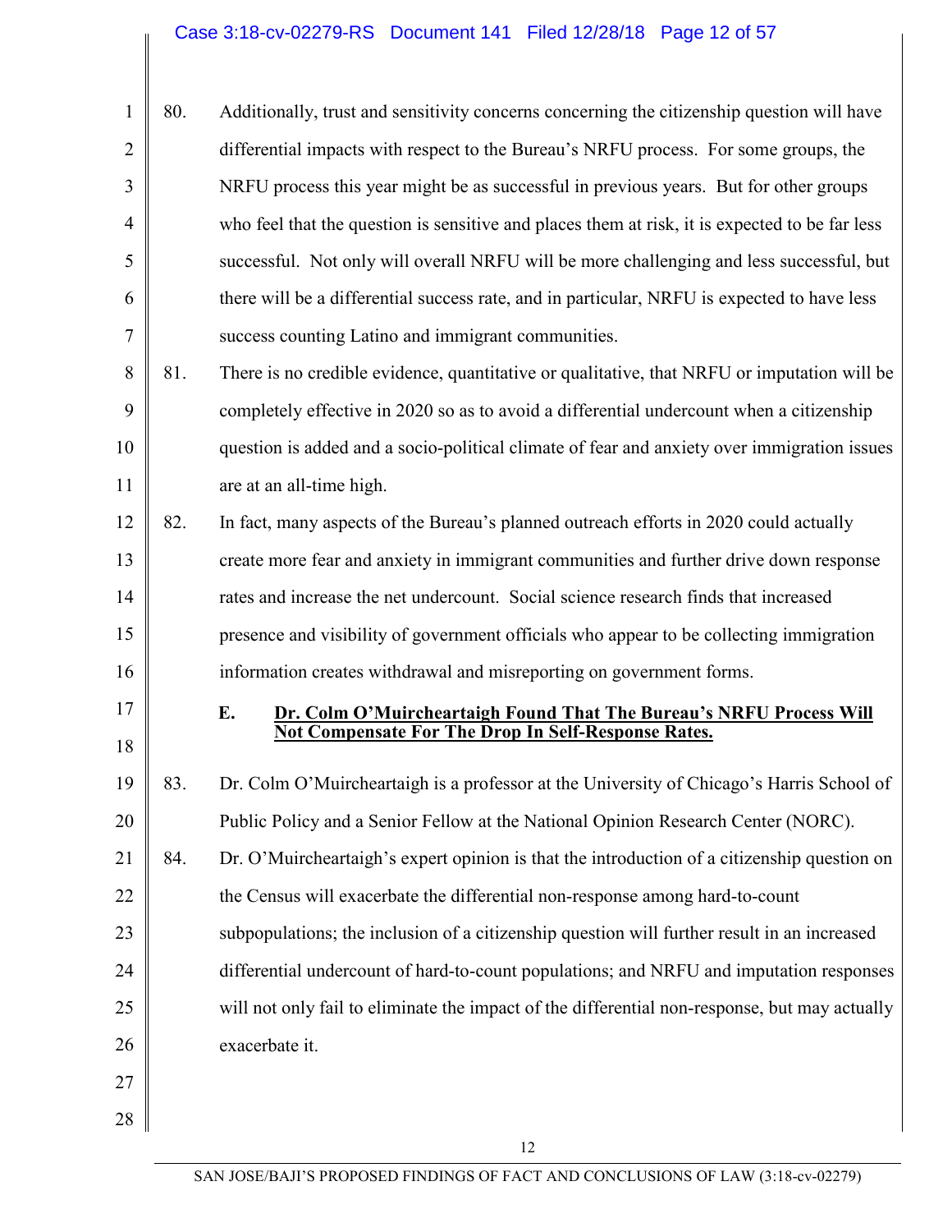80. Additionally, trust and sensitivity concerns concerning the citizenship question will have differential impacts with respect to the Bureau's NRFU process. For some groups, the NRFU process this year might be as successful in previous years. But for other groups who feel that the question is sensitive and places them at risk, it is expected to be far less successful. Not only will overall NRFU will be more challenging and less successful, but there will be a differential success rate, and in particular, NRFU is expected to have less success counting Latino and immigrant communities.

81. There is no credible evidence, quantitative or qualitative, that NRFU or imputation will be completely effective in 2020 so as to avoid a differential undercount when a citizenship question is added and a socio-political climate of fear and anxiety over immigration issues are at an all-time high.

82. In fact, many aspects of the Bureau's planned outreach efforts in 2020 could actually create more fear and anxiety in immigrant communities and further drive down response rates and increase the net undercount. Social science research finds that increased presence and visibility of government officials who appear to be collecting immigration information creates withdrawal and misreporting on government forms.

### E. Dr. Colm O'Muircheartaigh Found That The Bureau's NRFU Process Will Not Compensate For The Drop In Self-Response Rates.

83. Dr. Colm O'Muircheartaigh is a professor at the University of Chicago's Harris School of Public Policy and a Senior Fellow at the National Opinion Research Center (NORC).

84. Dr. O'Muircheartaigh's expert opinion is that the introduction of a citizenship question on the Census will exacerbate the differential non-response among hard-to-count subpopulations; the inclusion of a citizenship question will further result in an increased differential undercount of hard-to-count populations; and NRFU and imputation responses will not only fail to eliminate the impact of the differential non-response, but may actually exacerbate it.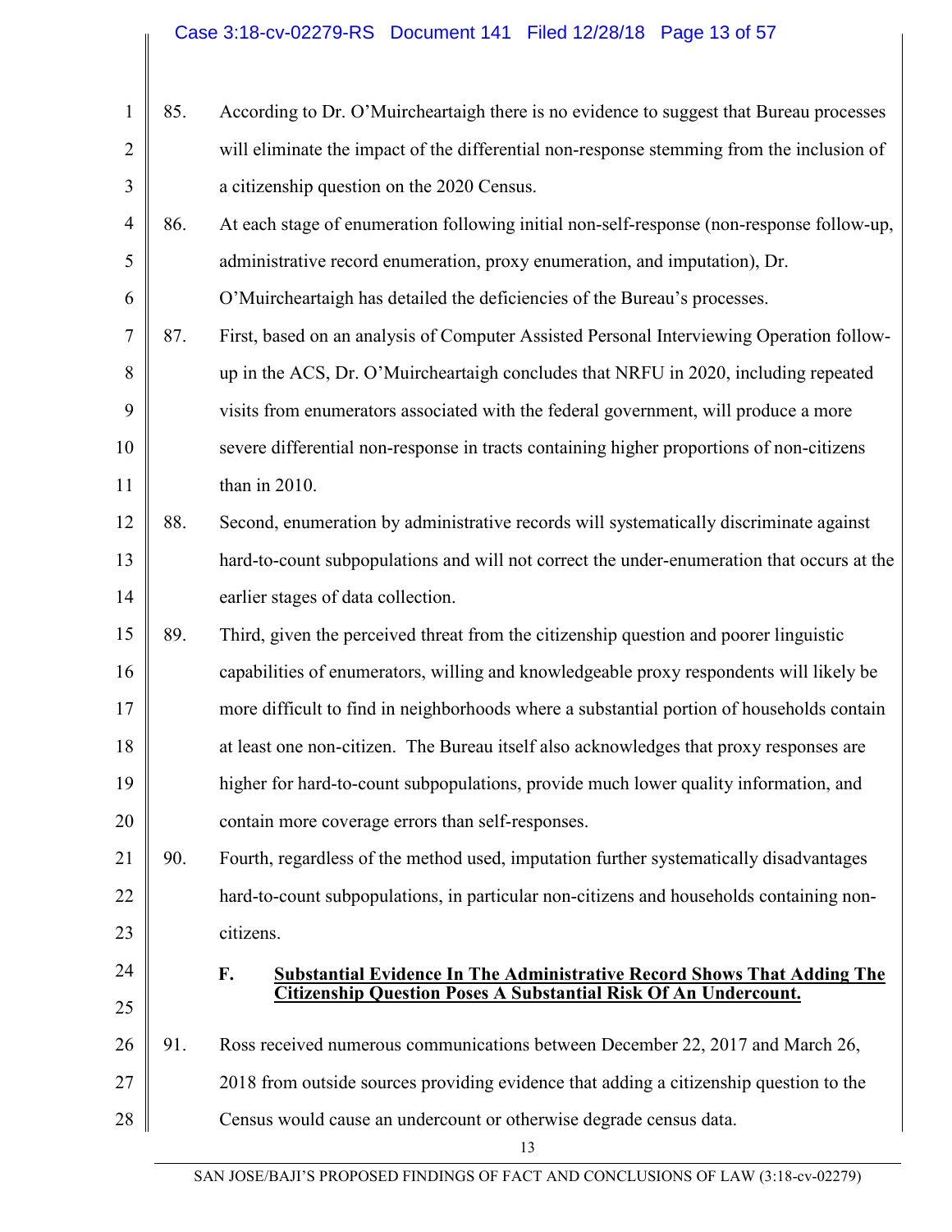85. According to Dr. O'Muircheartaigh there is no evidence to suggest that Bureau processes will eliminate the impact of the differential non-response stemming from the inclusion of a citizenship question on the 2020 Census.

86. At each stage of enumeration following initial non-self-response (non-response follow-up, administrative record enumeration, proxy enumeration, and imputation), Dr. O'Muircheartaigh has detailed the deficiencies of the Bureau's processes.

87. First, based on an analysis of Computer Assisted Personal Interviewing Operation follow-up in the ACS, Dr. O'Muircheartaigh concludes that NRFU in 2020, including repeated visits from enumerators associated with the federal government, will produce a more severe differential non-response in tracts containing higher proportions of non-citizens than in 2010.

88. Second, enumeration by administrative records will systematically discriminate against hard-to-count subpopulations and will not correct the under-enumeration that occurs at the earlier stages of data collection.

89. Third, given the perceived threat from the citizenship question and poorer linguistic capabilities of enumerators, willing and knowledgeable proxy respondents will likely be more difficult to find in neighborhoods where a substantial portion of households contain at least one non-citizen. The Bureau itself also acknowledges that proxy responses are higher for hard-to-count subpopulations, provide much lower quality information, and contain more coverage errors than self-responses.

90. Fourth, regardless of the method used, imputation further systematically disadvantages hard-to-count subpopulations, in particular non-citizens and households containing non-citizens.

### F. <u>Substantial Evidence In The Administrative Record Shows That Adding The Citizenship Question Poses A Substantial Risk Of An Undercount.</u>

91. Ross received numerous communications between December 22, 2017 and March 26, 2018 from outside sources providing evidence that adding a citizenship question to the Census would cause an undercount or otherwise degrade census data.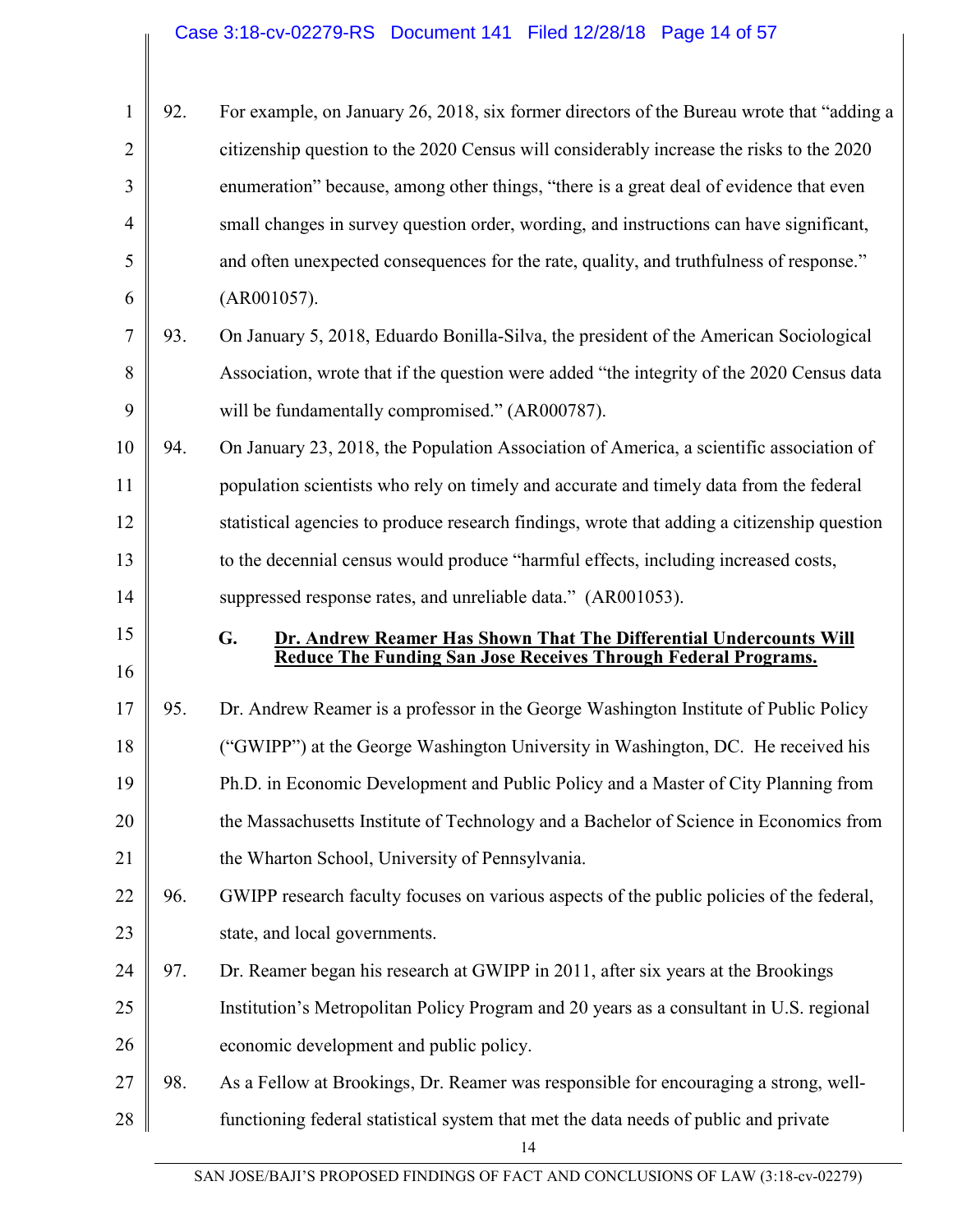92. For example, on January 26, 2018, six former directors of the Bureau wrote that "adding a citizenship question to the 2020 Census will considerably increase the risks to the 2020 enumeration" because, among other things, "there is a great deal of evidence that even small changes in survey question order, wording, and instructions can have significant, and often unexpected consequences for the rate, quality, and truthfulness of response." (AR001057).

93. On January 5, 2018, Eduardo Bonilla-Silva, the president of the American Sociological Association, wrote that if the question were added "the integrity of the 2020 Census data will be fundamentally compromised." (AR000787).

94. On January 23, 2018, the Population Association of America, a scientific association of population scientists who rely on timely and accurate and timely data from the federal statistical agencies to produce research findings, wrote that adding a citizenship question to the decennial census would produce "harmful effects, including increased costs, suppressed response rates, and unreliable data." (AR001053).

### G. Dr. Andrew Reamer Has Shown That The Differential Undercounts Will Reduce The Funding San Jose Receives Through Federal Programs.

95. Dr. Andrew Reamer is a professor in the George Washington Institute of Public Policy ("GWIPP") at the George Washington University in Washington, DC. He received his Ph.D. in Economic Development and Public Policy and a Master of City Planning from the Massachusetts Institute of Technology and a Bachelor of Science in Economics from the Wharton School, University of Pennsylvania.

96. GWIPP research faculty focuses on various aspects of the public policies of the federal, state, and local governments.

97. Dr. Reamer began his research at GWIPP in 2011, after six years at the Brookings Institution's Metropolitan Policy Program and 20 years as a consultant in U.S. regional economic development and public policy.

98. As a Fellow at Brookings, Dr. Reamer was responsible for encouraging a strong, well-functioning federal statistical system that met the data needs of public and private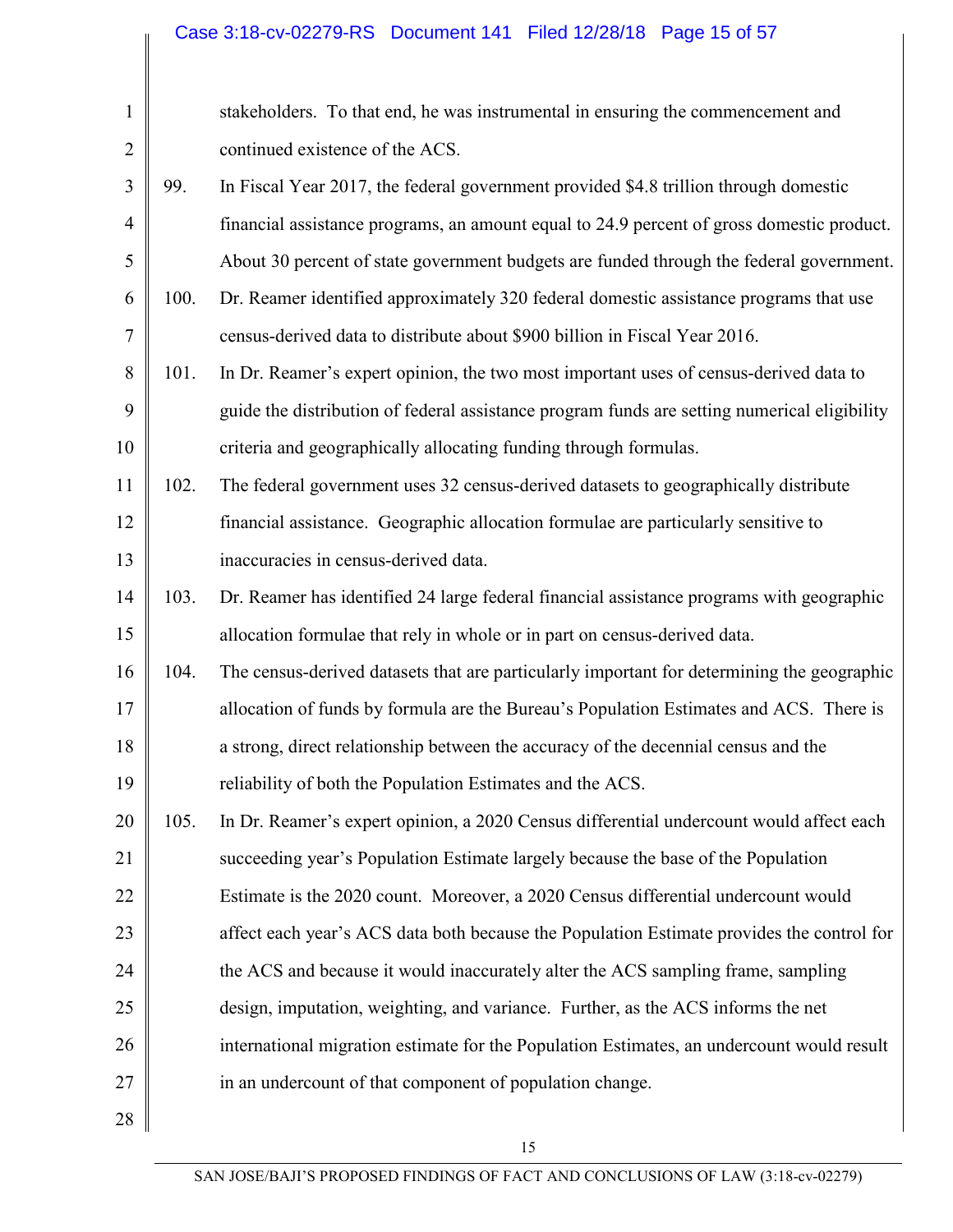stakeholders. To that end, he was instrumental in ensuring the commencement and continued existence of the ACS.

99. In Fiscal Year 2017, the federal government provided $4.8 trillion through domestic financial assistance programs, an amount equal to 24.9 percent of gross domestic product. About 30 percent of state government budgets are funded through the federal government.

100. Dr. Reamer identified approximately 320 federal domestic assistance programs that use census-derived data to distribute about $900 billion in Fiscal Year 2016.

101. In Dr. Reamer's expert opinion, the two most important uses of census-derived data to guide the distribution of federal assistance program funds are setting numerical eligibility criteria and geographically allocating funding through formulas.

102. The federal government uses 32 census-derived datasets to geographically distribute financial assistance. Geographic allocation formulae are particularly sensitive to inaccuracies in census-derived data.

103. Dr. Reamer has identified 24 large federal financial assistance programs with geographic allocation formulae that rely in whole or in part on census-derived data.

104. The census-derived datasets that are particularly important for determining the geographic allocation of funds by formula are the Bureau's Population Estimates and ACS. There is a strong, direct relationship between the accuracy of the decennial census and the reliability of both the Population Estimates and the ACS.

105. In Dr. Reamer's expert opinion, a 2020 Census differential undercount would affect each succeeding year's Population Estimate largely because the base of the Population Estimate is the 2020 count. Moreover, a 2020 Census differential undercount would affect each year's ACS data both because the Population Estimate provides the control for the ACS and because it would inaccurately alter the ACS sampling frame, sampling design, imputation, weighting, and variance. Further, as the ACS informs the net international migration estimate for the Population Estimates, an undercount would result in an undercount of that component of population change.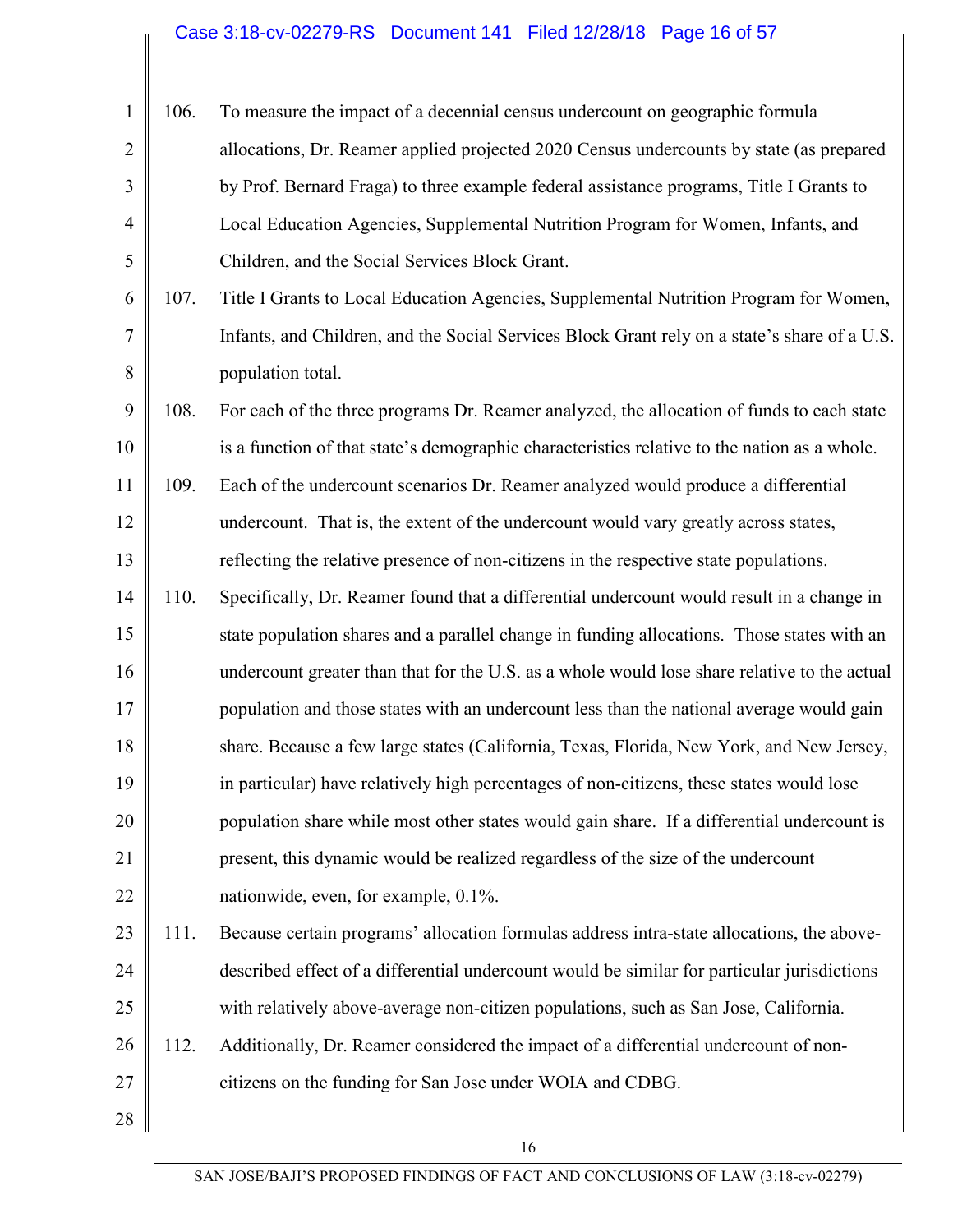106. To measure the impact of a decennial census undercount on geographic formula allocations, Dr. Reamer applied projected 2020 Census undercounts by state (as prepared by Prof. Bernard Fraga) to three example federal assistance programs, Title I Grants to Local Education Agencies, Supplemental Nutrition Program for Women, Infants, and Children, and the Social Services Block Grant.

107. Title I Grants to Local Education Agencies, Supplemental Nutrition Program for Women, Infants, and Children, and the Social Services Block Grant rely on a state's share of a U.S. population total.

108. For each of the three programs Dr. Reamer analyzed, the allocation of funds to each state is a function of that state's demographic characteristics relative to the nation as a whole.

109. Each of the undercount scenarios Dr. Reamer analyzed would produce a differential undercount. That is, the extent of the undercount would vary greatly across states, reflecting the relative presence of non-citizens in the respective state populations.

110. Specifically, Dr. Reamer found that a differential undercount would result in a change in state population shares and a parallel change in funding allocations. Those states with an undercount greater than that for the U.S. as a whole would lose share relative to the actual population and those states with an undercount less than the national average would gain share. Because a few large states (California, Texas, Florida, New York, and New Jersey, in particular) have relatively high percentages of non-citizens, these states would lose population share while most other states would gain share. If a differential undercount is present, this dynamic would be realized regardless of the size of the undercount nationwide, even, for example, 0.1%.

111. Because certain programs' allocation formulas address intra-state allocations, the above-described effect of a differential undercount would be similar for particular jurisdictions with relatively above-average non-citizen populations, such as San Jose, California.

112. Additionally, Dr. Reamer considered the impact of a differential undercount of non-citizens on the funding for San Jose under WOIA and CDBG.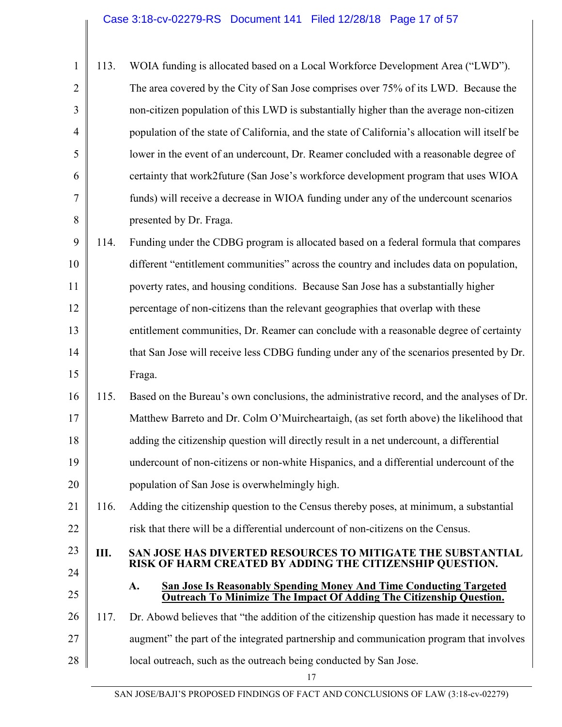113. WOIA funding is allocated based on a Local Workforce Development Area ("LWD"). The area covered by the City of San Jose comprises over 75% of its LWD. Because the non-citizen population of this LWD is substantially higher than the average non-citizen population of the state of California, and the state of California's allocation will itself be lower in the event of an undercount, Dr. Reamer concluded with a reasonable degree of certainty that work2future (San Jose's workforce development program that uses WIOA funds) will receive a decrease in WIOA funding under any of the undercount scenarios presented by Dr. Fraga.

114. Funding under the CDBG program is allocated based on a federal formula that compares different "entitlement communities" across the country and includes data on population, poverty rates, and housing conditions. Because San Jose has a substantially higher percentage of non-citizens than the relevant geographies that overlap with these entitlement communities, Dr. Reamer can conclude with a reasonable degree of certainty that San Jose will receive less CDBG funding under any of the scenarios presented by Dr. Fraga.

115. Based on the Bureau's own conclusions, the administrative record, and the analyses of Dr. Matthew Barreto and Dr. Colm O'Muircheartaigh, (as set forth above) the likelihood that adding the citizenship question will directly result in a net undercount, a differential undercount of non-citizens or non-white Hispanics, and a differential undercount of the population of San Jose is overwhelmingly high.

116. Adding the citizenship question to the Census thereby poses, at minimum, a substantial risk that there will be a differential undercount of non-citizens on the Census.

## III. SAN JOSE HAS DIVERTED RESOURCES TO MITIGATE THE SUBSTANTIAL RISK OF HARM CREATED BY ADDING THE CITIZENSHIP QUESTION.

### A. San Jose Is Reasonably Spending Money And Time Conducting Targeted Outreach To Minimize The Impact Of Adding The Citizenship Question.

117. Dr. Abowd believes that "the addition of the citizenship question has made it necessary to augment" the part of the integrated partnership and communication program that involves local outreach, such as the outreach being conducted by San Jose.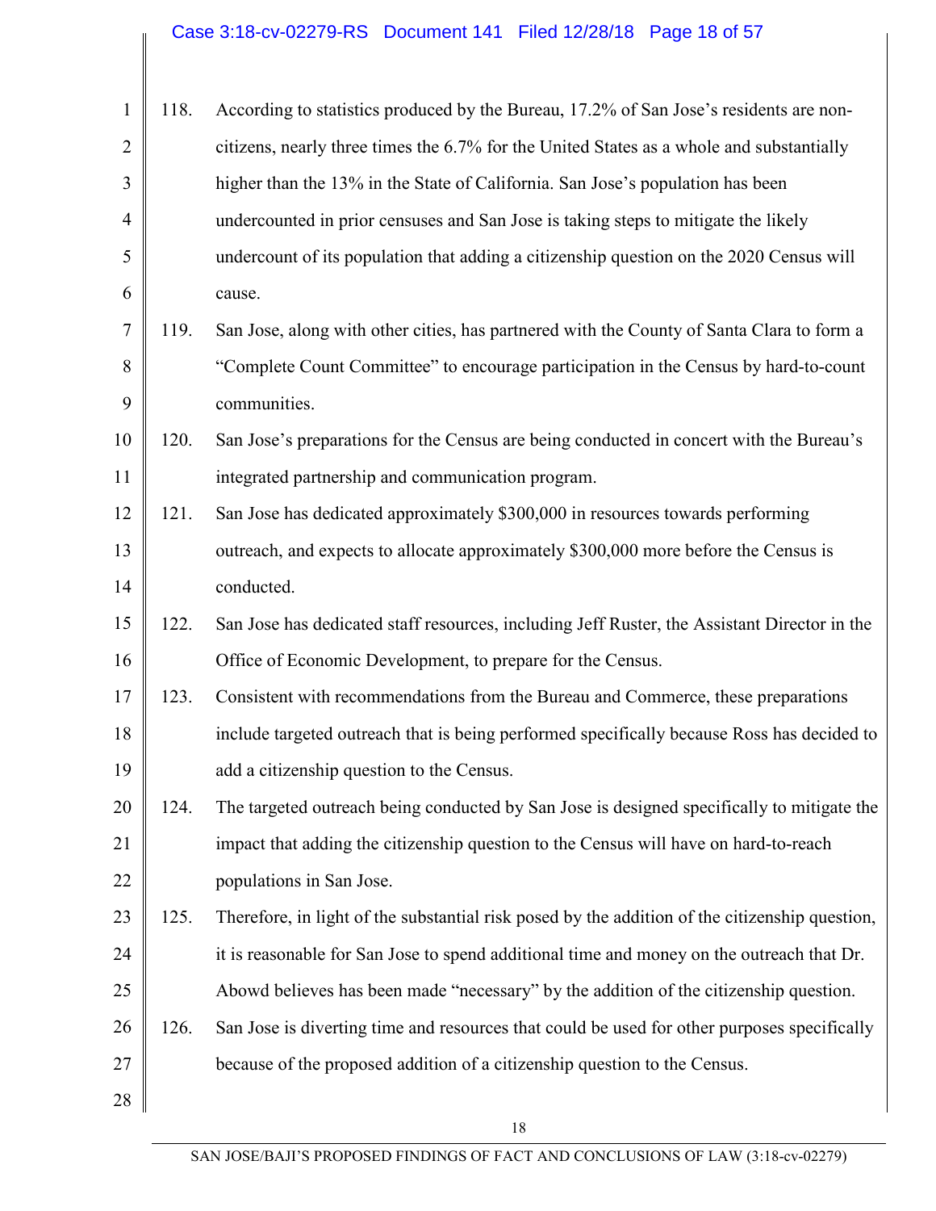118. According to statistics produced by the Bureau, 17.2% of San Jose's residents are non-citizens, nearly three times the 6.7% for the United States as a whole and substantially higher than the 13% in the State of California. San Jose's population has been undercounted in prior censuses and San Jose is taking steps to mitigate the likely undercount of its population that adding a citizenship question on the 2020 Census will cause.

119. San Jose, along with other cities, has partnered with the County of Santa Clara to form a "Complete Count Committee" to encourage participation in the Census by hard-to-count communities.

120. San Jose's preparations for the Census are being conducted in concert with the Bureau's integrated partnership and communication program.

121. San Jose has dedicated approximately $300,000 in resources towards performing outreach, and expects to allocate approximately $300,000 more before the Census is conducted.

122. San Jose has dedicated staff resources, including Jeff Ruster, the Assistant Director in the Office of Economic Development, to prepare for the Census.

123. Consistent with recommendations from the Bureau and Commerce, these preparations include targeted outreach that is being performed specifically because Ross has decided to add a citizenship question to the Census.

124. The targeted outreach being conducted by San Jose is designed specifically to mitigate the impact that adding the citizenship question to the Census will have on hard-to-reach populations in San Jose.

125. Therefore, in light of the substantial risk posed by the addition of the citizenship question, it is reasonable for San Jose to spend additional time and money on the outreach that Dr. Abowd believes has been made "necessary" by the addition of the citizenship question.

126. San Jose is diverting time and resources that could be used for other purposes specifically because of the proposed addition of a citizenship question to the Census.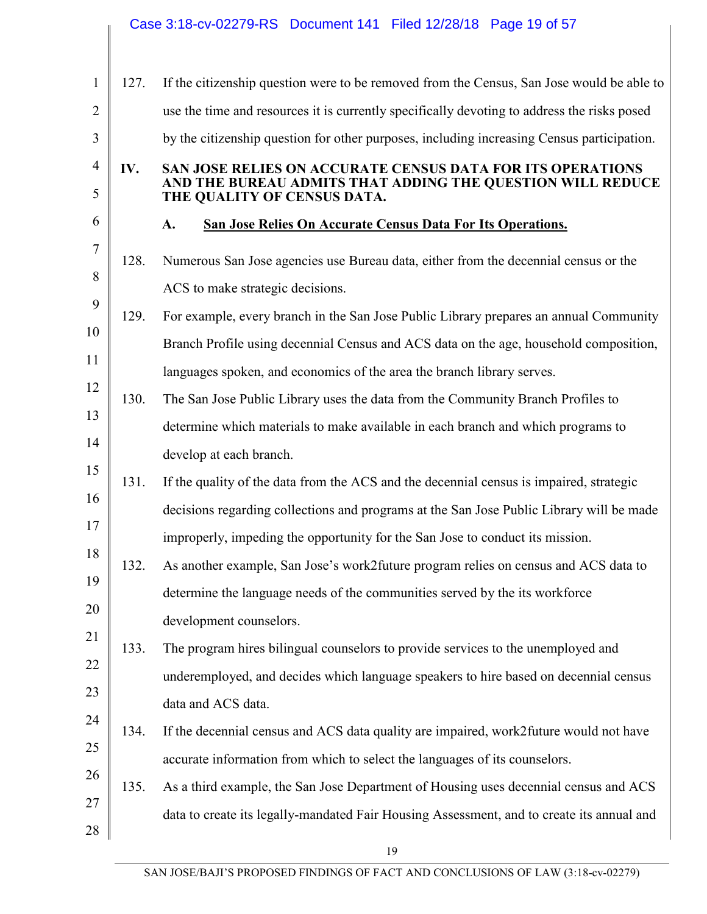127. If the citizenship question were to be removed from the Census, San Jose would be able to use the time and resources it is currently specifically devoting to address the risks posed by the citizenship question for other purposes, including increasing Census participation.

## IV. SAN JOSE RELIES ON ACCURATE CENSUS DATA FOR ITS OPERATIONS AND THE BUREAU ADMITS THAT ADDING THE QUESTION WILL REDUCE THE QUALITY OF CENSUS DATA.

### A. San Jose Relies On Accurate Census Data For Its Operations.

128. Numerous San Jose agencies use Bureau data, either from the decennial census or the ACS to make strategic decisions.

129. For example, every branch in the San Jose Public Library prepares an annual Community Branch Profile using decennial Census and ACS data on the age, household composition, languages spoken, and economics of the area the branch library serves.

130. The San Jose Public Library uses the data from the Community Branch Profiles to determine which materials to make available in each branch and which programs to develop at each branch.

131. If the quality of the data from the ACS and the decennial census is impaired, strategic decisions regarding collections and programs at the San Jose Public Library will be made improperly, impeding the opportunity for the San Jose to conduct its mission.

132. As another example, San Jose's work2future program relies on census and ACS data to determine the language needs of the communities served by the its workforce development counselors.

133. The program hires bilingual counselors to provide services to the unemployed and underemployed, and decides which language speakers to hire based on decennial census data and ACS data.

134. If the decennial census and ACS data quality are impaired, work2future would not have accurate information from which to select the languages of its counselors.

135. As a third example, the San Jose Department of Housing uses decennial census and ACS data to create its legally-mandated Fair Housing Assessment, and to create its annual and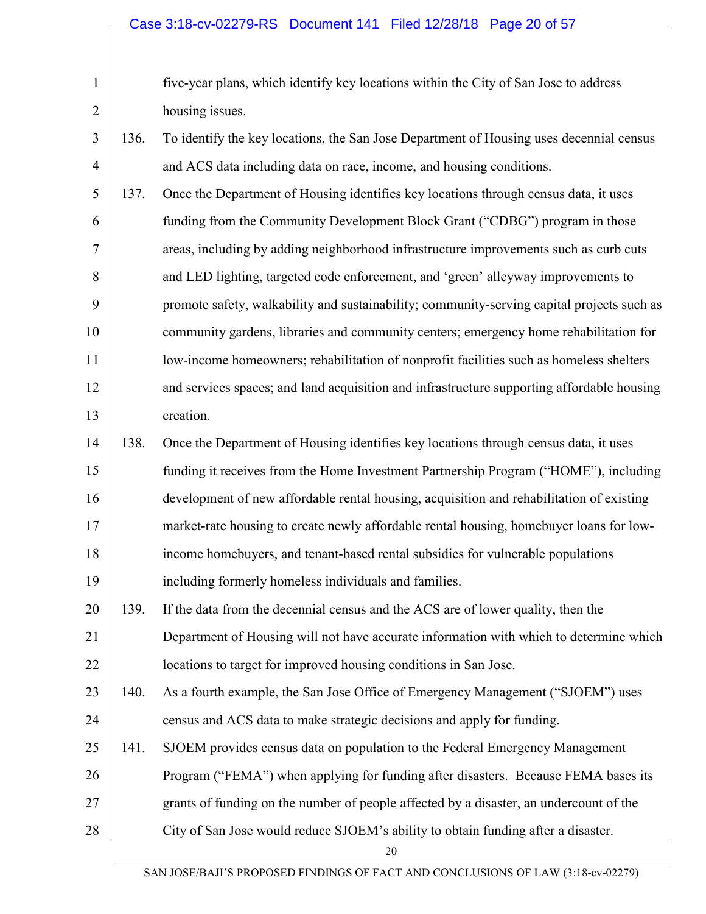five-year plans, which identify key locations within the City of San Jose to address housing issues.

136. To identify the key locations, the San Jose Department of Housing uses decennial census and ACS data including data on race, income, and housing conditions.

137. Once the Department of Housing identifies key locations through census data, it uses funding from the Community Development Block Grant ("CDBG") program in those areas, including by adding neighborhood infrastructure improvements such as curb cuts and LED lighting, targeted code enforcement, and 'green' alleyway improvements to promote safety, walkability and sustainability; community-serving capital projects such as community gardens, libraries and community centers; emergency home rehabilitation for low-income homeowners; rehabilitation of nonprofit facilities such as homeless shelters and services spaces; and land acquisition and infrastructure supporting affordable housing creation.

138. Once the Department of Housing identifies key locations through census data, it uses funding it receives from the Home Investment Partnership Program ("HOME"), including development of new affordable rental housing, acquisition and rehabilitation of existing market-rate housing to create newly affordable rental housing, homebuyer loans for low-income homebuyers, and tenant-based rental subsidies for vulnerable populations including formerly homeless individuals and families.

139. If the data from the decennial census and the ACS are of lower quality, then the Department of Housing will not have accurate information with which to determine which locations to target for improved housing conditions in San Jose.

140. As a fourth example, the San Jose Office of Emergency Management ("SJOEM") uses census and ACS data to make strategic decisions and apply for funding.

141. SJOEM provides census data on population to the Federal Emergency Management Program ("FEMA") when applying for funding after disasters. Because FEMA bases its grants of funding on the number of people affected by a disaster, an undercount of the City of San Jose would reduce SJOEM's ability to obtain funding after a disaster.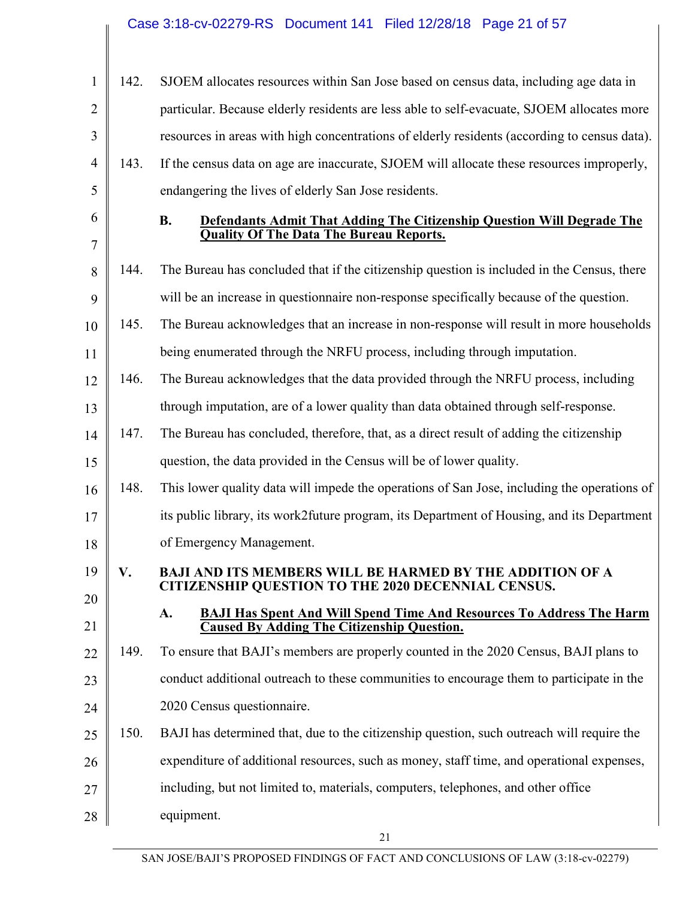142. SJOEM allocates resources within San Jose based on census data, including age data in particular. Because elderly residents are less able to self-evacuate, SJOEM allocates more resources in areas with high concentrations of elderly residents (according to census data).

143. If the census data on age are inaccurate, SJOEM will allocate these resources improperly, endangering the lives of elderly San Jose residents.

### B. Defendants Admit That Adding The Citizenship Question Will Degrade The Quality Of The Data The Bureau Reports.

144. The Bureau has concluded that if the citizenship question is included in the Census, there will be an increase in questionnaire non-response specifically because of the question.

145. The Bureau acknowledges that an increase in non-response will result in more households being enumerated through the NRFU process, including through imputation.

146. The Bureau acknowledges that the data provided through the NRFU process, including through imputation, are of a lower quality than data obtained through self-response.

147. The Bureau has concluded, therefore, that, as a direct result of adding the citizenship question, the data provided in the Census will be of lower quality.

148. This lower quality data will impede the operations of San Jose, including the operations of its public library, its work2future program, its Department of Housing, and its Department of Emergency Management.

## V. BAJI AND ITS MEMBERS WILL BE HARMED BY THE ADDITION OF A CITIZENSHIP QUESTION TO THE 2020 DECENNIAL CENSUS.

### A. BAJI Has Spent And Will Spend Time And Resources To Address The Harm Caused By Adding The Citizenship Question.

149. To ensure that BAJI's members are properly counted in the 2020 Census, BAJI plans to conduct additional outreach to these communities to encourage them to participate in the 2020 Census questionnaire.

150. BAJI has determined that, due to the citizenship question, such outreach will require the expenditure of additional resources, such as money, staff time, and operational expenses, including, but not limited to, materials, computers, telephones, and other office equipment.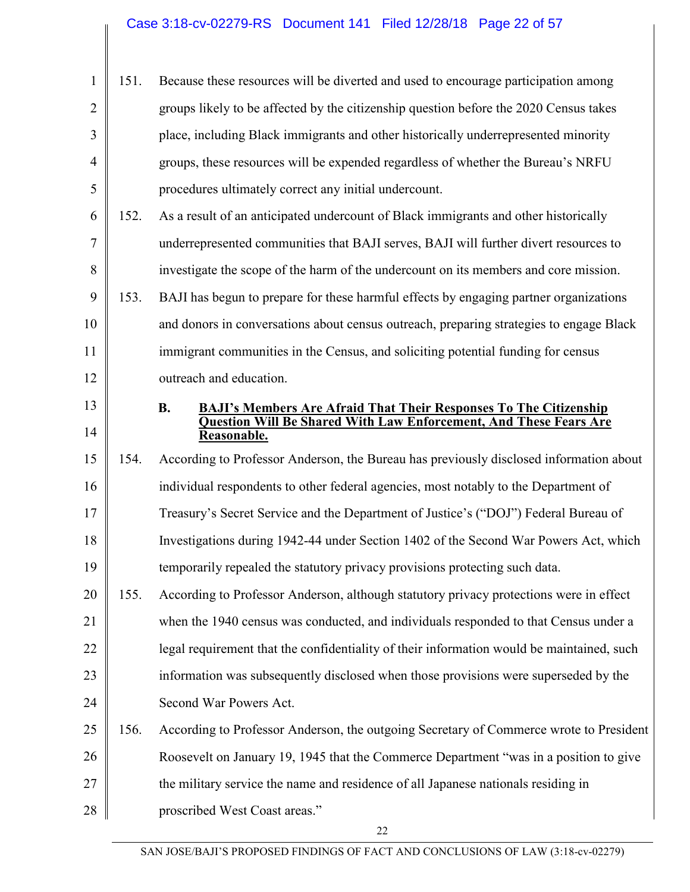151. Because these resources will be diverted and used to encourage participation among groups likely to be affected by the citizenship question before the 2020 Census takes place, including Black immigrants and other historically underrepresented minority groups, these resources will be expended regardless of whether the Bureau's NRFU procedures ultimately correct any initial undercount.

152. As a result of an anticipated undercount of Black immigrants and other historically underrepresented communities that BAJI serves, BAJI will further divert resources to investigate the scope of the harm of the undercount on its members and core mission.

153. BAJI has begun to prepare for these harmful effects by engaging partner organizations and donors in conversations about census outreach, preparing strategies to engage Black immigrant communities in the Census, and soliciting potential funding for census outreach and education.

### B. BAJI's Members Are Afraid That Their Responses To The Citizenship Question Will Be Shared With Law Enforcement, And These Fears Are Reasonable.

154. According to Professor Anderson, the Bureau has previously disclosed information about individual respondents to other federal agencies, most notably to the Department of Treasury's Secret Service and the Department of Justice's ("DOJ") Federal Bureau of Investigations during 1942-44 under Section 1402 of the Second War Powers Act, which temporarily repealed the statutory privacy provisions protecting such data.

155. According to Professor Anderson, although statutory privacy protections were in effect when the 1940 census was conducted, and individuals responded to that Census under a legal requirement that the confidentiality of their information would be maintained, such information was subsequently disclosed when those provisions were superseded by the Second War Powers Act.

156. According to Professor Anderson, the outgoing Secretary of Commerce wrote to President Roosevelt on January 19, 1945 that the Commerce Department "was in a position to give the military service the name and residence of all Japanese nationals residing in proscribed West Coast areas."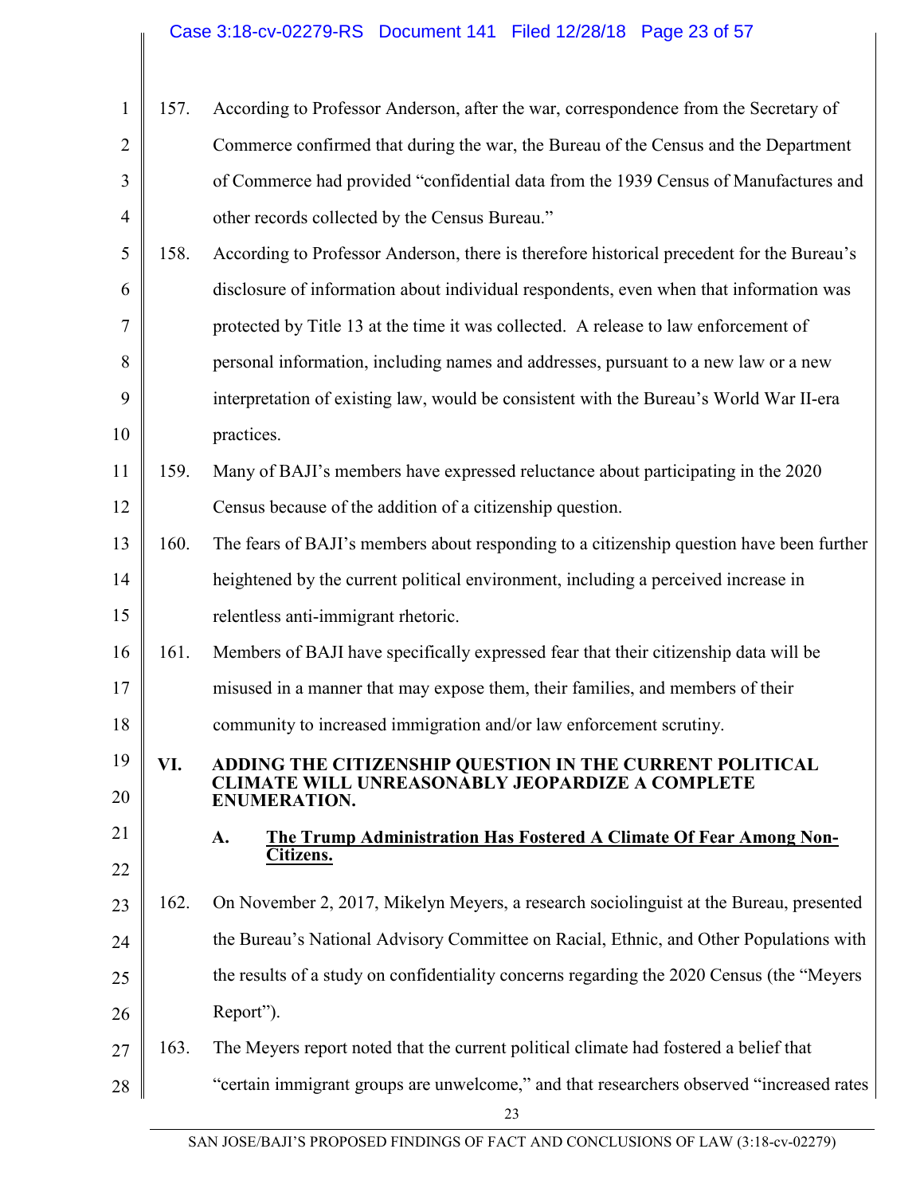157. According to Professor Anderson, after the war, correspondence from the Secretary of Commerce confirmed that during the war, the Bureau of the Census and the Department of Commerce had provided "confidential data from the 1939 Census of Manufactures and other records collected by the Census Bureau."

158. According to Professor Anderson, there is therefore historical precedent for the Bureau's disclosure of information about individual respondents, even when that information was protected by Title 13 at the time it was collected. A release to law enforcement of personal information, including names and addresses, pursuant to a new law or a new interpretation of existing law, would be consistent with the Bureau's World War II-era practices.

159. Many of BAJI's members have expressed reluctance about participating in the 2020 Census because of the addition of a citizenship question.

160. The fears of BAJI's members about responding to a citizenship question have been further heightened by the current political environment, including a perceived increase in relentless anti-immigrant rhetoric.

161. Members of BAJI have specifically expressed fear that their citizenship data will be misused in a manner that may expose them, their families, and members of their community to increased immigration and/or law enforcement scrutiny.

## VI. ADDING THE CITIZENSHIP QUESTION IN THE CURRENT POLITICAL CLIMATE WILL UNREASONABLY JEOPARDIZE A COMPLETE ENUMERATION.

### A. The Trump Administration Has Fostered A Climate Of Fear Among Non-Citizens.

162. On November 2, 2017, Mikelyn Meyers, a research sociolinguist at the Bureau, presented the Bureau's National Advisory Committee on Racial, Ethnic, and Other Populations with the results of a study on confidentiality concerns regarding the 2020 Census (the "Meyers Report").

163. The Meyers report noted that the current political climate had fostered a belief that "certain immigrant groups are unwelcome," and that researchers observed "increased rates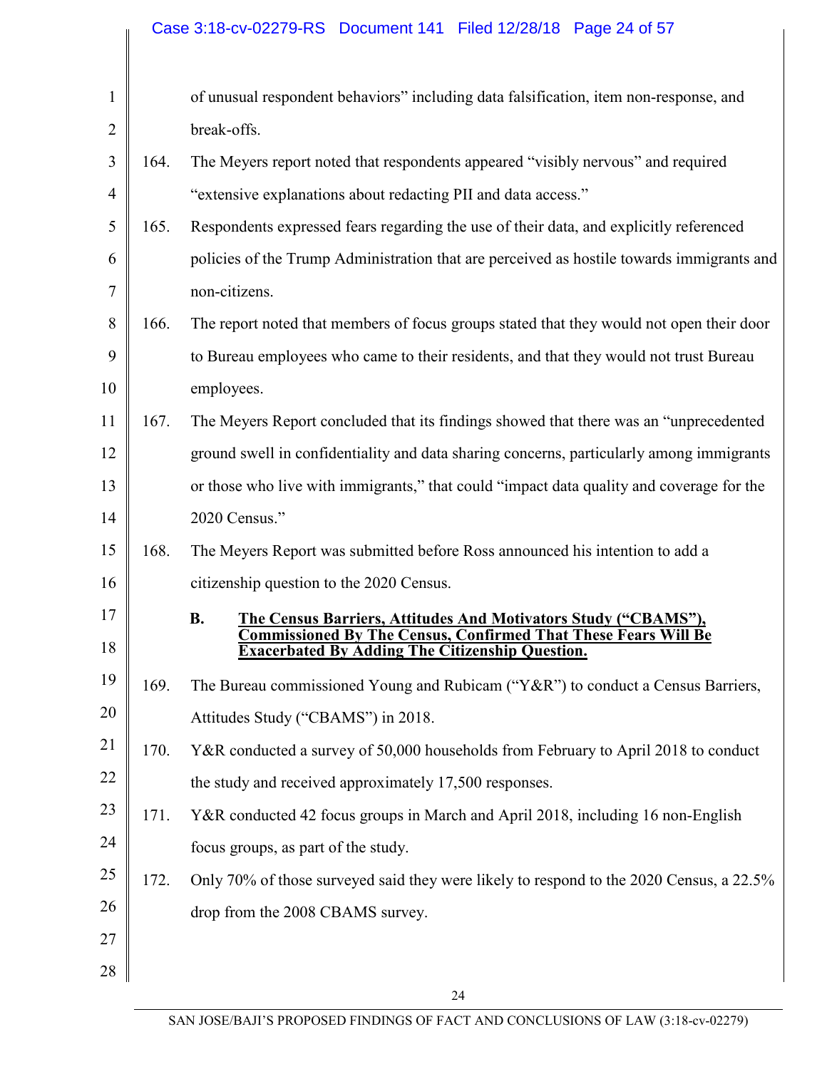of unusual respondent behaviors" including data falsification, item non-response, and break-offs.

164. The Meyers report noted that respondents appeared "visibly nervous" and required "extensive explanations about redacting PII and data access."

165. Respondents expressed fears regarding the use of their data, and explicitly referenced policies of the Trump Administration that are perceived as hostile towards immigrants and non-citizens.

166. The report noted that members of focus groups stated that they would not open their door to Bureau employees who came to their residents, and that they would not trust Bureau employees.

167. The Meyers Report concluded that its findings showed that there was an "unprecedented ground swell in confidentiality and data sharing concerns, particularly among immigrants or those who live with immigrants," that could "impact data quality and coverage for the 2020 Census."

168. The Meyers Report was submitted before Ross announced his intention to add a citizenship question to the 2020 Census.

### B. The Census Barriers, Attitudes And Motivators Study ("CBAMS"), Commissioned By The Census, Confirmed That These Fears Will Be Exacerbated By Adding The Citizenship Question.

169. The Bureau commissioned Young and Rubicam ("Y&R") to conduct a Census Barriers, Attitudes Study ("CBAMS") in 2018.

170. Y&R conducted a survey of 50,000 households from February to April 2018 to conduct the study and received approximately 17,500 responses.

171. Y&R conducted 42 focus groups in March and April 2018, including 16 non-English focus groups, as part of the study.

172. Only 70% of those surveyed said they were likely to respond to the 2020 Census, a 22.5% drop from the 2008 CBAMS survey.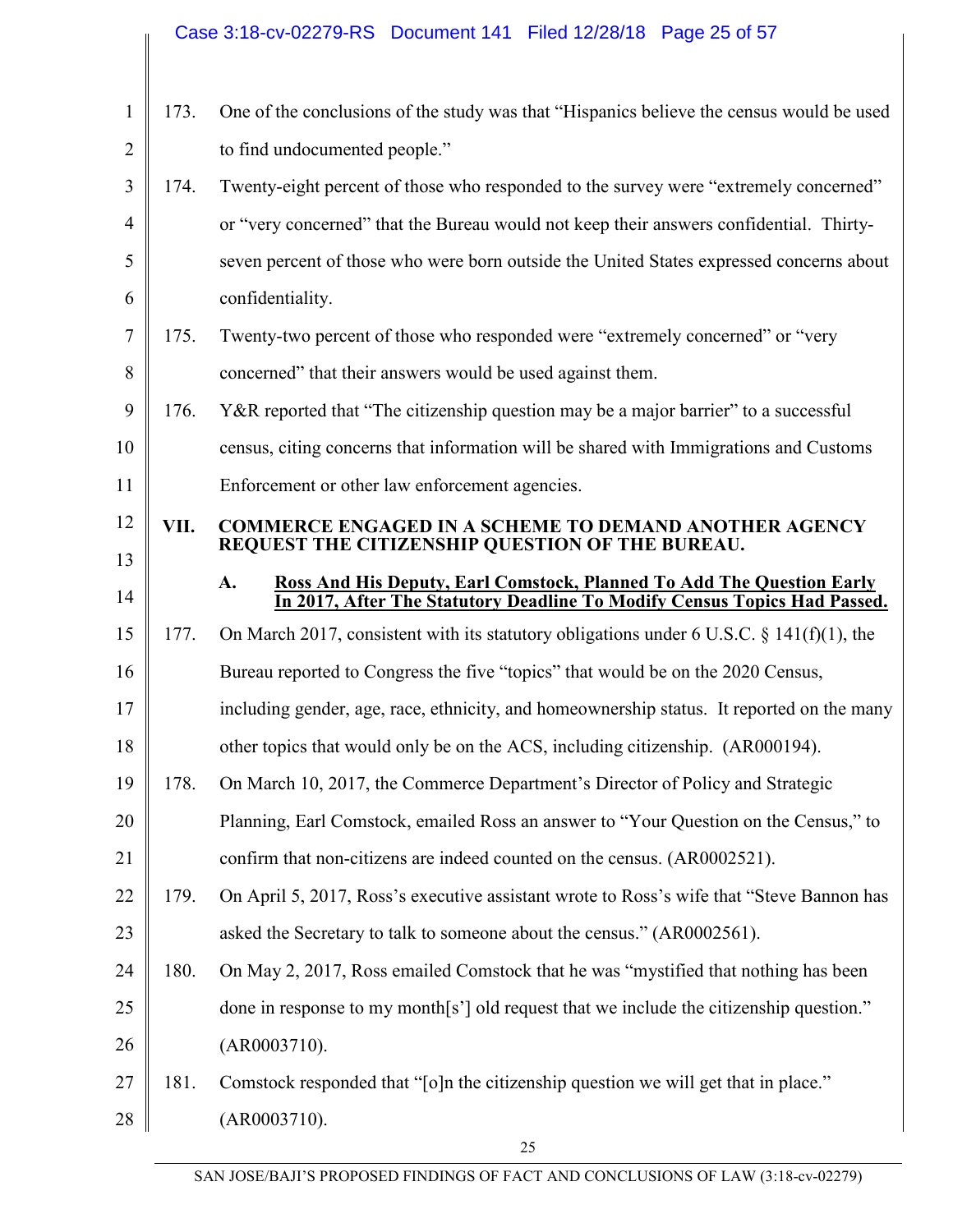173. One of the conclusions of the study was that "Hispanics believe the census would be used to find undocumented people."

174. Twenty-eight percent of those who responded to the survey were "extremely concerned" or "very concerned" that the Bureau would not keep their answers confidential. Thirty-seven percent of those who were born outside the United States expressed concerns about confidentiality.

175. Twenty-two percent of those who responded were "extremely concerned" or "very concerned" that their answers would be used against them.

176. Y&R reported that "The citizenship question may be a major barrier" to a successful census, citing concerns that information will be shared with Immigrations and Customs Enforcement or other law enforcement agencies.

## VII. COMMERCE ENGAGED IN A SCHEME TO DEMAND ANOTHER AGENCY REQUEST THE CITIZENSHIP QUESTION OF THE BUREAU.

### A. Ross And His Deputy, Earl Comstock, Planned To Add The Question Early In 2017, After The Statutory Deadline To Modify Census Topics Had Passed.

177. On March 2017, consistent with its statutory obligations under 6 U.S.C. § 141(f)(1), the Bureau reported to Congress the five "topics" that would be on the 2020 Census, including gender, age, race, ethnicity, and homeownership status. It reported on the many other topics that would only be on the ACS, including citizenship. (AR000194).

178. On March 10, 2017, the Commerce Department's Director of Policy and Strategic Planning, Earl Comstock, emailed Ross an answer to "Your Question on the Census," to confirm that non-citizens are indeed counted on the census. (AR0002521).

179. On April 5, 2017, Ross's executive assistant wrote to Ross's wife that "Steve Bannon has asked the Secretary to talk to someone about the census." (AR0002561).

180. On May 2, 2017, Ross emailed Comstock that he was "mystified that nothing has been done in response to my month[s'] old request that we include the citizenship question." (AR0003710).

181. Comstock responded that "[o]n the citizenship question we will get that in place." (AR0003710).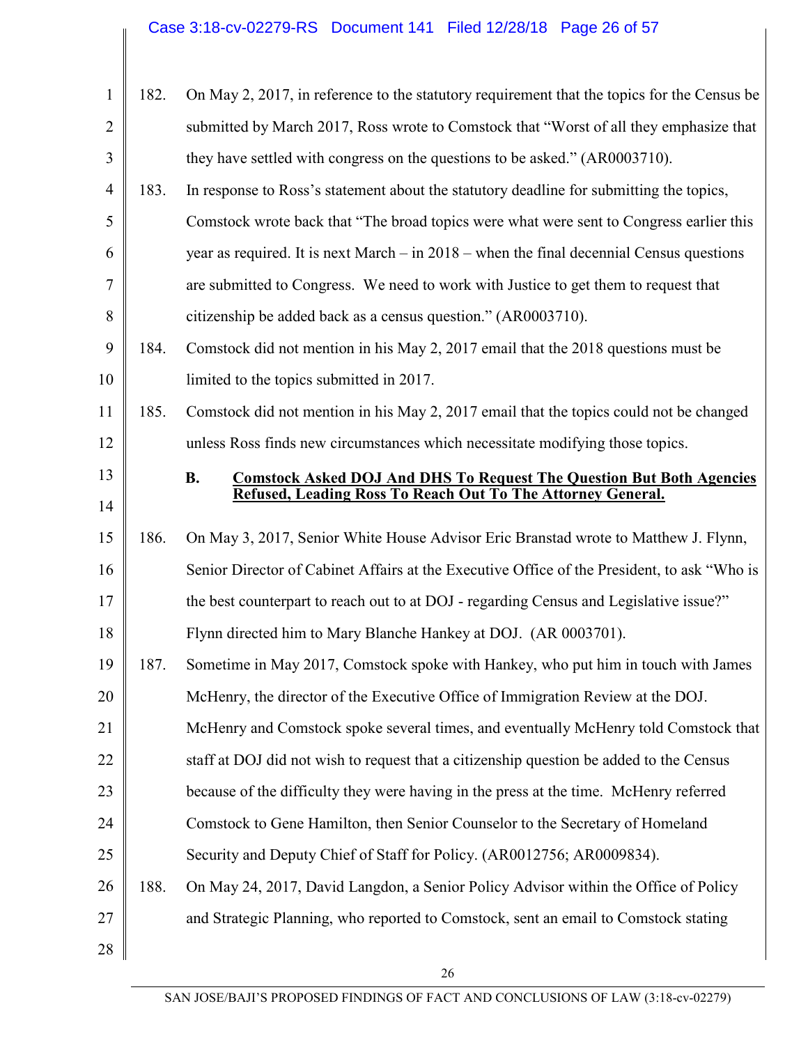182. On May 2, 2017, in reference to the statutory requirement that the topics for the Census be submitted by March 2017, Ross wrote to Comstock that "Worst of all they emphasize that they have settled with congress on the questions to be asked." (AR0003710).

183. In response to Ross's statement about the statutory deadline for submitting the topics, Comstock wrote back that "The broad topics were what were sent to Congress earlier this year as required. It is next March – in 2018 – when the final decennial Census questions are submitted to Congress. We need to work with Justice to get them to request that citizenship be added back as a census question." (AR0003710).

184. Comstock did not mention in his May 2, 2017 email that the 2018 questions must be limited to the topics submitted in 2017.

185. Comstock did not mention in his May 2, 2017 email that the topics could not be changed unless Ross finds new circumstances which necessitate modifying those topics.

### B. Comstock Asked DOJ And DHS To Request The Question But Both Agencies Refused, Leading Ross To Reach Out To The Attorney General.

186. On May 3, 2017, Senior White House Advisor Eric Branstad wrote to Matthew J. Flynn, Senior Director of Cabinet Affairs at the Executive Office of the President, to ask "Who is the best counterpart to reach out to at DOJ - regarding Census and Legislative issue?" Flynn directed him to Mary Blanche Hankey at DOJ. (AR 0003701).

187. Sometime in May 2017, Comstock spoke with Hankey, who put him in touch with James McHenry, the director of the Executive Office of Immigration Review at the DOJ. McHenry and Comstock spoke several times, and eventually McHenry told Comstock that staff at DOJ did not wish to request that a citizenship question be added to the Census because of the difficulty they were having in the press at the time. McHenry referred Comstock to Gene Hamilton, then Senior Counselor to the Secretary of Homeland Security and Deputy Chief of Staff for Policy. (AR0012756; AR0009834).

188. On May 24, 2017, David Langdon, a Senior Policy Advisor within the Office of Policy and Strategic Planning, who reported to Comstock, sent an email to Comstock stating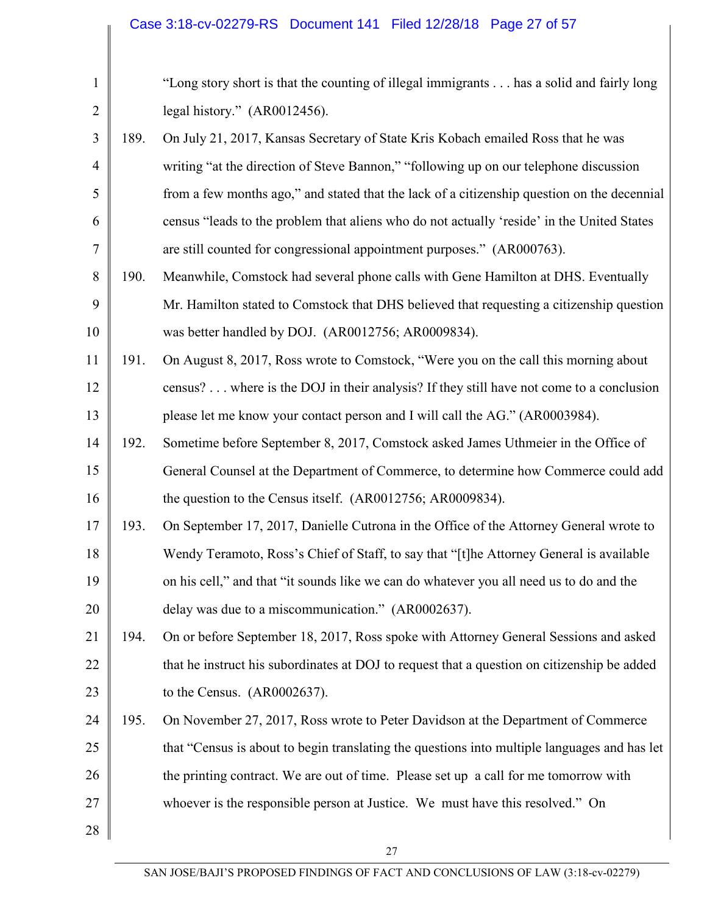"Long story short is that the counting of illegal immigrants . . . has a solid and fairly long legal history." (AR0012456).

189. On July 21, 2017, Kansas Secretary of State Kris Kobach emailed Ross that he was writing "at the direction of Steve Bannon," "following up on our telephone discussion from a few months ago," and stated that the lack of a citizenship question on the decennial census "leads to the problem that aliens who do not actually 'reside' in the United States are still counted for congressional appointment purposes." (AR000763).

190. Meanwhile, Comstock had several phone calls with Gene Hamilton at DHS. Eventually Mr. Hamilton stated to Comstock that DHS believed that requesting a citizenship question was better handled by DOJ. (AR0012756; AR0009834).

191. On August 8, 2017, Ross wrote to Comstock, "Were you on the call this morning about census? . . . where is the DOJ in their analysis? If they still have not come to a conclusion please let me know your contact person and I will call the AG." (AR0003984).

192. Sometime before September 8, 2017, Comstock asked James Uthmeier in the Office of General Counsel at the Department of Commerce, to determine how Commerce could add the question to the Census itself. (AR0012756; AR0009834).

193. On September 17, 2017, Danielle Cutrona in the Office of the Attorney General wrote to Wendy Teramoto, Ross's Chief of Staff, to say that "[t]he Attorney General is available on his cell," and that "it sounds like we can do whatever you all need us to do and the delay was due to a miscommunication." (AR0002637).

194. On or before September 18, 2017, Ross spoke with Attorney General Sessions and asked that he instruct his subordinates at DOJ to request that a question on citizenship be added to the Census. (AR0002637).

195. On November 27, 2017, Ross wrote to Peter Davidson at the Department of Commerce that "Census is about to begin translating the questions into multiple languages and has let the printing contract. We are out of time. Please set up a call for me tomorrow with whoever is the responsible person at Justice. We must have this resolved." On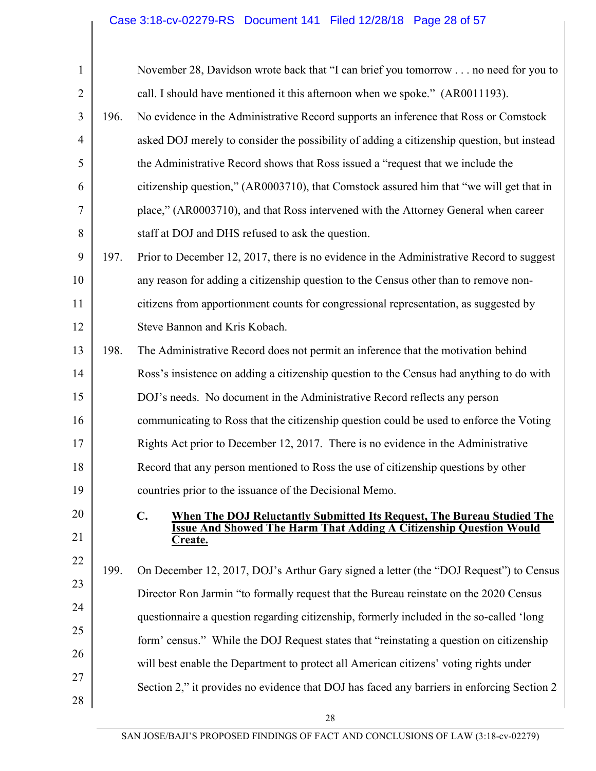November 28, Davidson wrote back that "I can brief you tomorrow . . . no need for you to call. I should have mentioned it this afternoon when we spoke." (AR0011193).

196. No evidence in the Administrative Record supports an inference that Ross or Comstock asked DOJ merely to consider the possibility of adding a citizenship question, but instead the Administrative Record shows that Ross issued a "request that we include the citizenship question," (AR0003710), that Comstock assured him that "we will get that in place," (AR0003710), and that Ross intervened with the Attorney General when career staff at DOJ and DHS refused to ask the question.

197. Prior to December 12, 2017, there is no evidence in the Administrative Record to suggest any reason for adding a citizenship question to the Census other than to remove non-citizens from apportionment counts for congressional representation, as suggested by Steve Bannon and Kris Kobach.

198. The Administrative Record does not permit an inference that the motivation behind Ross's insistence on adding a citizenship question to the Census had anything to do with DOJ's needs. No document in the Administrative Record reflects any person communicating to Ross that the citizenship question could be used to enforce the Voting Rights Act prior to December 12, 2017. There is no evidence in the Administrative Record that any person mentioned to Ross the use of citizenship questions by other countries prior to the issuance of the Decisional Memo.

### C. When The DOJ Reluctantly Submitted Its Request, The Bureau Studied The Issue And Showed The Harm That Adding A Citizenship Question Would Create.

199. On December 12, 2017, DOJ's Arthur Gary signed a letter (the "DOJ Request") to Census Director Ron Jarmin "to formally request that the Bureau reinstate on the 2020 Census questionnaire a question regarding citizenship, formerly included in the so-called 'long form' census." While the DOJ Request states that "reinstating a question on citizenship will best enable the Department to protect all American citizens' voting rights under Section 2," it provides no evidence that DOJ has faced any barriers in enforcing Section 2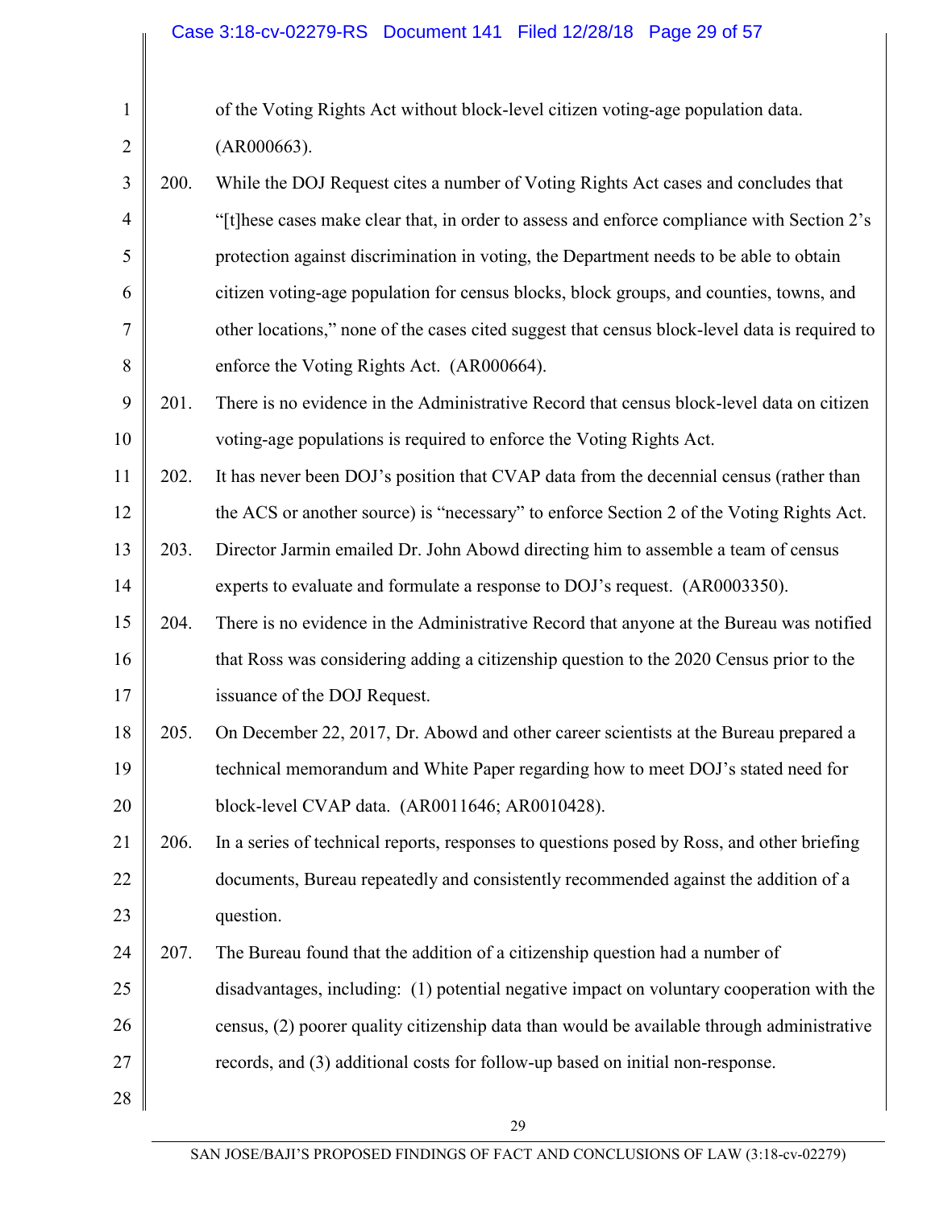of the Voting Rights Act without block-level citizen voting-age population data. (AR000663).

200. While the DOJ Request cites a number of Voting Rights Act cases and concludes that "[t]hese cases make clear that, in order to assess and enforce compliance with Section 2's protection against discrimination in voting, the Department needs to be able to obtain citizen voting-age population for census blocks, block groups, and counties, towns, and other locations," none of the cases cited suggest that census block-level data is required to enforce the Voting Rights Act. (AR000664).

201. There is no evidence in the Administrative Record that census block-level data on citizen voting-age populations is required to enforce the Voting Rights Act.

202. It has never been DOJ's position that CVAP data from the decennial census (rather than the ACS or another source) is "necessary" to enforce Section 2 of the Voting Rights Act.

203. Director Jarmin emailed Dr. John Abowd directing him to assemble a team of census experts to evaluate and formulate a response to DOJ's request. (AR0003350).

204. There is no evidence in the Administrative Record that anyone at the Bureau was notified that Ross was considering adding a citizenship question to the 2020 Census prior to the issuance of the DOJ Request.

205. On December 22, 2017, Dr. Abowd and other career scientists at the Bureau prepared a technical memorandum and White Paper regarding how to meet DOJ's stated need for block-level CVAP data. (AR0011646; AR0010428).

206. In a series of technical reports, responses to questions posed by Ross, and other briefing documents, Bureau repeatedly and consistently recommended against the addition of a question.

207. The Bureau found that the addition of a citizenship question had a number of disadvantages, including: (1) potential negative impact on voluntary cooperation with the census, (2) poorer quality citizenship data than would be available through administrative records, and (3) additional costs for follow-up based on initial non-response.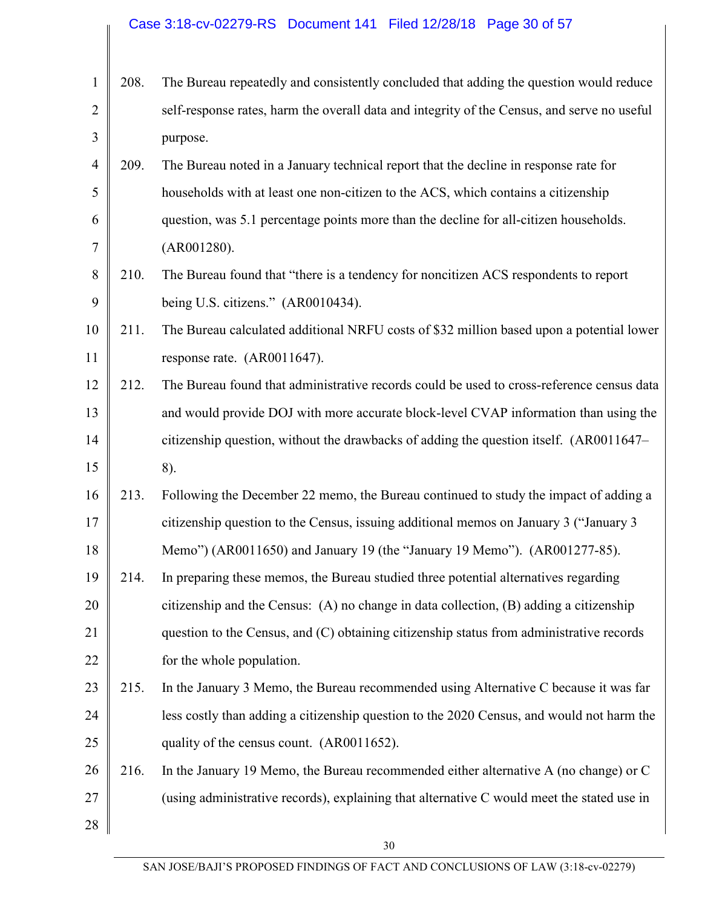208. The Bureau repeatedly and consistently concluded that adding the question would reduce self-response rates, harm the overall data and integrity of the Census, and serve no useful purpose.

209. The Bureau noted in a January technical report that the decline in response rate for households with at least one non-citizen to the ACS, which contains a citizenship question, was 5.1 percentage points more than the decline for all-citizen households. (AR001280).

210. The Bureau found that "there is a tendency for noncitizen ACS respondents to report being U.S. citizens." (AR0010434).

211. The Bureau calculated additional NRFU costs of $32 million based upon a potential lower response rate. (AR0011647).

212. The Bureau found that administrative records could be used to cross-reference census data and would provide DOJ with more accurate block-level CVAP information than using the citizenship question, without the drawbacks of adding the question itself. (AR0011647–8).

213. Following the December 22 memo, the Bureau continued to study the impact of adding a citizenship question to the Census, issuing additional memos on January 3 ("January 3 Memo") (AR0011650) and January 19 (the "January 19 Memo"). (AR001277-85).

214. In preparing these memos, the Bureau studied three potential alternatives regarding citizenship and the Census: (A) no change in data collection, (B) adding a citizenship question to the Census, and (C) obtaining citizenship status from administrative records for the whole population.

215. In the January 3 Memo, the Bureau recommended using Alternative C because it was far less costly than adding a citizenship question to the 2020 Census, and would not harm the quality of the census count. (AR0011652).

216. In the January 19 Memo, the Bureau recommended either alternative A (no change) or C (using administrative records), explaining that alternative C would meet the stated use in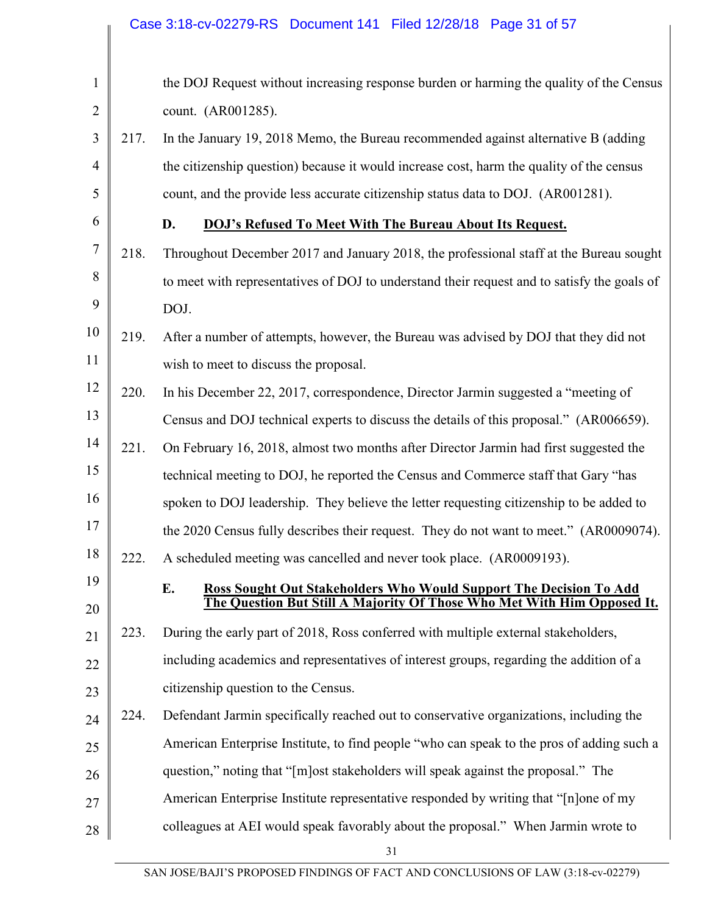the DOJ Request without increasing response burden or harming the quality of the Census count. (AR001285).

217. In the January 19, 2018 Memo, the Bureau recommended against alternative B (adding the citizenship question) because it would increase cost, harm the quality of the census count, and the provide less accurate citizenship status data to DOJ. (AR001281).

### D. DOJ's Refused To Meet With The Bureau About Its Request.

218. Throughout December 2017 and January 2018, the professional staff at the Bureau sought to meet with representatives of DOJ to understand their request and to satisfy the goals of DOJ.

219. After a number of attempts, however, the Bureau was advised by DOJ that they did not wish to meet to discuss the proposal.

220. In his December 22, 2017, correspondence, Director Jarmin suggested a "meeting of Census and DOJ technical experts to discuss the details of this proposal." (AR006659).

221. On February 16, 2018, almost two months after Director Jarmin had first suggested the technical meeting to DOJ, he reported the Census and Commerce staff that Gary "has spoken to DOJ leadership. They believe the letter requesting citizenship to be added to the 2020 Census fully describes their request. They do not want to meet." (AR0009074).

222. A scheduled meeting was cancelled and never took place. (AR0009193).

### E. Ross Sought Out Stakeholders Who Would Support The Decision To Add The Question But Still A Majority Of Those Who Met With Him Opposed It.

223. During the early part of 2018, Ross conferred with multiple external stakeholders, including academics and representatives of interest groups, regarding the addition of a citizenship question to the Census.

224. Defendant Jarmin specifically reached out to conservative organizations, including the American Enterprise Institute, to find people "who can speak to the pros of adding such a question," noting that "[m]ost stakeholders will speak against the proposal." The American Enterprise Institute representative responded by writing that "[n]one of my colleagues at AEI would speak favorably about the proposal." When Jarmin wrote to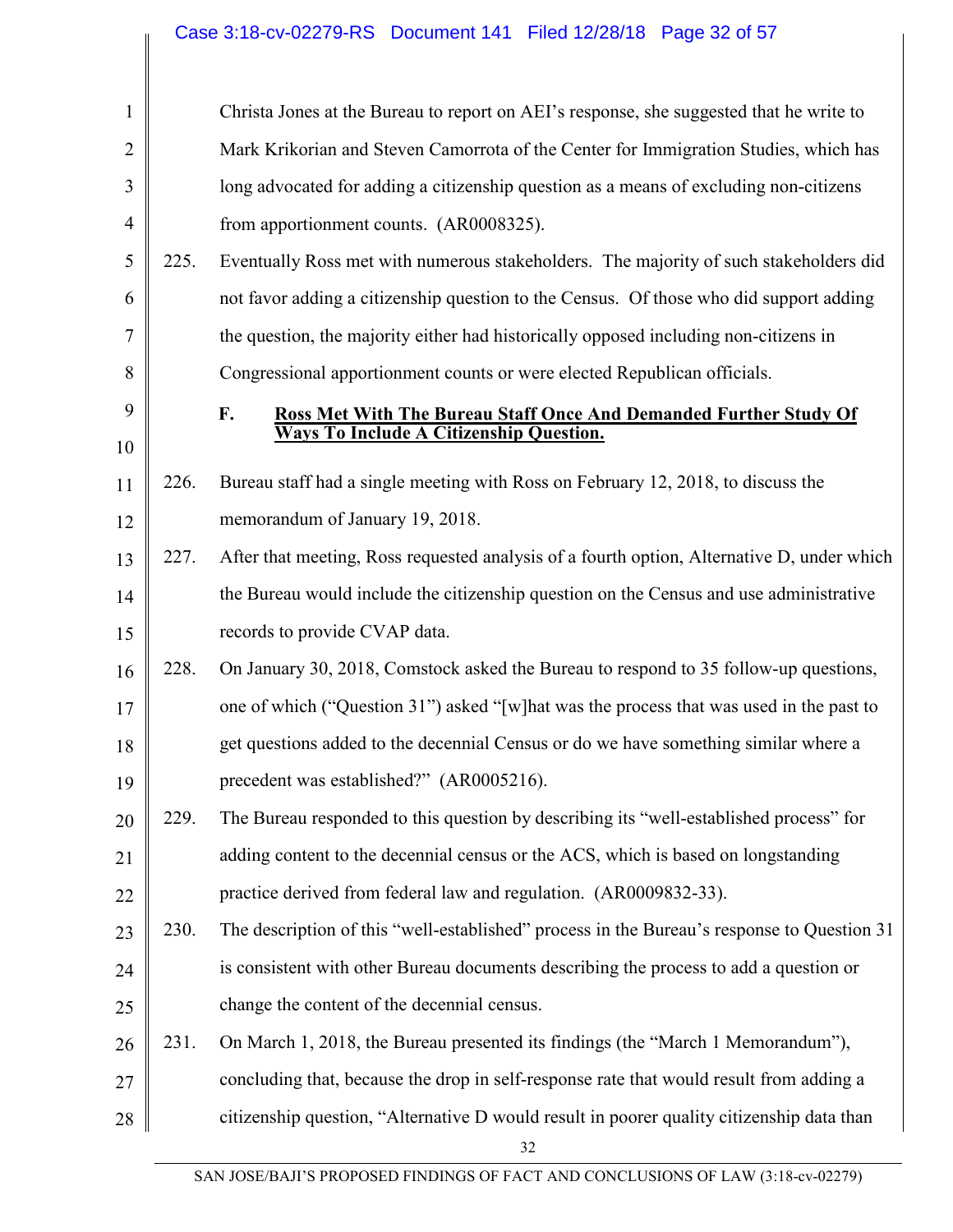Christa Jones at the Bureau to report on AEI's response, she suggested that he write to Mark Krikorian and Steven Camorrota of the Center for Immigration Studies, which has long advocated for adding a citizenship question as a means of excluding non-citizens from apportionment counts. (AR0008325).

225. Eventually Ross met with numerous stakeholders. The majority of such stakeholders did not favor adding a citizenship question to the Census. Of those who did support adding the question, the majority either had historically opposed including non-citizens in Congressional apportionment counts or were elected Republican officials.

### F. Ross Met With The Bureau Staff Once And Demanded Further Study Of Ways To Include A Citizenship Question.

226. Bureau staff had a single meeting with Ross on February 12, 2018, to discuss the memorandum of January 19, 2018.

227. After that meeting, Ross requested analysis of a fourth option, Alternative D, under which the Bureau would include the citizenship question on the Census and use administrative records to provide CVAP data.

228. On January 30, 2018, Comstock asked the Bureau to respond to 35 follow-up questions, one of which ("Question 31") asked "[w]hat was the process that was used in the past to get questions added to the decennial Census or do we have something similar where a precedent was established?" (AR0005216).

229. The Bureau responded to this question by describing its "well-established process" for adding content to the decennial census or the ACS, which is based on longstanding practice derived from federal law and regulation. (AR0009832-33).

230. The description of this "well-established" process in the Bureau's response to Question 31 is consistent with other Bureau documents describing the process to add a question or change the content of the decennial census.

231. On March 1, 2018, the Bureau presented its findings (the "March 1 Memorandum"), concluding that, because the drop in self-response rate that would result from adding a citizenship question, "Alternative D would result in poorer quality citizenship data than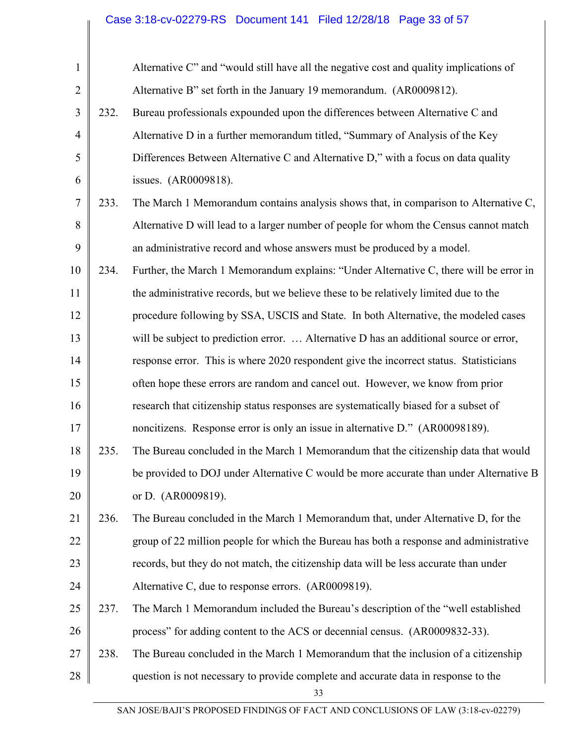Alternative C" and "would still have all the negative cost and quality implications of Alternative B" set forth in the January 19 memorandum. (AR0009812).

232. Bureau professionals expounded upon the differences between Alternative C and Alternative D in a further memorandum titled, "Summary of Analysis of the Key Differences Between Alternative C and Alternative D," with a focus on data quality issues. (AR0009818).

233. The March 1 Memorandum contains analysis shows that, in comparison to Alternative C, Alternative D will lead to a larger number of people for whom the Census cannot match an administrative record and whose answers must be produced by a model.

234. Further, the March 1 Memorandum explains: "Under Alternative C, there will be error in the administrative records, but we believe these to be relatively limited due to the procedure following by SSA, USCIS and State. In both Alternative, the modeled cases will be subject to prediction error. … Alternative D has an additional source or error, response error. This is where 2020 respondent give the incorrect status. Statisticians often hope these errors are random and cancel out. However, we know from prior research that citizenship status responses are systematically biased for a subset of noncitizens. Response error is only an issue in alternative D." (AR00098189).

235. The Bureau concluded in the March 1 Memorandum that the citizenship data that would be provided to DOJ under Alternative C would be more accurate than under Alternative B or D. (AR0009819).

236. The Bureau concluded in the March 1 Memorandum that, under Alternative D, for the group of 22 million people for which the Bureau has both a response and administrative records, but they do not match, the citizenship data will be less accurate than under Alternative C, due to response errors. (AR0009819).

237. The March 1 Memorandum included the Bureau's description of the "well established process" for adding content to the ACS or decennial census. (AR0009832-33).

238. The Bureau concluded in the March 1 Memorandum that the inclusion of a citizenship question is not necessary to provide complete and accurate data in response to the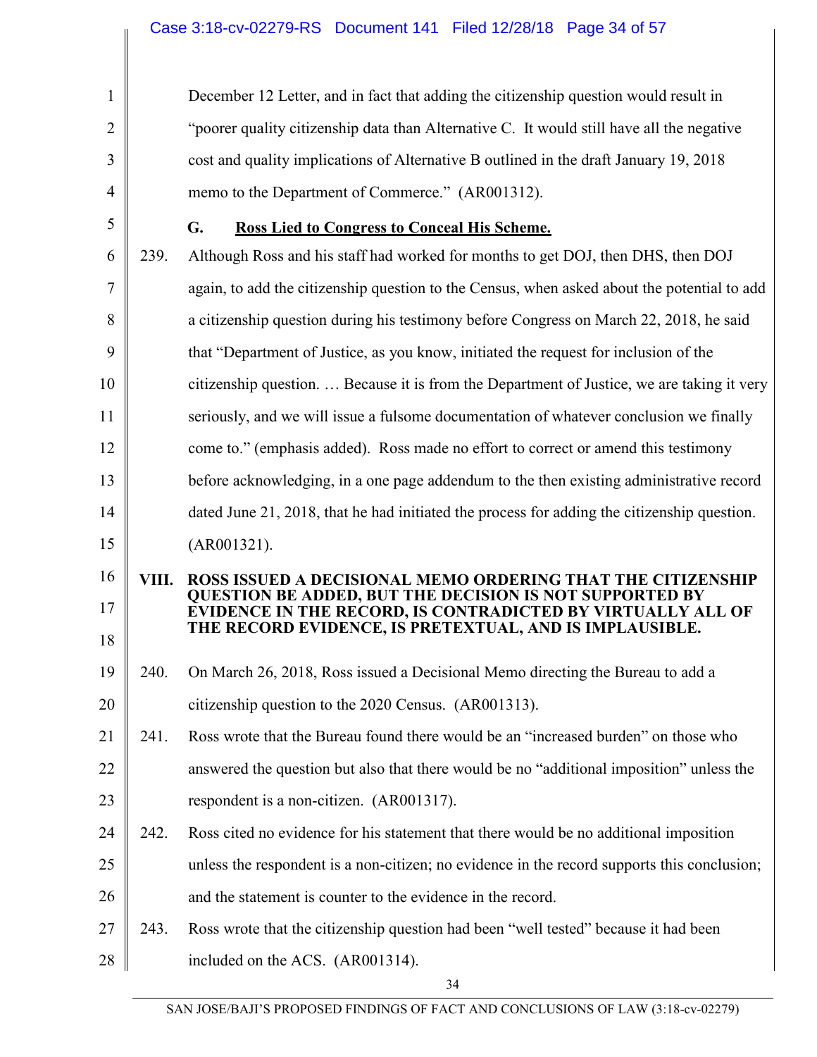December 12 Letter, and in fact that adding the citizenship question would result in "poorer quality citizenship data than Alternative C. It would still have all the negative cost and quality implications of Alternative B outlined in the draft January 19, 2018 memo to the Department of Commerce." (AR001312).

### G. Ross Lied to Congress to Conceal His Scheme.

239. Although Ross and his staff had worked for months to get DOJ, then DHS, then DOJ again, to add the citizenship question to the Census, when asked about the potential to add a citizenship question during his testimony before Congress on March 22, 2018, he said that "Department of Justice, as you know, initiated the request for inclusion of the citizenship question. … Because it is from the Department of Justice, we are taking it very seriously, and we will issue a fulsome documentation of whatever conclusion we finally come to." (emphasis added). Ross made no effort to correct or amend this testimony before acknowledging, in a one page addendum to the then existing administrative record dated June 21, 2018, that he had initiated the process for adding the citizenship question. (AR001321).

## VIII. ROSS ISSUED A DECISIONAL MEMO ORDERING THAT THE CITIZENSHIP QUESTION BE ADDED, BUT THE DECISION IS NOT SUPPORTED BY EVIDENCE IN THE RECORD, IS CONTRADICTED BY VIRTUALLY ALL OF THE RECORD EVIDENCE, IS PRETEXTUAL, AND IS IMPLAUSIBLE.

240. On March 26, 2018, Ross issued a Decisional Memo directing the Bureau to add a citizenship question to the 2020 Census. (AR001313).

241. Ross wrote that the Bureau found there would be an "increased burden" on those who answered the question but also that there would be no "additional imposition" unless the respondent is a non-citizen. (AR001317).

242. Ross cited no evidence for his statement that there would be no additional imposition unless the respondent is a non-citizen; no evidence in the record supports this conclusion; and the statement is counter to the evidence in the record.

243. Ross wrote that the citizenship question had been "well tested" because it had been included on the ACS. (AR001314).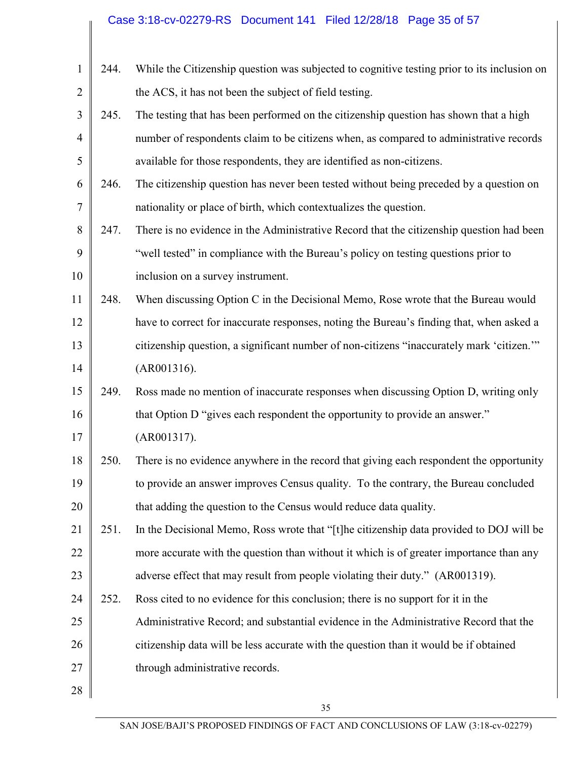244. While the Citizenship question was subjected to cognitive testing prior to its inclusion on the ACS, it has not been the subject of field testing.

245. The testing that has been performed on the citizenship question has shown that a high number of respondents claim to be citizens when, as compared to administrative records available for those respondents, they are identified as non-citizens.

246. The citizenship question has never been tested without being preceded by a question on nationality or place of birth, which contextualizes the question.

247. There is no evidence in the Administrative Record that the citizenship question had been "well tested" in compliance with the Bureau's policy on testing questions prior to inclusion on a survey instrument.

248. When discussing Option C in the Decisional Memo, Rose wrote that the Bureau would have to correct for inaccurate responses, noting the Bureau's finding that, when asked a citizenship question, a significant number of non-citizens "inaccurately mark 'citizen.'" (AR001316).

249. Ross made no mention of inaccurate responses when discussing Option D, writing only that Option D "gives each respondent the opportunity to provide an answer." (AR001317).

250. There is no evidence anywhere in the record that giving each respondent the opportunity to provide an answer improves Census quality. To the contrary, the Bureau concluded that adding the question to the Census would reduce data quality.

251. In the Decisional Memo, Ross wrote that "[t]he citizenship data provided to DOJ will be more accurate with the question than without it which is of greater importance than any adverse effect that may result from people violating their duty." (AR001319).

252. Ross cited to no evidence for this conclusion; there is no support for it in the Administrative Record; and substantial evidence in the Administrative Record that the citizenship data will be less accurate with the question than it would be if obtained through administrative records.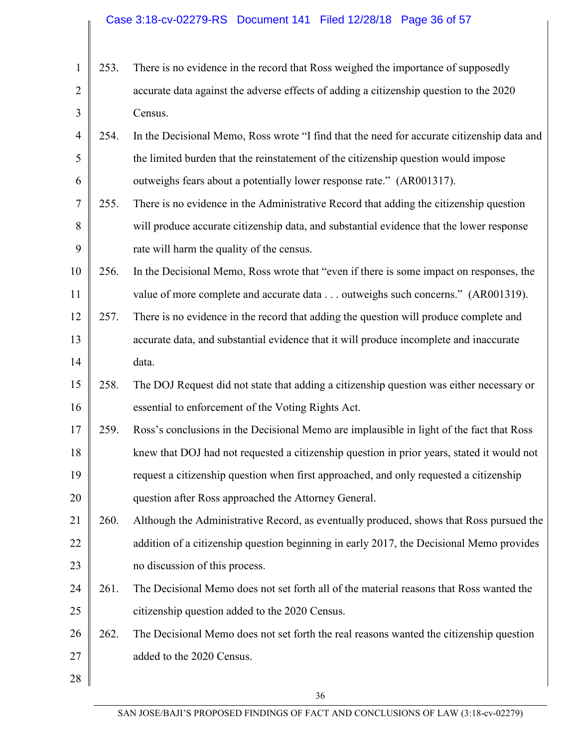253. There is no evidence in the record that Ross weighed the importance of supposedly accurate data against the adverse effects of adding a citizenship question to the 2020 Census.

254. In the Decisional Memo, Ross wrote "I find that the need for accurate citizenship data and the limited burden that the reinstatement of the citizenship question would impose outweighs fears about a potentially lower response rate." (AR001317).

255. There is no evidence in the Administrative Record that adding the citizenship question will produce accurate citizenship data, and substantial evidence that the lower response rate will harm the quality of the census.

256. In the Decisional Memo, Ross wrote that "even if there is some impact on responses, the value of more complete and accurate data . . . outweighs such concerns." (AR001319).

257. There is no evidence in the record that adding the question will produce complete and accurate data, and substantial evidence that it will produce incomplete and inaccurate data.

258. The DOJ Request did not state that adding a citizenship question was either necessary or essential to enforcement of the Voting Rights Act.

259. Ross's conclusions in the Decisional Memo are implausible in light of the fact that Ross knew that DOJ had not requested a citizenship question in prior years, stated it would not request a citizenship question when first approached, and only requested a citizenship question after Ross approached the Attorney General.

260. Although the Administrative Record, as eventually produced, shows that Ross pursued the addition of a citizenship question beginning in early 2017, the Decisional Memo provides no discussion of this process.

261. The Decisional Memo does not set forth all of the material reasons that Ross wanted the citizenship question added to the 2020 Census.

262. The Decisional Memo does not set forth the real reasons wanted the citizenship question added to the 2020 Census.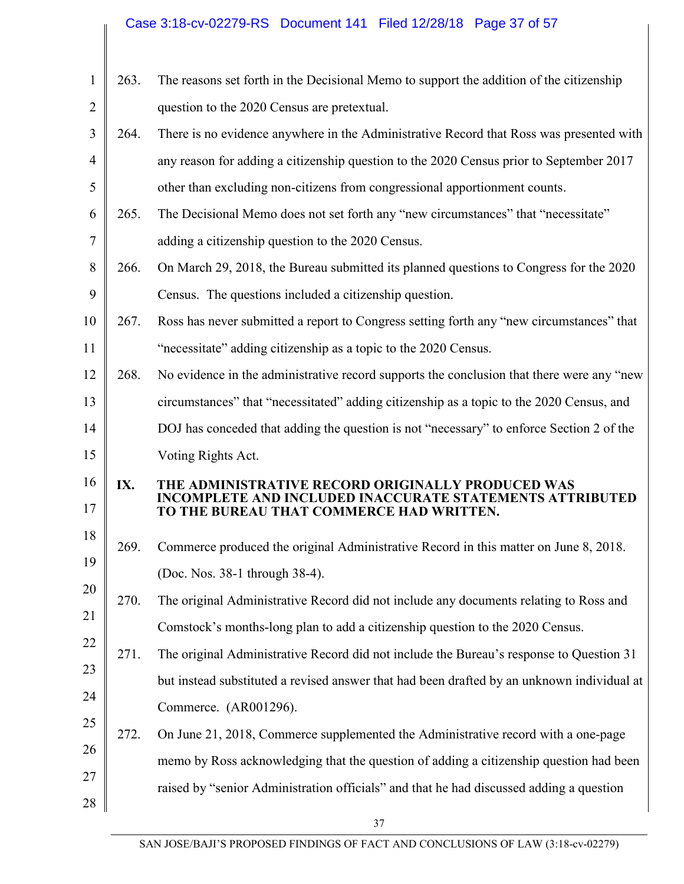263. The reasons set forth in the Decisional Memo to support the addition of the citizenship question to the 2020 Census are pretextual.

264. There is no evidence anywhere in the Administrative Record that Ross was presented with any reason for adding a citizenship question to the 2020 Census prior to September 2017 other than excluding non-citizens from congressional apportionment counts.

265. The Decisional Memo does not set forth any "new circumstances" that "necessitate" adding a citizenship question to the 2020 Census.

266. On March 29, 2018, the Bureau submitted its planned questions to Congress for the 2020 Census. The questions included a citizenship question.

267. Ross has never submitted a report to Congress setting forth any "new circumstances" that "necessitate" adding citizenship as a topic to the 2020 Census.

268. No evidence in the administrative record supports the conclusion that there were any "new circumstances" that "necessitated" adding citizenship as a topic to the 2020 Census, and DOJ has conceded that adding the question is not "necessary" to enforce Section 2 of the Voting Rights Act.

## IX. THE ADMINISTRATIVE RECORD ORIGINALLY PRODUCED WAS INCOMPLETE AND INCLUDED INACCURATE STATEMENTS ATTRIBUTED TO THE BUREAU THAT COMMERCE HAD WRITTEN.

269. Commerce produced the original Administrative Record in this matter on June 8, 2018. (Doc. Nos. 38-1 through 38-4).

270. The original Administrative Record did not include any documents relating to Ross and Comstock's months-long plan to add a citizenship question to the 2020 Census.

271. The original Administrative Record did not include the Bureau's response to Question 31 but instead substituted a revised answer that had been drafted by an unknown individual at Commerce. (AR001296).

272. On June 21, 2018, Commerce supplemented the Administrative record with a one-page memo by Ross acknowledging that the question of adding a citizenship question had been raised by "senior Administration officials" and that he had discussed adding a question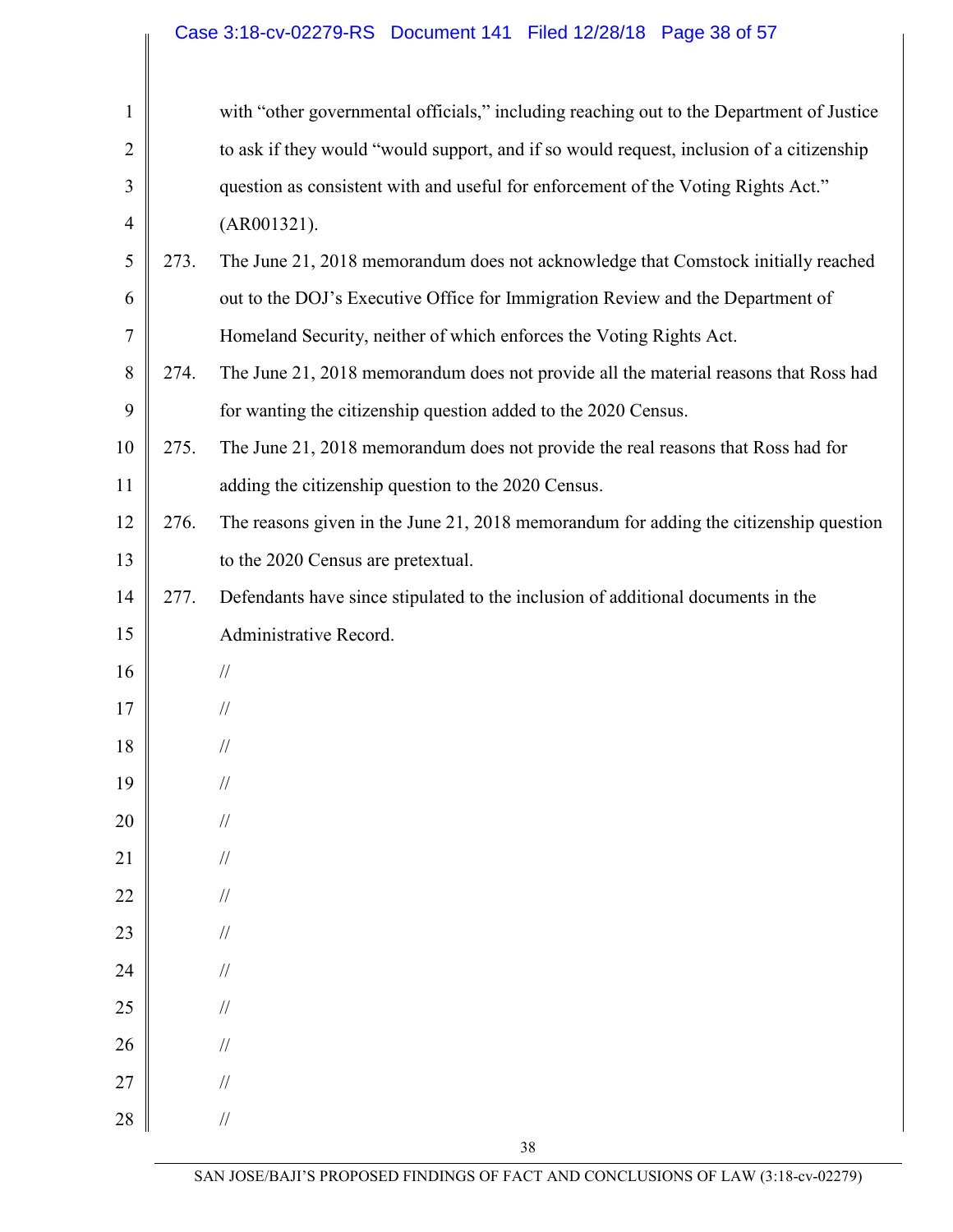with "other governmental officials," including reaching out to the Department of Justice to ask if they would "would support, and if so would request, inclusion of a citizenship question as consistent with and useful for enforcement of the Voting Rights Act." (AR001321).

273. The June 21, 2018 memorandum does not acknowledge that Comstock initially reached out to the DOJ's Executive Office for Immigration Review and the Department of Homeland Security, neither of which enforces the Voting Rights Act.

274. The June 21, 2018 memorandum does not provide all the material reasons that Ross had for wanting the citizenship question added to the 2020 Census.

275. The June 21, 2018 memorandum does not provide the real reasons that Ross had for adding the citizenship question to the 2020 Census.

276. The reasons given in the June 21, 2018 memorandum for adding the citizenship question to the 2020 Census are pretextual.

277. Defendants have since stipulated to the inclusion of additional documents in the Administrative Record.

//

//

//

//

//

//

//

//

//

//

//

//

//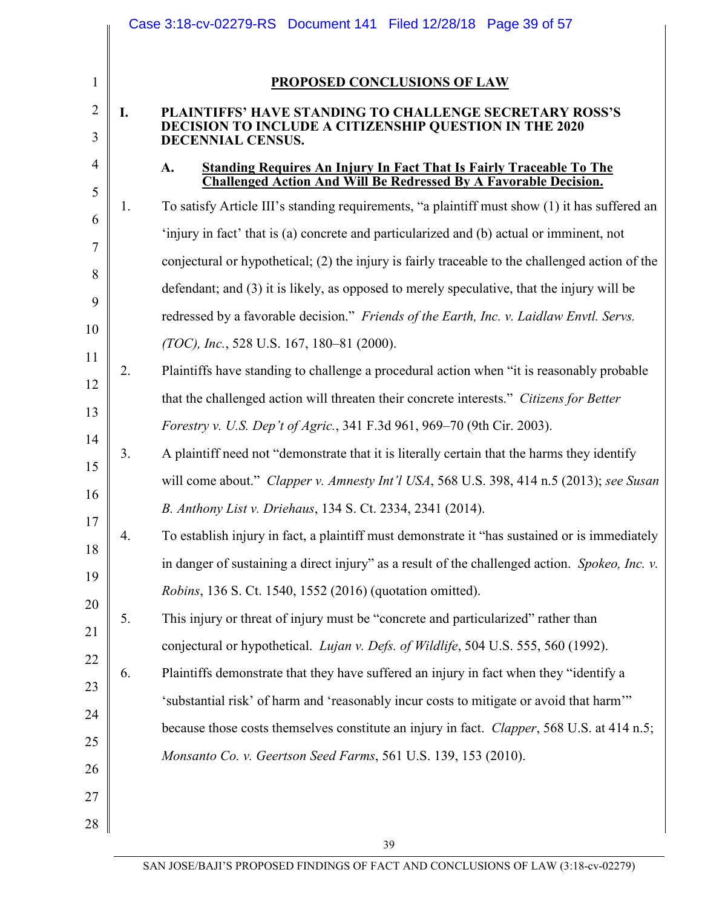## PROPOSED CONCLUSIONS OF LAW

### I. PLAINTIFFS' HAVE STANDING TO CHALLENGE SECRETARY ROSS'S DECISION TO INCLUDE A CITIZENSHIP QUESTION IN THE 2020 DECENNIAL CENSUS.

#### A. Standing Requires An Injury In Fact That Is Fairly Traceable To The Challenged Action And Will Be Redressed By A Favorable Decision.

1. To satisfy Article III's standing requirements, "a plaintiff must show (1) it has suffered an 'injury in fact' that is (a) concrete and particularized and (b) actual or imminent, not conjectural or hypothetical; (2) the injury is fairly traceable to the challenged action of the defendant; and (3) it is likely, as opposed to merely speculative, that the injury will be redressed by a favorable decision." *Friends of the Earth, Inc. v. Laidlaw Envtl. Servs. (TOC), Inc.*, 528 U.S. 167, 180–81 (2000).

2. Plaintiffs have standing to challenge a procedural action when "it is reasonably probable that the challenged action will threaten their concrete interests." *Citizens for Better Forestry v. U.S. Dep't of Agric.*, 341 F.3d 961, 969–70 (9th Cir. 2003).

3. A plaintiff need not "demonstrate that it is literally certain that the harms they identify will come about." *Clapper v. Amnesty Int'l USA*, 568 U.S. 398, 414 n.5 (2013); *see Susan B. Anthony List v. Driehaus*, 134 S. Ct. 2334, 2341 (2014).

4. To establish injury in fact, a plaintiff must demonstrate it "has sustained or is immediately in danger of sustaining a direct injury" as a result of the challenged action. *Spokeo, Inc. v. Robins*, 136 S. Ct. 1540, 1552 (2016) (quotation omitted).

5. This injury or threat of injury must be "concrete and particularized" rather than conjectural or hypothetical. *Lujan v. Defs. of Wildlife*, 504 U.S. 555, 560 (1992).

6. Plaintiffs demonstrate that they have suffered an injury in fact when they "identify a 'substantial risk' of harm and 'reasonably incur costs to mitigate or avoid that harm'" because those costs themselves constitute an injury in fact. *Clapper*, 568 U.S. at 414 n.5; *Monsanto Co. v. Geertson Seed Farms*, 561 U.S. 139, 153 (2010).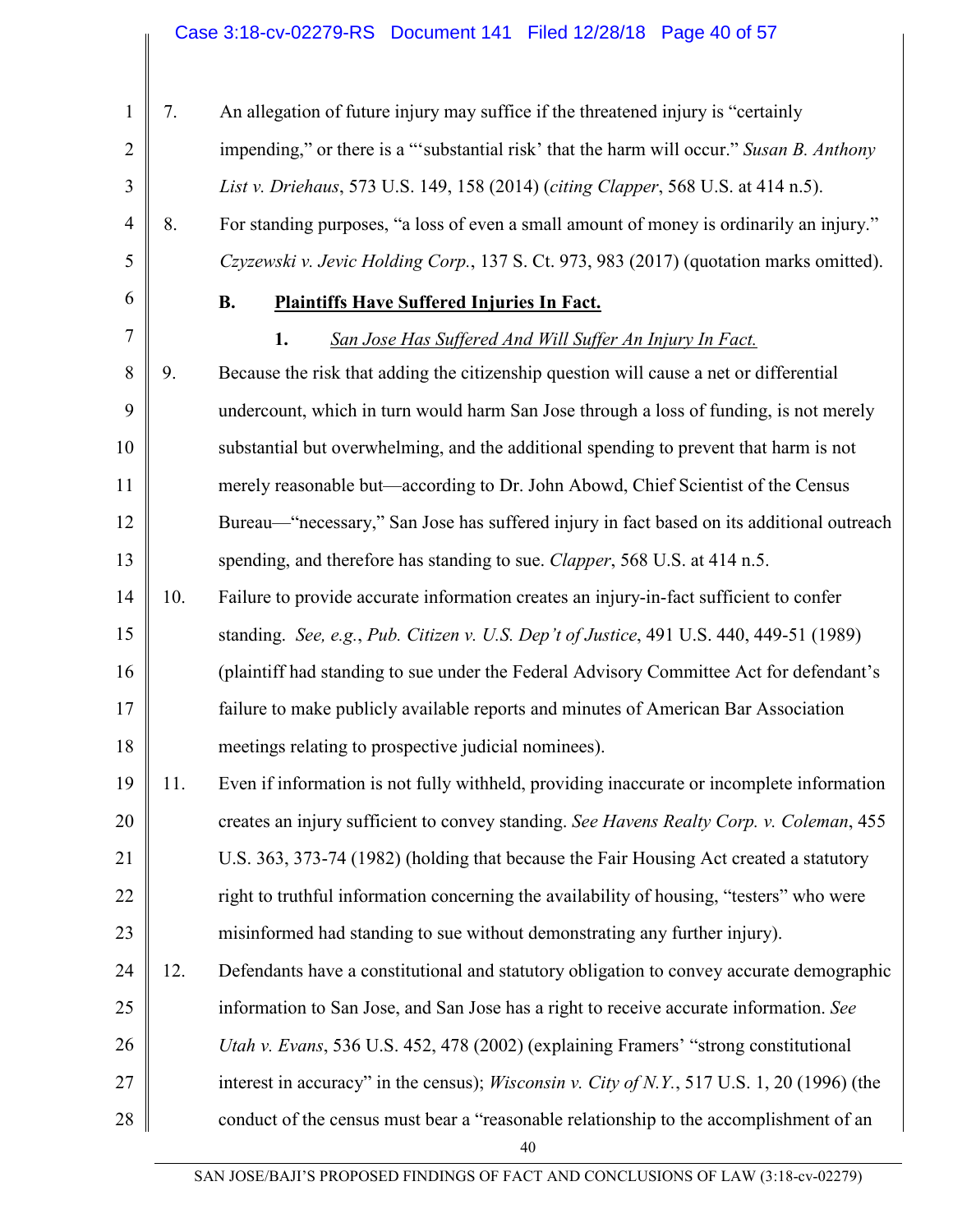7. An allegation of future injury may suffice if the threatened injury is "certainly impending," or there is a "'substantial risk' that the harm will occur." *Susan B. Anthony List v. Driehaus*, 573 U.S. 149, 158 (2014) (*citing Clapper*, 568 U.S. at 414 n.5).

8. For standing purposes, "a loss of even a small amount of money is ordinarily an injury." *Czyzewski v. Jevic Holding Corp.*, 137 S. Ct. 973, 983 (2017) (quotation marks omitted).

### B. Plaintiffs Have Suffered Injuries In Fact.

#### 1. *San Jose Has Suffered And Will Suffer An Injury In Fact.*

9. Because the risk that adding the citizenship question will cause a net or differential undercount, which in turn would harm San Jose through a loss of funding, is not merely substantial but overwhelming, and the additional spending to prevent that harm is not merely reasonable but—according to Dr. John Abowd, Chief Scientist of the Census Bureau—"necessary," San Jose has suffered injury in fact based on its additional outreach spending, and therefore has standing to sue. *Clapper*, 568 U.S. at 414 n.5.

10. Failure to provide accurate information creates an injury-in-fact sufficient to confer standing. *See, e.g.*, *Pub. Citizen v. U.S. Dep't of Justice*, 491 U.S. 440, 449-51 (1989) (plaintiff had standing to sue under the Federal Advisory Committee Act for defendant's failure to make publicly available reports and minutes of American Bar Association meetings relating to prospective judicial nominees).

11. Even if information is not fully withheld, providing inaccurate or incomplete information creates an injury sufficient to convey standing. *See Havens Realty Corp. v. Coleman*, 455 U.S. 363, 373-74 (1982) (holding that because the Fair Housing Act created a statutory right to truthful information concerning the availability of housing, "testers" who were misinformed had standing to sue without demonstrating any further injury).

12. Defendants have a constitutional and statutory obligation to convey accurate demographic information to San Jose, and San Jose has a right to receive accurate information. *See Utah v. Evans*, 536 U.S. 452, 478 (2002) (explaining Framers' "strong constitutional interest in accuracy" in the census); *Wisconsin v. City of N.Y.*, 517 U.S. 1, 20 (1996) (the conduct of the census must bear a "reasonable relationship to the accomplishment of an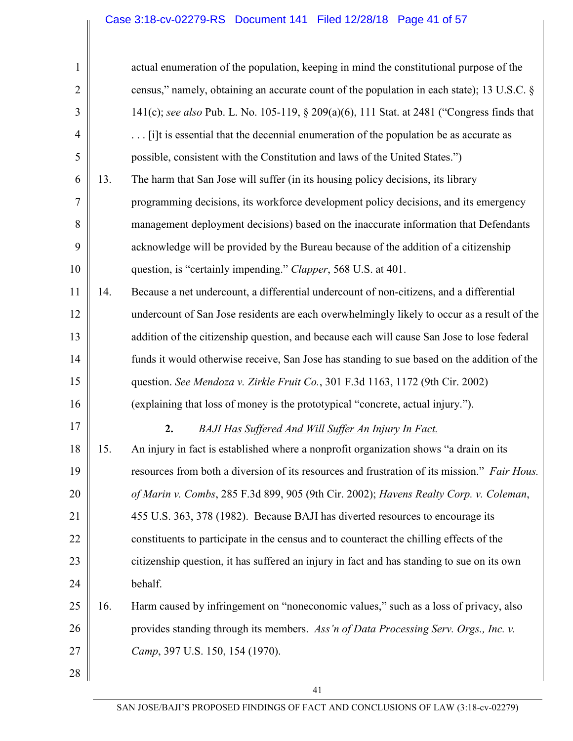actual enumeration of the population, keeping in mind the constitutional purpose of the census," namely, obtaining an accurate count of the population in each state); 13 U.S.C. § 141(c); *see also* Pub. L. No. 105-119, § 209(a)(6), 111 Stat. at 2481 ("Congress finds that . . . [i]t is essential that the decennial enumeration of the population be as accurate as possible, consistent with the Constitution and laws of the United States.")

13. The harm that San Jose will suffer (in its housing policy decisions, its library programming decisions, its workforce development policy decisions, and its emergency management deployment decisions) based on the inaccurate information that Defendants acknowledge will be provided by the Bureau because of the addition of a citizenship question, is "certainly impending." *Clapper*, 568 U.S. at 401.

14. Because a net undercount, a differential undercount of non-citizens, and a differential undercount of San Jose residents are each overwhelmingly likely to occur as a result of the addition of the citizenship question, and because each will cause San Jose to lose federal funds it would otherwise receive, San Jose has standing to sue based on the addition of the question. *See Mendoza v. Zirkle Fruit Co.*, 301 F.3d 1163, 1172 (9th Cir. 2002) (explaining that loss of money is the prototypical "concrete, actual injury.").

**2.** ***BAJI Has Suffered And Will Suffer An Injury In Fact.***

15. An injury in fact is established where a nonprofit organization shows "a drain on its resources from both a diversion of its resources and frustration of its mission." *Fair Hous. of Marin v. Combs*, 285 F.3d 899, 905 (9th Cir. 2002); *Havens Realty Corp. v. Coleman*, 455 U.S. 363, 378 (1982). Because BAJI has diverted resources to encourage its constituents to participate in the census and to counteract the chilling effects of the citizenship question, it has suffered an injury in fact and has standing to sue on its own behalf.

16. Harm caused by infringement on "noneconomic values," such as a loss of privacy, also provides standing through its members. *Ass'n of Data Processing Serv. Orgs., Inc. v. Camp*, 397 U.S. 150, 154 (1970).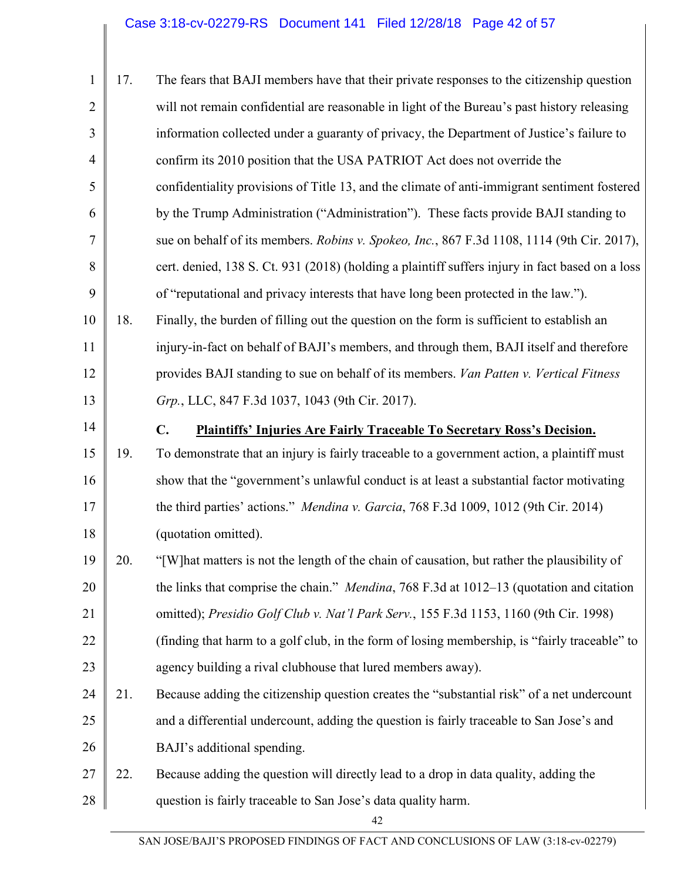17. The fears that BAJI members have that their private responses to the citizenship question will not remain confidential are reasonable in light of the Bureau's past history releasing information collected under a guaranty of privacy, the Department of Justice's failure to confirm its 2010 position that the USA PATRIOT Act does not override the confidentiality provisions of Title 13, and the climate of anti-immigrant sentiment fostered by the Trump Administration ("Administration"). These facts provide BAJI standing to sue on behalf of its members. *Robins v. Spokeo, Inc.*, 867 F.3d 1108, 1114 (9th Cir. 2017), cert. denied, 138 S. Ct. 931 (2018) (holding a plaintiff suffers injury in fact based on a loss of "reputational and privacy interests that have long been protected in the law.").

18. Finally, the burden of filling out the question on the form is sufficient to establish an injury-in-fact on behalf of BAJI's members, and through them, BAJI itself and therefore provides BAJI standing to sue on behalf of its members. *Van Patten v. Vertical Fitness Grp.*, LLC, 847 F.3d 1037, 1043 (9th Cir. 2017).

### C. Plaintiffs' Injuries Are Fairly Traceable To Secretary Ross's Decision.

19. To demonstrate that an injury is fairly traceable to a government action, a plaintiff must show that the "government's unlawful conduct is at least a substantial factor motivating the third parties' actions." *Mendina v. Garcia*, 768 F.3d 1009, 1012 (9th Cir. 2014) (quotation omitted).

20. "[W]hat matters is not the length of the chain of causation, but rather the plausibility of the links that comprise the chain." *Mendina*, 768 F.3d at 1012–13 (quotation and citation omitted); *Presidio Golf Club v. Nat'l Park Serv.*, 155 F.3d 1153, 1160 (9th Cir. 1998) (finding that harm to a golf club, in the form of losing membership, is "fairly traceable" to agency building a rival clubhouse that lured members away).

21. Because adding the citizenship question creates the "substantial risk" of a net undercount and a differential undercount, adding the question is fairly traceable to San Jose's and BAJI's additional spending.

22. Because adding the question will directly lead to a drop in data quality, adding the question is fairly traceable to San Jose's data quality harm.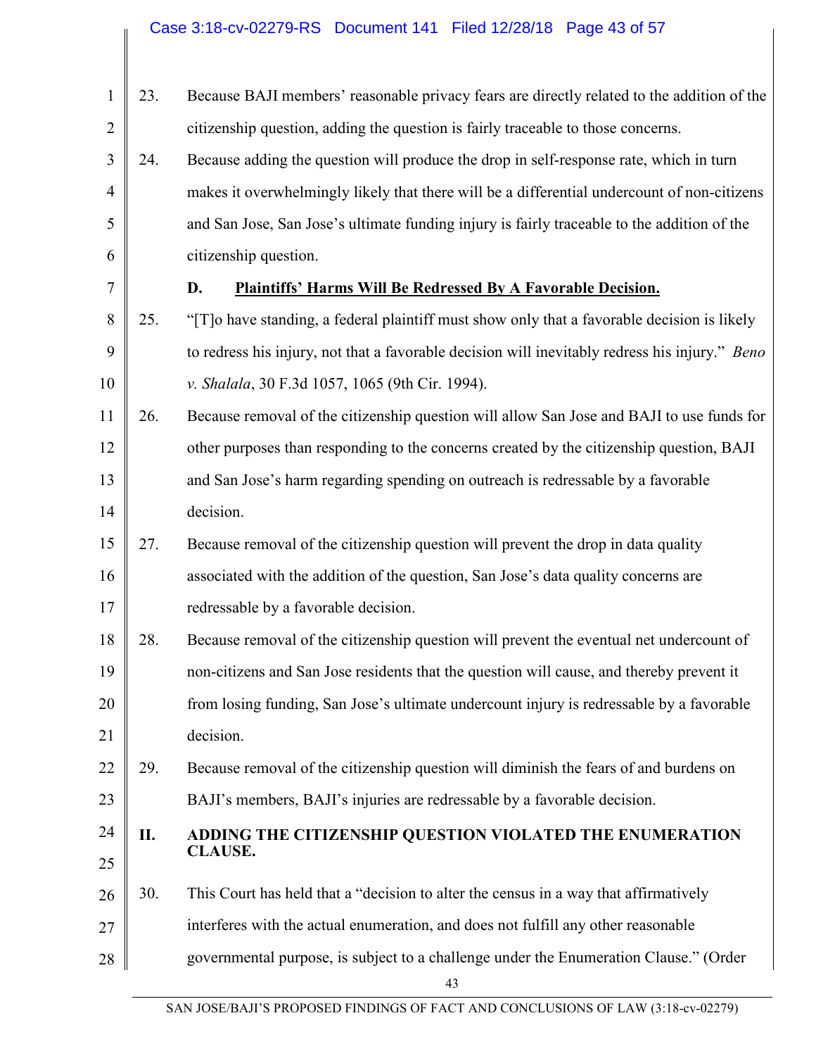23. Because BAJI members' reasonable privacy fears are directly related to the addition of the citizenship question, adding the question is fairly traceable to those concerns.

24. Because adding the question will produce the drop in self-response rate, which in turn makes it overwhelmingly likely that there will be a differential undercount of non-citizens and San Jose, San Jose's ultimate funding injury is fairly traceable to the addition of the citizenship question.

### D. Plaintiffs' Harms Will Be Redressed By A Favorable Decision.

25. "[T]o have standing, a federal plaintiff must show only that a favorable decision is likely to redress his injury, not that a favorable decision will inevitably redress his injury." *Beno v. Shalala*, 30 F.3d 1057, 1065 (9th Cir. 1994).

26. Because removal of the citizenship question will allow San Jose and BAJI to use funds for other purposes than responding to the concerns created by the citizenship question, BAJI and San Jose's harm regarding spending on outreach is redressable by a favorable decision.

27. Because removal of the citizenship question will prevent the drop in data quality associated with the addition of the question, San Jose's data quality concerns are redressable by a favorable decision.

28. Because removal of the citizenship question will prevent the eventual net undercount of non-citizens and San Jose residents that the question will cause, and thereby prevent it from losing funding, San Jose's ultimate undercount injury is redressable by a favorable decision.

29. Because removal of the citizenship question will diminish the fears of and burdens on BAJI's members, BAJI's injuries are redressable by a favorable decision.

## II. ADDING THE CITIZENSHIP QUESTION VIOLATED THE ENUMERATION CLAUSE.

30. This Court has held that a "decision to alter the census in a way that affirmatively interferes with the actual enumeration, and does not fulfill any other reasonable governmental purpose, is subject to a challenge under the Enumeration Clause." (Order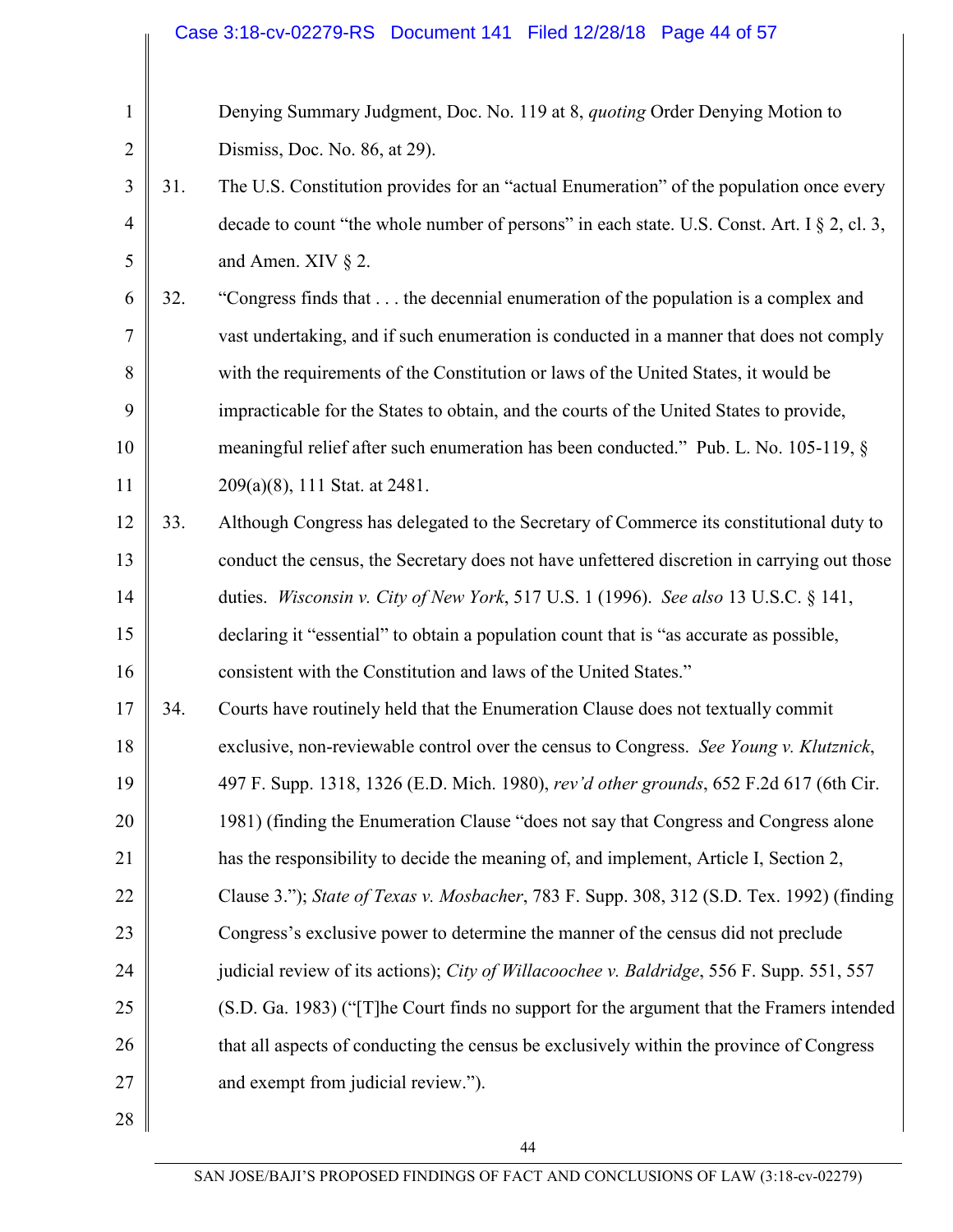Denying Summary Judgment, Doc. No. 119 at 8, *quoting* Order Denying Motion to Dismiss, Doc. No. 86, at 29).

31. The U.S. Constitution provides for an "actual Enumeration" of the population once every decade to count "the whole number of persons" in each state. U.S. Const. Art. I § 2, cl. 3, and Amen. XIV § 2.

32. "Congress finds that . . . the decennial enumeration of the population is a complex and vast undertaking, and if such enumeration is conducted in a manner that does not comply with the requirements of the Constitution or laws of the United States, it would be impracticable for the States to obtain, and the courts of the United States to provide, meaningful relief after such enumeration has been conducted." Pub. L. No. 105-119, § 209(a)(8), 111 Stat. at 2481.

33. Although Congress has delegated to the Secretary of Commerce its constitutional duty to conduct the census, the Secretary does not have unfettered discretion in carrying out those duties. *Wisconsin v. City of New York*, 517 U.S. 1 (1996). *See also* 13 U.S.C. § 141, declaring it "essential" to obtain a population count that is "as accurate as possible, consistent with the Constitution and laws of the United States."

34. Courts have routinely held that the Enumeration Clause does not textually commit exclusive, non-reviewable control over the census to Congress. *See Young v. Klutznick*, 497 F. Supp. 1318, 1326 (E.D. Mich. 1980), *rev'd other grounds*, 652 F.2d 617 (6th Cir. 1981) (finding the Enumeration Clause "does not say that Congress and Congress alone has the responsibility to decide the meaning of, and implement, Article I, Section 2, Clause 3."); *State of Texas v. Mosbacher*, 783 F. Supp. 308, 312 (S.D. Tex. 1992) (finding Congress's exclusive power to determine the manner of the census did not preclude judicial review of its actions); *City of Willacoochee v. Baldridge*, 556 F. Supp. 551, 557 (S.D. Ga. 1983) ("[T]he Court finds no support for the argument that the Framers intended that all aspects of conducting the census be exclusively within the province of Congress and exempt from judicial review.").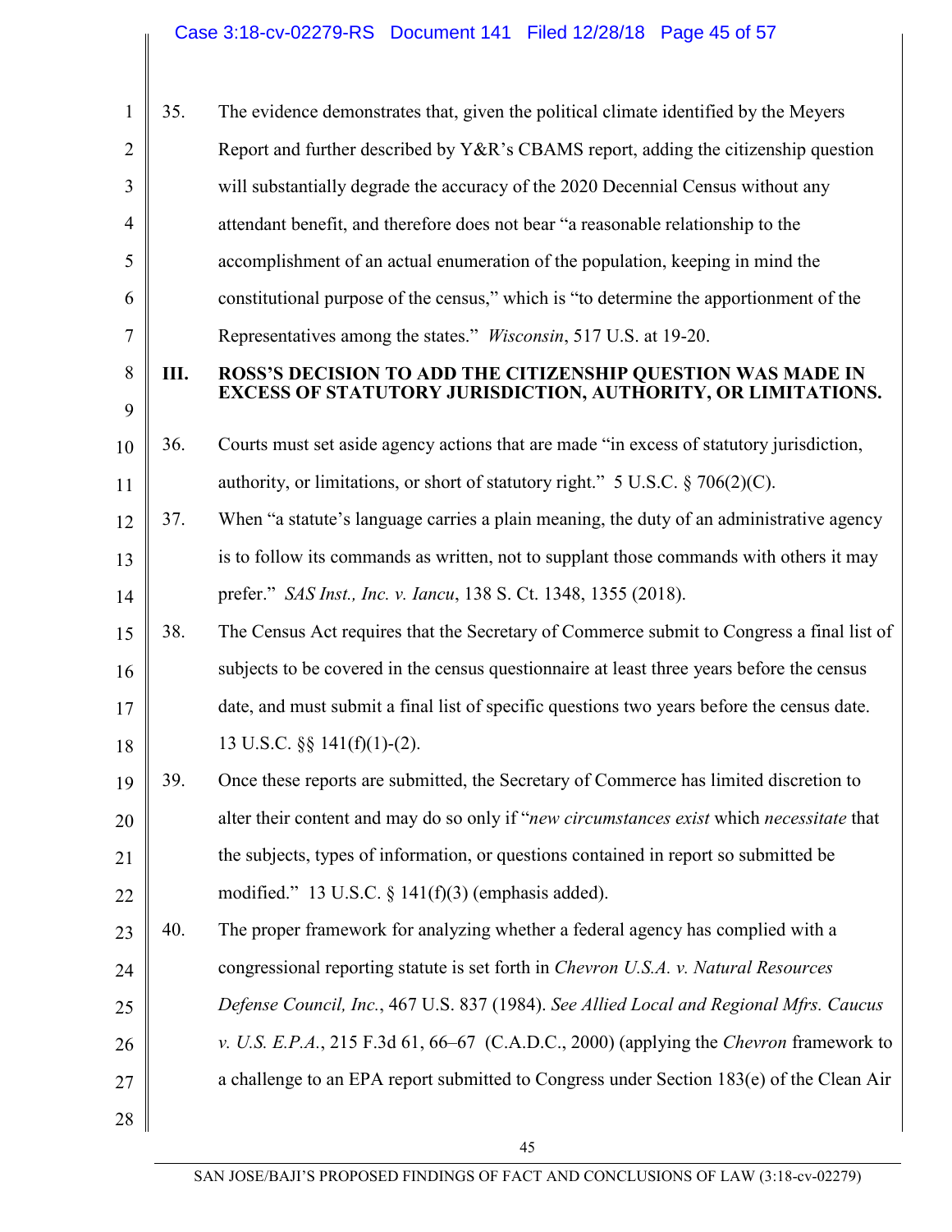35. The evidence demonstrates that, given the political climate identified by the Meyers Report and further described by Y&R's CBAMS report, adding the citizenship question will substantially degrade the accuracy of the 2020 Decennial Census without any attendant benefit, and therefore does not bear "a reasonable relationship to the accomplishment of an actual enumeration of the population, keeping in mind the constitutional purpose of the census," which is "to determine the apportionment of the Representatives among the states." *Wisconsin*, 517 U.S. at 19-20.

## III. ROSS'S DECISION TO ADD THE CITIZENSHIP QUESTION WAS MADE IN EXCESS OF STATUTORY JURISDICTION, AUTHORITY, OR LIMITATIONS.

36. Courts must set aside agency actions that are made "in excess of statutory jurisdiction, authority, or limitations, or short of statutory right." 5 U.S.C. § 706(2)(C).

37. When "a statute's language carries a plain meaning, the duty of an administrative agency is to follow its commands as written, not to supplant those commands with others it may prefer." *SAS Inst., Inc. v. Iancu*, 138 S. Ct. 1348, 1355 (2018).

38. The Census Act requires that the Secretary of Commerce submit to Congress a final list of subjects to be covered in the census questionnaire at least three years before the census date, and must submit a final list of specific questions two years before the census date. 13 U.S.C. §§ 141(f)(1)-(2).

39. Once these reports are submitted, the Secretary of Commerce has limited discretion to alter their content and may do so only if "*new circumstances exist* which *necessitate* that the subjects, types of information, or questions contained in report so submitted be modified." 13 U.S.C. § 141(f)(3) (emphasis added).

40. The proper framework for analyzing whether a federal agency has complied with a congressional reporting statute is set forth in *Chevron U.S.A. v. Natural Resources Defense Council, Inc.*, 467 U.S. 837 (1984). *See Allied Local and Regional Mfrs. Caucus v. U.S. E.P.A.*, 215 F.3d 61, 66–67 (C.A.D.C., 2000) (applying the *Chevron* framework to a challenge to an EPA report submitted to Congress under Section 183(e) of the Clean Air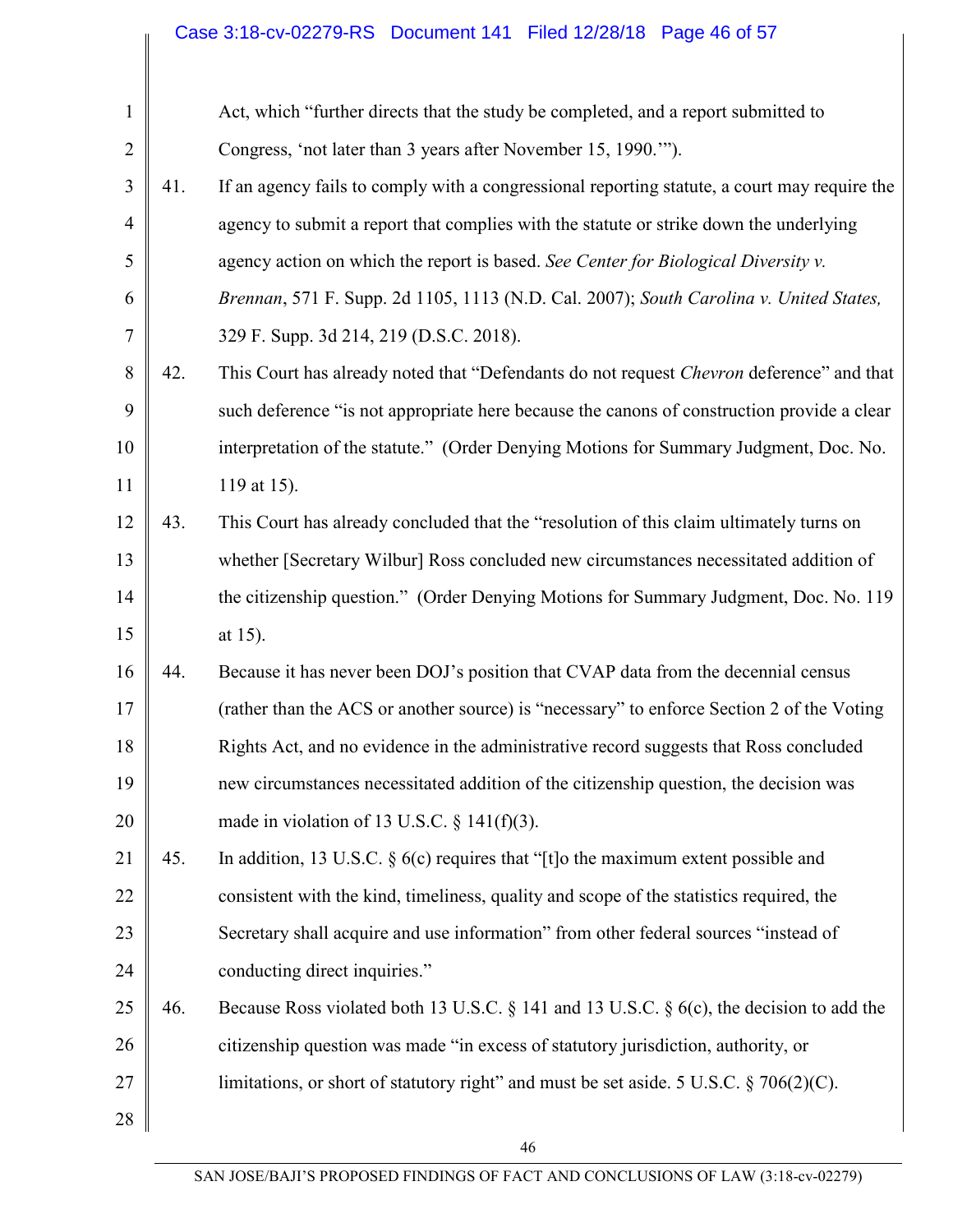Act, which "further directs that the study be completed, and a report submitted to Congress, 'not later than 3 years after November 15, 1990.'").

41. If an agency fails to comply with a congressional reporting statute, a court may require the agency to submit a report that complies with the statute or strike down the underlying agency action on which the report is based. *See Center for Biological Diversity v. Brennan*, 571 F. Supp. 2d 1105, 1113 (N.D. Cal. 2007); *South Carolina v. United States,* 329 F. Supp. 3d 214, 219 (D.S.C. 2018).

42. This Court has already noted that "Defendants do not request *Chevron* deference" and that such deference "is not appropriate here because the canons of construction provide a clear interpretation of the statute." (Order Denying Motions for Summary Judgment, Doc. No. 119 at 15).

43. This Court has already concluded that the "resolution of this claim ultimately turns on whether [Secretary Wilbur] Ross concluded new circumstances necessitated addition of the citizenship question." (Order Denying Motions for Summary Judgment, Doc. No. 119 at 15).

44. Because it has never been DOJ's position that CVAP data from the decennial census (rather than the ACS or another source) is "necessary" to enforce Section 2 of the Voting Rights Act, and no evidence in the administrative record suggests that Ross concluded new circumstances necessitated addition of the citizenship question, the decision was made in violation of 13 U.S.C. § 141(f)(3).

45. In addition, 13 U.S.C. § 6(c) requires that "[t]o the maximum extent possible and consistent with the kind, timeliness, quality and scope of the statistics required, the Secretary shall acquire and use information" from other federal sources "instead of conducting direct inquiries."

46. Because Ross violated both 13 U.S.C. § 141 and 13 U.S.C. § 6(c), the decision to add the citizenship question was made "in excess of statutory jurisdiction, authority, or limitations, or short of statutory right" and must be set aside. 5 U.S.C. § 706(2)(C).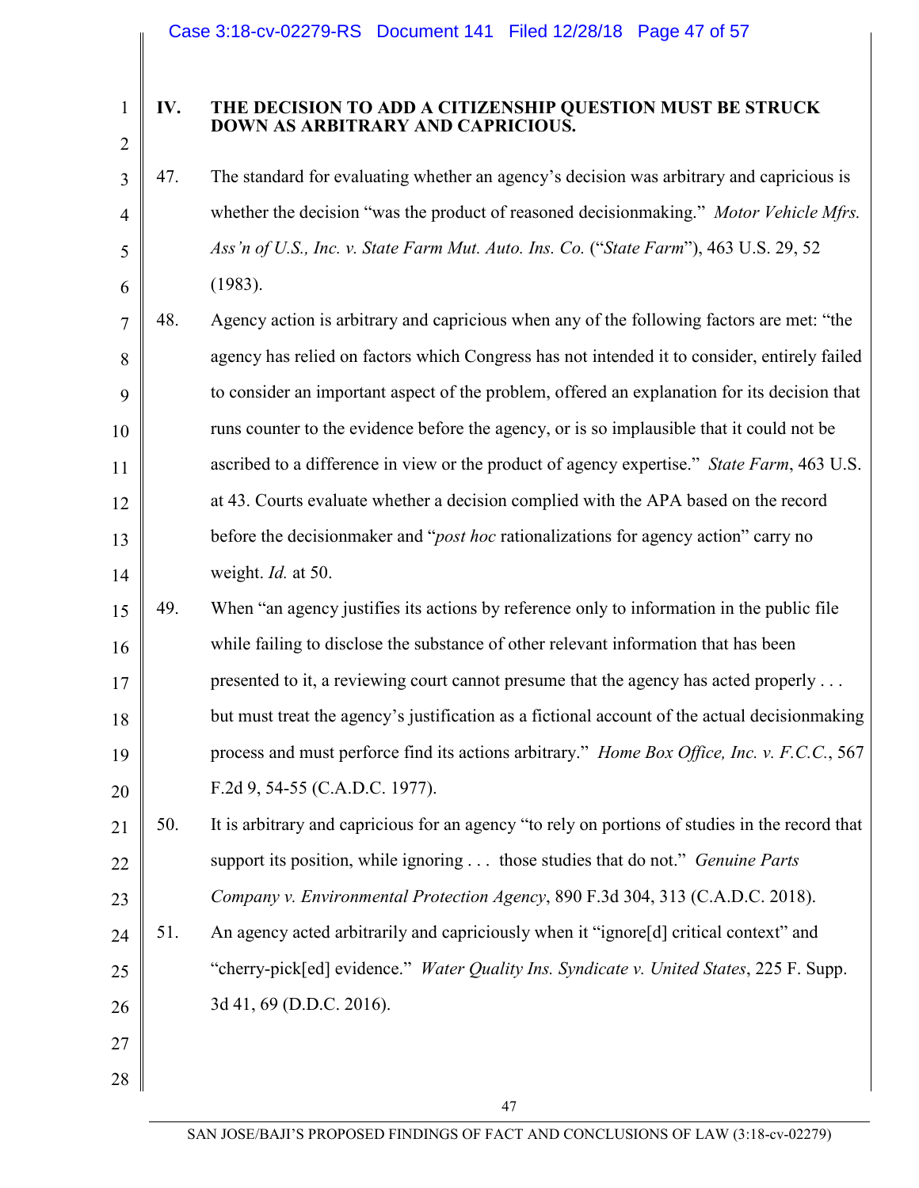## IV. THE DECISION TO ADD A CITIZENSHIP QUESTION MUST BE STRUCK DOWN AS ARBITRARY AND CAPRICIOUS.

47. The standard for evaluating whether an agency's decision was arbitrary and capricious is whether the decision "was the product of reasoned decisionmaking." *Motor Vehicle Mfrs. Ass'n of U.S., Inc. v. State Farm Mut. Auto. Ins. Co.* ("*State Farm*"), 463 U.S. 29, 52 (1983).

48. Agency action is arbitrary and capricious when any of the following factors are met: "the agency has relied on factors which Congress has not intended it to consider, entirely failed to consider an important aspect of the problem, offered an explanation for its decision that runs counter to the evidence before the agency, or is so implausible that it could not be ascribed to a difference in view or the product of agency expertise." *State Farm*, 463 U.S. at 43. Courts evaluate whether a decision complied with the APA based on the record before the decisionmaker and "*post hoc* rationalizations for agency action" carry no weight. *Id.* at 50.

49. When "an agency justifies its actions by reference only to information in the public file while failing to disclose the substance of other relevant information that has been presented to it, a reviewing court cannot presume that the agency has acted properly . . . but must treat the agency's justification as a fictional account of the actual decisionmaking process and must perforce find its actions arbitrary." *Home Box Office, Inc. v. F.C.C.*, 567 F.2d 9, 54-55 (C.A.D.C. 1977).

50. It is arbitrary and capricious for an agency "to rely on portions of studies in the record that support its position, while ignoring . . . those studies that do not." *Genuine Parts Company v. Environmental Protection Agency*, 890 F.3d 304, 313 (C.A.D.C. 2018).

51. An agency acted arbitrarily and capriciously when it "ignore[d] critical context" and "cherry-pick[ed] evidence." *Water Quality Ins. Syndicate v. United States*, 225 F. Supp. 3d 41, 69 (D.D.C. 2016).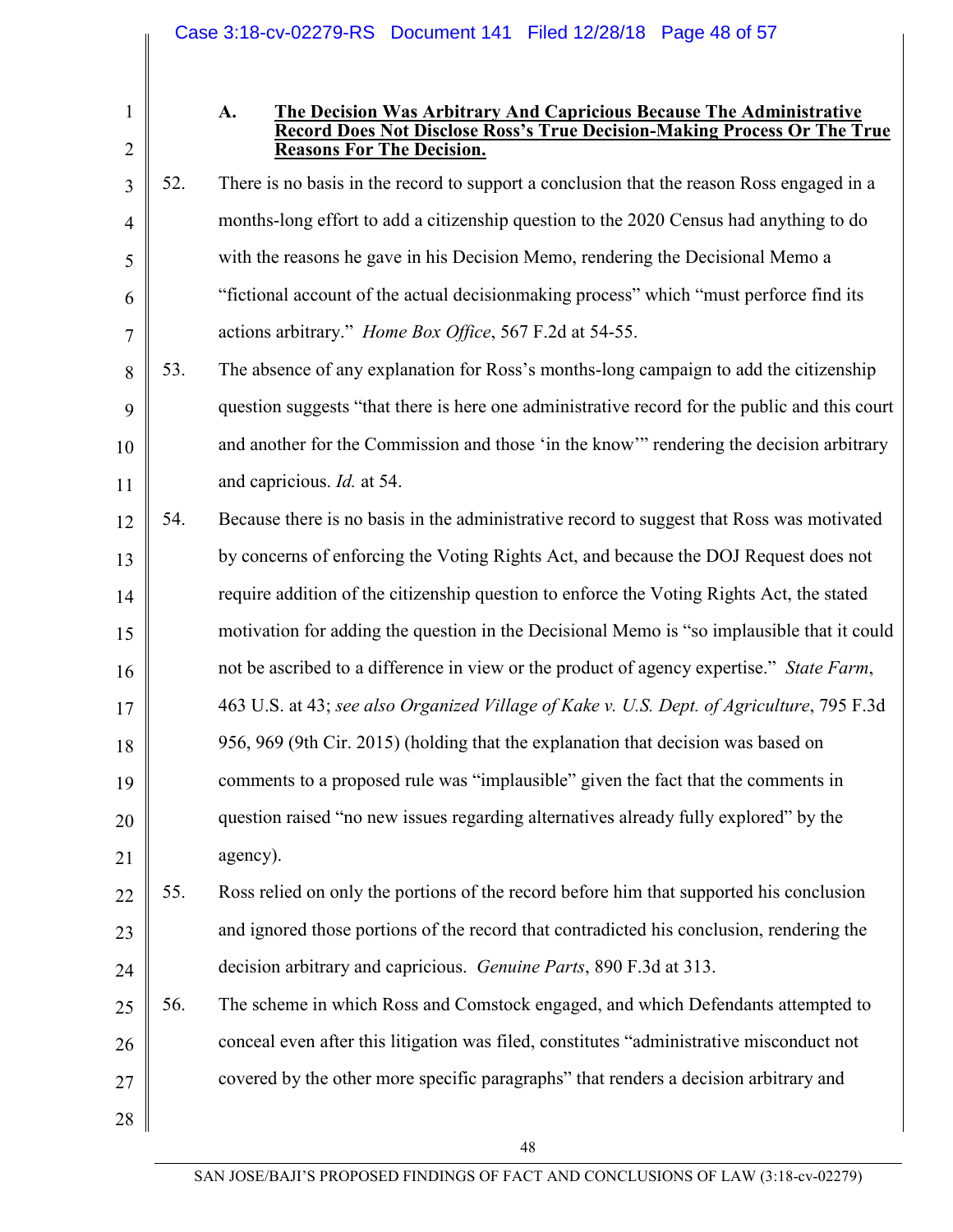### A. The Decision Was Arbitrary And Capricious Because The Administrative Record Does Not Disclose Ross's True Decision-Making Process Or The True Reasons For The Decision.

52. There is no basis in the record to support a conclusion that the reason Ross engaged in a months-long effort to add a citizenship question to the 2020 Census had anything to do with the reasons he gave in his Decision Memo, rendering the Decisional Memo a "fictional account of the actual decisionmaking process" which "must perforce find its actions arbitrary." *Home Box Office*, 567 F.2d at 54-55.

53. The absence of any explanation for Ross's months-long campaign to add the citizenship question suggests "that there is here one administrative record for the public and this court and another for the Commission and those 'in the know'" rendering the decision arbitrary and capricious. *Id.* at 54.

54. Because there is no basis in the administrative record to suggest that Ross was motivated by concerns of enforcing the Voting Rights Act, and because the DOJ Request does not require addition of the citizenship question to enforce the Voting Rights Act, the stated motivation for adding the question in the Decisional Memo is "so implausible that it could not be ascribed to a difference in view or the product of agency expertise." *State Farm*, 463 U.S. at 43; *see also Organized Village of Kake v. U.S. Dept. of Agriculture*, 795 F.3d 956, 969 (9th Cir. 2015) (holding that the explanation that decision was based on comments to a proposed rule was "implausible" given the fact that the comments in question raised "no new issues regarding alternatives already fully explored" by the agency).

55. Ross relied on only the portions of the record before him that supported his conclusion and ignored those portions of the record that contradicted his conclusion, rendering the decision arbitrary and capricious. *Genuine Parts*, 890 F.3d at 313.

56. The scheme in which Ross and Comstock engaged, and which Defendants attempted to conceal even after this litigation was filed, constitutes "administrative misconduct not covered by the other more specific paragraphs" that renders a decision arbitrary and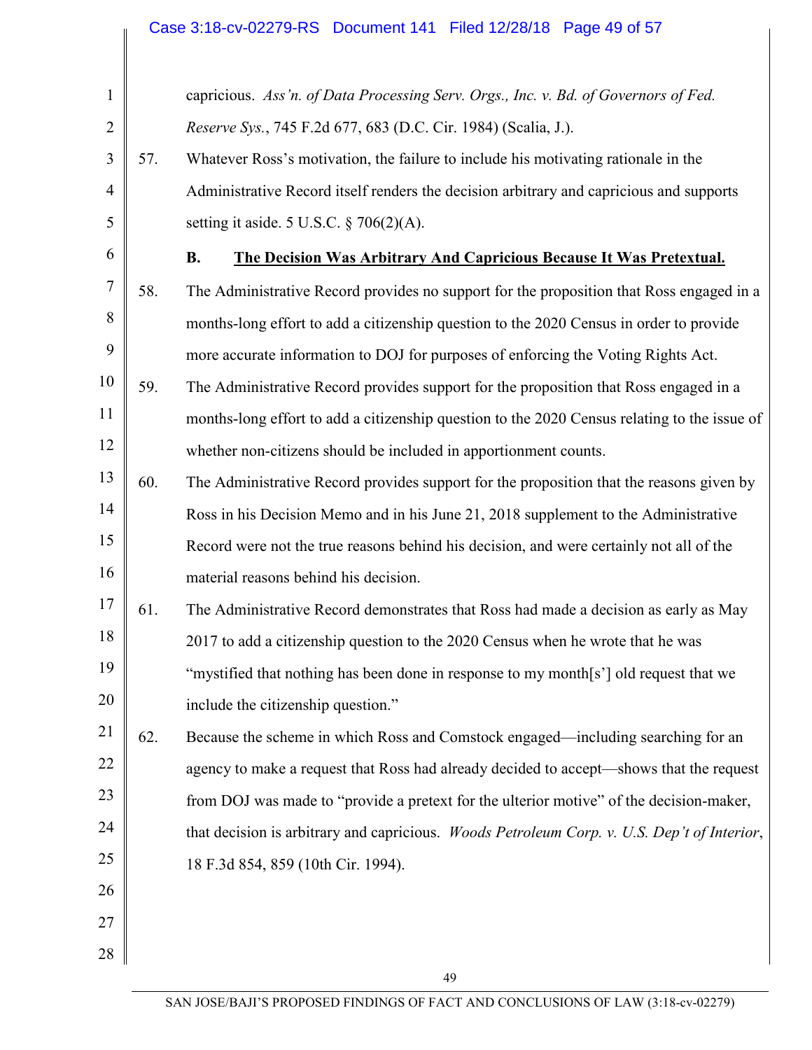capricious. *Ass'n. of Data Processing Serv. Orgs., Inc. v. Bd. of Governors of Fed. Reserve Sys.*, 745 F.2d 677, 683 (D.C. Cir. 1984) (Scalia, J.).

57. Whatever Ross's motivation, the failure to include his motivating rationale in the Administrative Record itself renders the decision arbitrary and capricious and supports setting it aside. 5 U.S.C. § 706(2)(A).

### B. The Decision Was Arbitrary And Capricious Because It Was Pretextual.

58. The Administrative Record provides no support for the proposition that Ross engaged in a months-long effort to add a citizenship question to the 2020 Census in order to provide more accurate information to DOJ for purposes of enforcing the Voting Rights Act.

59. The Administrative Record provides support for the proposition that Ross engaged in a months-long effort to add a citizenship question to the 2020 Census relating to the issue of whether non-citizens should be included in apportionment counts.

60. The Administrative Record provides support for the proposition that the reasons given by Ross in his Decision Memo and in his June 21, 2018 supplement to the Administrative Record were not the true reasons behind his decision, and were certainly not all of the material reasons behind his decision.

61. The Administrative Record demonstrates that Ross had made a decision as early as May 2017 to add a citizenship question to the 2020 Census when he wrote that he was "mystified that nothing has been done in response to my month[s'] old request that we include the citizenship question."

62. Because the scheme in which Ross and Comstock engaged—including searching for an agency to make a request that Ross had already decided to accept—shows that the request from DOJ was made to "provide a pretext for the ulterior motive" of the decision-maker, that decision is arbitrary and capricious. *Woods Petroleum Corp. v. U.S. Dep't of Interior*, 18 F.3d 854, 859 (10th Cir. 1994).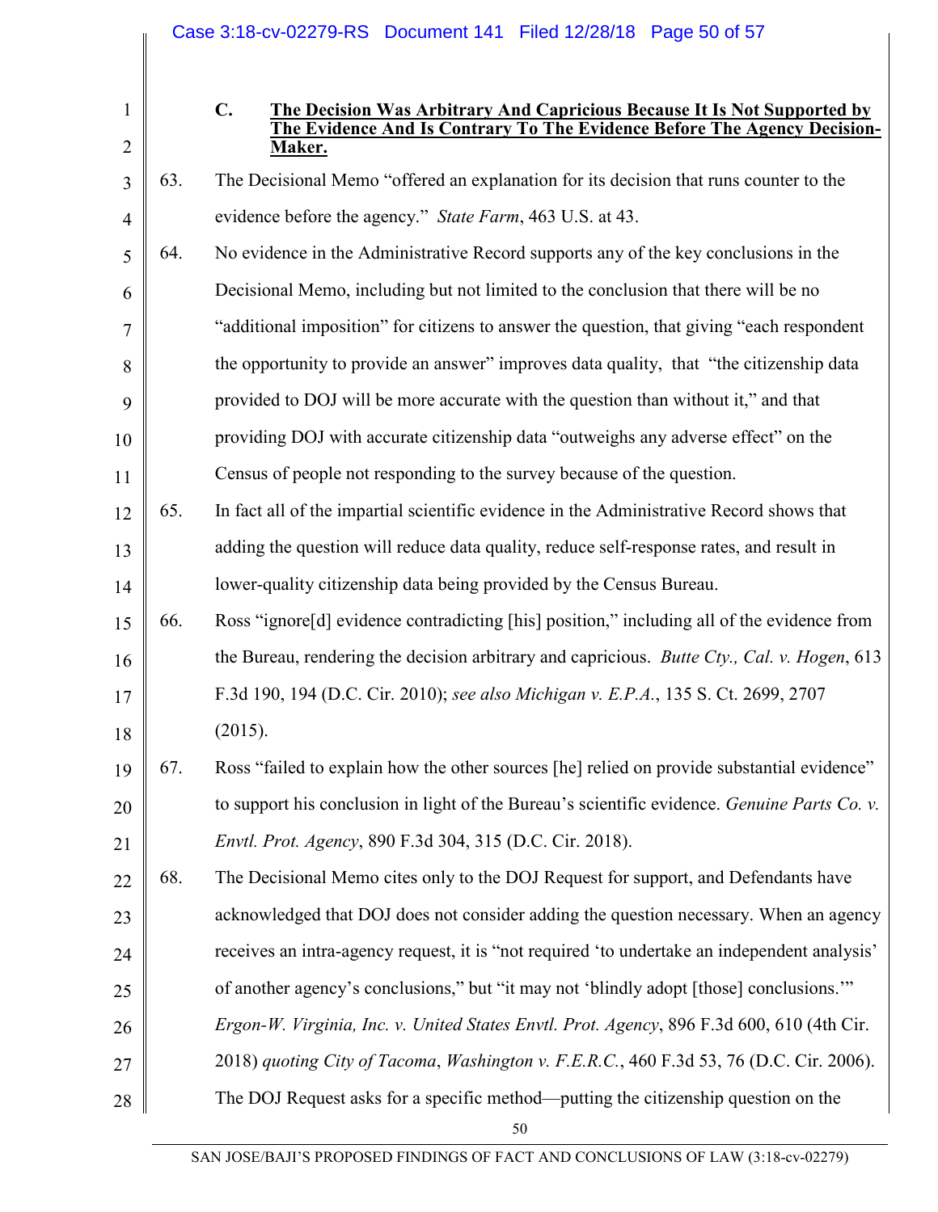### C. The Decision Was Arbitrary And Capricious Because It Is Not Supported by The Evidence And Is Contrary To The Evidence Before The Agency Decision-Maker.

63. The Decisional Memo "offered an explanation for its decision that runs counter to the evidence before the agency." *State Farm*, 463 U.S. at 43.

64. No evidence in the Administrative Record supports any of the key conclusions in the Decisional Memo, including but not limited to the conclusion that there will be no "additional imposition" for citizens to answer the question, that giving "each respondent the opportunity to provide an answer" improves data quality, that "the citizenship data provided to DOJ will be more accurate with the question than without it," and that providing DOJ with accurate citizenship data "outweighs any adverse effect" on the Census of people not responding to the survey because of the question.

65. In fact all of the impartial scientific evidence in the Administrative Record shows that adding the question will reduce data quality, reduce self-response rates, and result in lower-quality citizenship data being provided by the Census Bureau.

66. Ross "ignore[d] evidence contradicting [his] position," including all of the evidence from the Bureau, rendering the decision arbitrary and capricious. *Butte Cty., Cal. v. Hogen*, 613 F.3d 190, 194 (D.C. Cir. 2010); *see also Michigan v. E.P.A.*, 135 S. Ct. 2699, 2707 (2015).

67. Ross "failed to explain how the other sources [he] relied on provide substantial evidence" to support his conclusion in light of the Bureau's scientific evidence. *Genuine Parts Co. v. Envtl. Prot. Agency*, 890 F.3d 304, 315 (D.C. Cir. 2018).

68. The Decisional Memo cites only to the DOJ Request for support, and Defendants have acknowledged that DOJ does not consider adding the question necessary. When an agency receives an intra-agency request, it is "not required 'to undertake an independent analysis' of another agency's conclusions," but "it may not 'blindly adopt [those] conclusions.'" *Ergon-W. Virginia, Inc. v. United States Envtl. Prot. Agency*, 896 F.3d 600, 610 (4th Cir. 2018) *quoting City of Tacoma*, *Washington v. F.E.R.C.*, 460 F.3d 53, 76 (D.C. Cir. 2006). The DOJ Request asks for a specific method—putting the citizenship question on the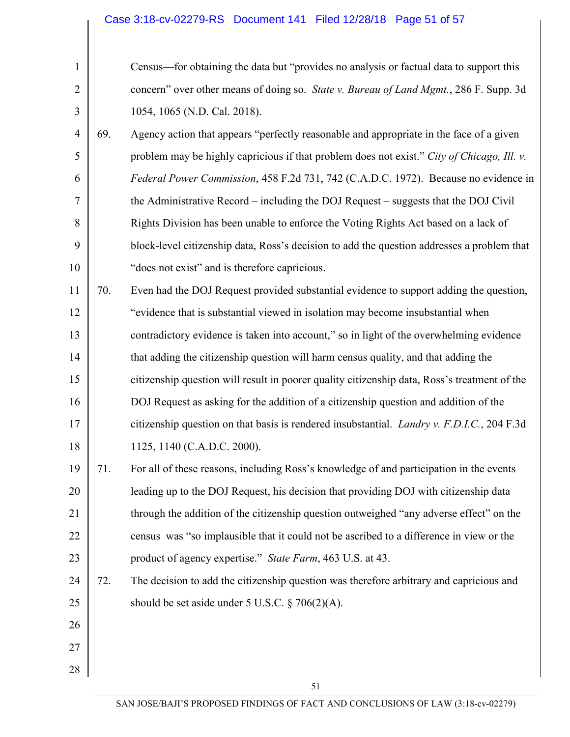Census—for obtaining the data but "provides no analysis or factual data to support this concern" over other means of doing so. *State v. Bureau of Land Mgmt.*, 286 F. Supp. 3d 1054, 1065 (N.D. Cal. 2018).

69. Agency action that appears "perfectly reasonable and appropriate in the face of a given problem may be highly capricious if that problem does not exist." *City of Chicago, Ill. v. Federal Power Commission*, 458 F.2d 731, 742 (C.A.D.C. 1972). Because no evidence in the Administrative Record – including the DOJ Request – suggests that the DOJ Civil Rights Division has been unable to enforce the Voting Rights Act based on a lack of block-level citizenship data, Ross's decision to add the question addresses a problem that "does not exist" and is therefore capricious.

70. Even had the DOJ Request provided substantial evidence to support adding the question, "evidence that is substantial viewed in isolation may become insubstantial when contradictory evidence is taken into account," so in light of the overwhelming evidence that adding the citizenship question will harm census quality, and that adding the citizenship question will result in poorer quality citizenship data, Ross's treatment of the DOJ Request as asking for the addition of a citizenship question and addition of the citizenship question on that basis is rendered insubstantial. *Landry v. F.D.I.C.*, 204 F.3d 1125, 1140 (C.A.D.C. 2000).

71. For all of these reasons, including Ross's knowledge of and participation in the events leading up to the DOJ Request, his decision that providing DOJ with citizenship data through the addition of the citizenship question outweighed "any adverse effect" on the census was "so implausible that it could not be ascribed to a difference in view or the product of agency expertise." *State Farm*, 463 U.S. at 43.

72. The decision to add the citizenship question was therefore arbitrary and capricious and should be set aside under 5 U.S.C. § 706(2)(A).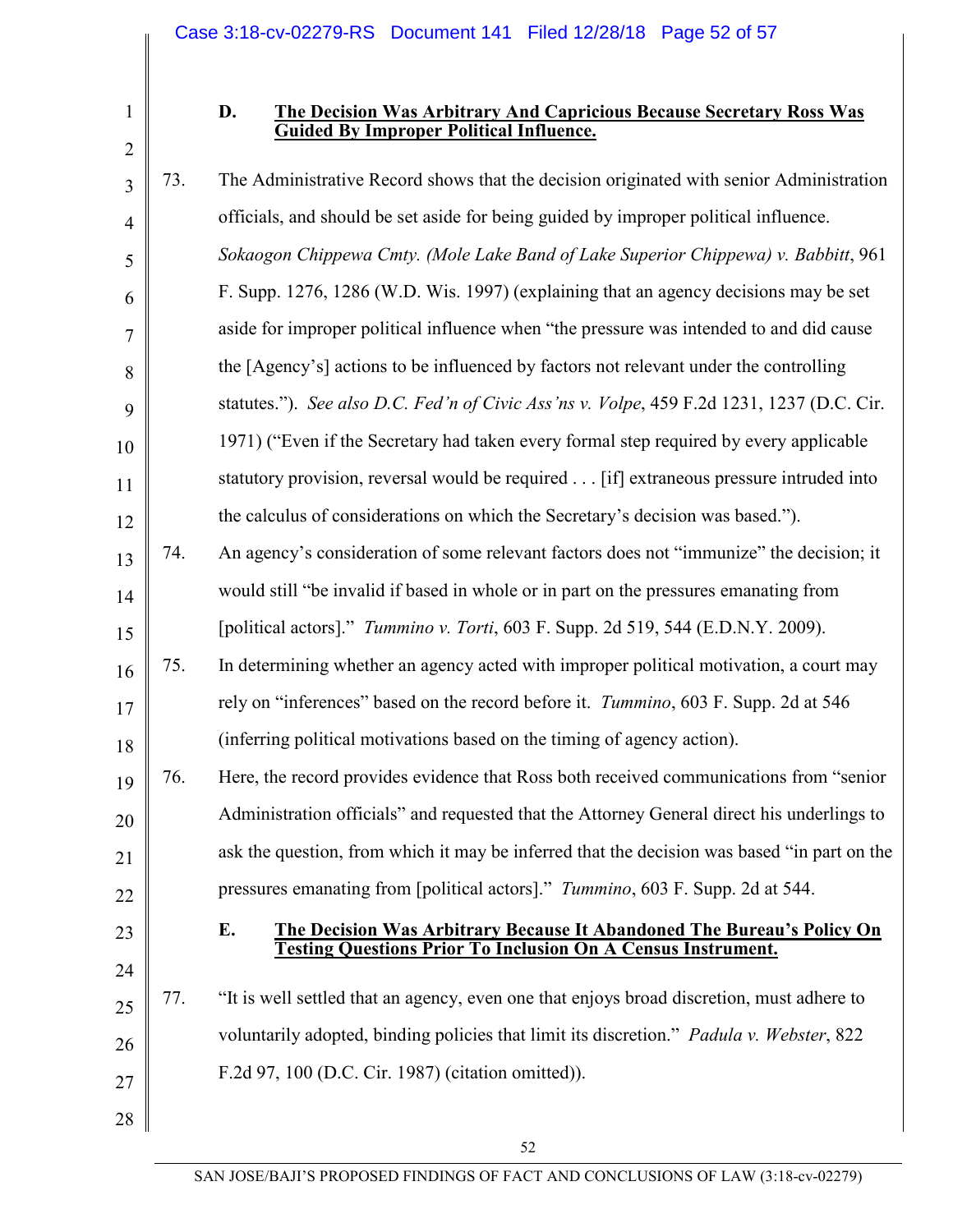### D. The Decision Was Arbitrary And Capricious Because Secretary Ross Was Guided By Improper Political Influence.

73. The Administrative Record shows that the decision originated with senior Administration officials, and should be set aside for being guided by improper political influence. *Sokaogon Chippewa Cmty. (Mole Lake Band of Lake Superior Chippewa) v. Babbitt*, 961 F. Supp. 1276, 1286 (W.D. Wis. 1997) (explaining that an agency decisions may be set aside for improper political influence when "the pressure was intended to and did cause the [Agency's] actions to be influenced by factors not relevant under the controlling statutes."). *See also D.C. Fed'n of Civic Ass'ns v. Volpe*, 459 F.2d 1231, 1237 (D.C. Cir. 1971) ("Even if the Secretary had taken every formal step required by every applicable statutory provision, reversal would be required . . . [if] extraneous pressure intruded into the calculus of considerations on which the Secretary's decision was based.").

74. An agency's consideration of some relevant factors does not "immunize" the decision; it would still "be invalid if based in whole or in part on the pressures emanating from [political actors]." *Tummino v. Torti*, 603 F. Supp. 2d 519, 544 (E.D.N.Y. 2009).

75. In determining whether an agency acted with improper political motivation, a court may rely on "inferences" based on the record before it. *Tummino*, 603 F. Supp. 2d at 546 (inferring political motivations based on the timing of agency action).

76. Here, the record provides evidence that Ross both received communications from "senior Administration officials" and requested that the Attorney General direct his underlings to ask the question, from which it may be inferred that the decision was based "in part on the pressures emanating from [political actors]." *Tummino*, 603 F. Supp. 2d at 544.

### E. The Decision Was Arbitrary Because It Abandoned The Bureau's Policy On Testing Questions Prior To Inclusion On A Census Instrument.

77. "It is well settled that an agency, even one that enjoys broad discretion, must adhere to voluntarily adopted, binding policies that limit its discretion." *Padula v. Webster*, 822 F.2d 97, 100 (D.C. Cir. 1987) (citation omitted)).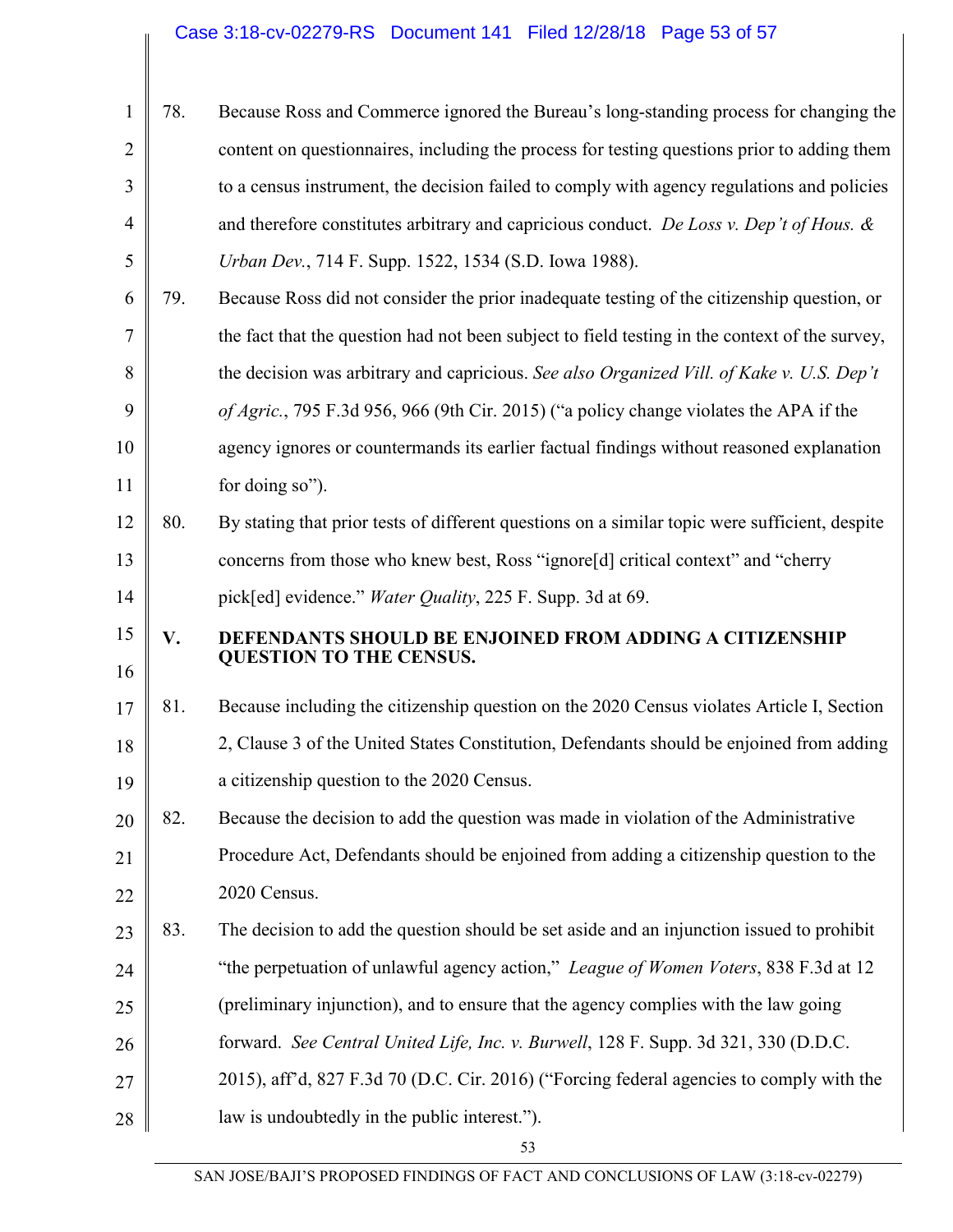78. Because Ross and Commerce ignored the Bureau's long-standing process for changing the content on questionnaires, including the process for testing questions prior to adding them to a census instrument, the decision failed to comply with agency regulations and policies and therefore constitutes arbitrary and capricious conduct. *De Loss v. Dep't of Hous. & Urban Dev.*, 714 F. Supp. 1522, 1534 (S.D. Iowa 1988).

79. Because Ross did not consider the prior inadequate testing of the citizenship question, or the fact that the question had not been subject to field testing in the context of the survey, the decision was arbitrary and capricious. *See also Organized Vill. of Kake v. U.S. Dep't of Agric.*, 795 F.3d 956, 966 (9th Cir. 2015) ("a policy change violates the APA if the agency ignores or countermands its earlier factual findings without reasoned explanation for doing so").

80. By stating that prior tests of different questions on a similar topic were sufficient, despite concerns from those who knew best, Ross "ignore[d] critical context" and "cherry pick[ed] evidence." *Water Quality*, 225 F. Supp. 3d at 69.

## V. DEFENDANTS SHOULD BE ENJOINED FROM ADDING A CITIZENSHIP QUESTION TO THE CENSUS.

81. Because including the citizenship question on the 2020 Census violates Article I, Section 2, Clause 3 of the United States Constitution, Defendants should be enjoined from adding a citizenship question to the 2020 Census.

82. Because the decision to add the question was made in violation of the Administrative Procedure Act, Defendants should be enjoined from adding a citizenship question to the 2020 Census.

83. The decision to add the question should be set aside and an injunction issued to prohibit "the perpetuation of unlawful agency action," *League of Women Voters*, 838 F.3d at 12 (preliminary injunction), and to ensure that the agency complies with the law going forward. *See Central United Life, Inc. v. Burwell*, 128 F. Supp. 3d 321, 330 (D.D.C. 2015), aff'd, 827 F.3d 70 (D.C. Cir. 2016) ("Forcing federal agencies to comply with the law is undoubtedly in the public interest.").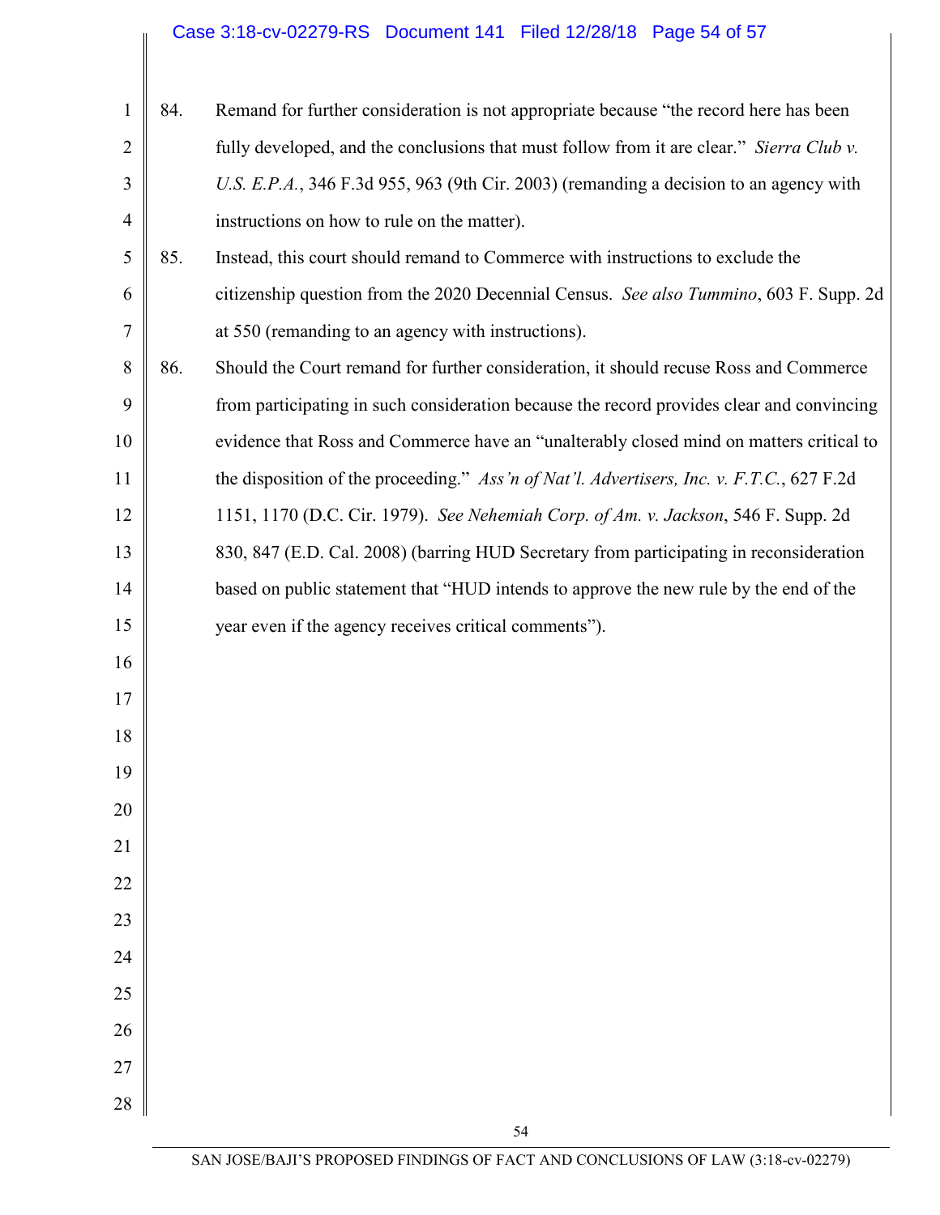84. Remand for further consideration is not appropriate because "the record here has been fully developed, and the conclusions that must follow from it are clear." *Sierra Club v. U.S. E.P.A.*, 346 F.3d 955, 963 (9th Cir. 2003) (remanding a decision to an agency with instructions on how to rule on the matter).

85. Instead, this court should remand to Commerce with instructions to exclude the citizenship question from the 2020 Decennial Census. *See also Tummino*, 603 F. Supp. 2d at 550 (remanding to an agency with instructions).

86. Should the Court remand for further consideration, it should recuse Ross and Commerce from participating in such consideration because the record provides clear and convincing evidence that Ross and Commerce have an "unalterably closed mind on matters critical to the disposition of the proceeding." *Ass'n of Nat'l. Advertisers, Inc. v. F.T.C.*, 627 F.2d 1151, 1170 (D.C. Cir. 1979). *See Nehemiah Corp. of Am. v. Jackson*, 546 F. Supp. 2d 830, 847 (E.D. Cal. 2008) (barring HUD Secretary from participating in reconsideration based on public statement that "HUD intends to approve the new rule by the end of the year even if the agency receives critical comments").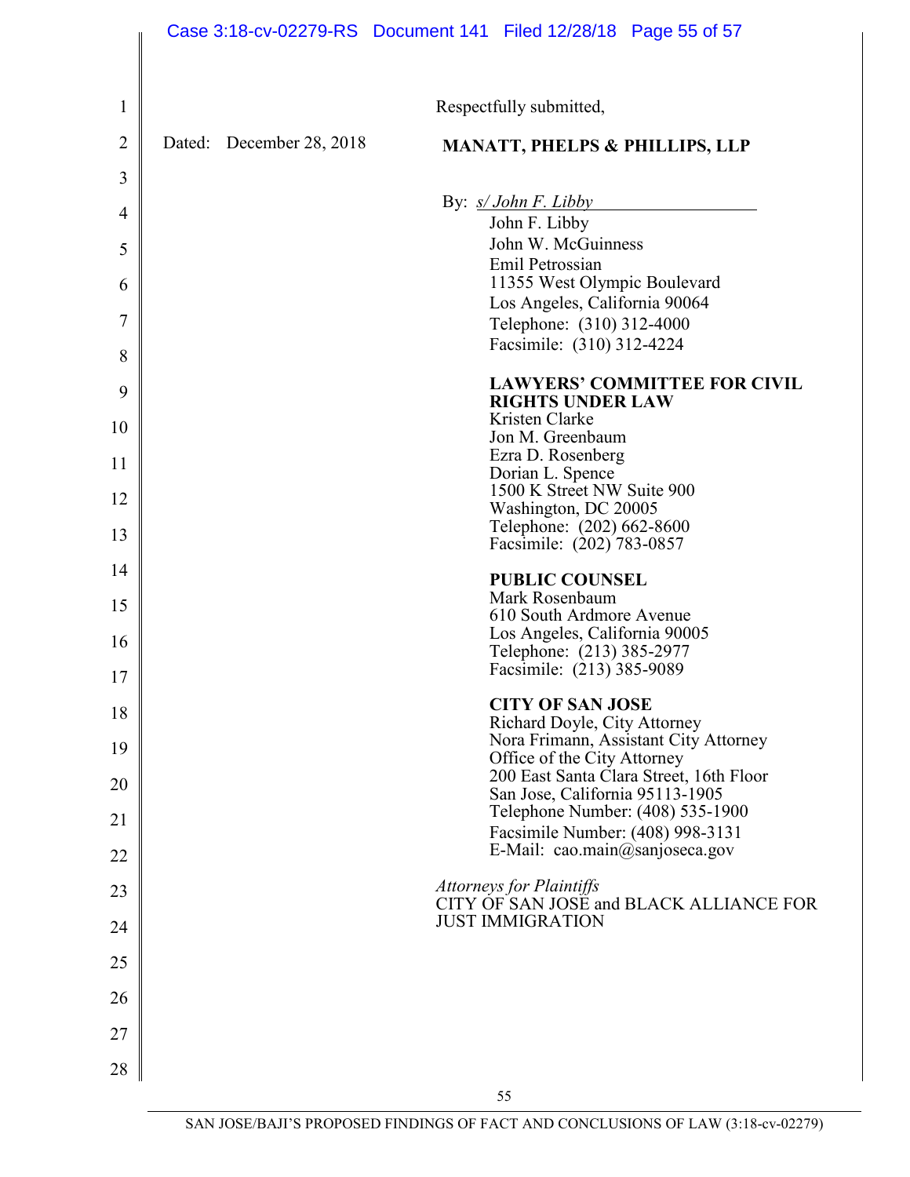Respectfully submitted,

Dated: December 28, 2018

**MANATT, PHELPS & PHILLIPS, LLP**

By: *s/ John F. Libby*
John F. Libby
John W. McGuinness
Emil Petrossian
11355 West Olympic Boulevard
Los Angeles, California 90064
Telephone: (310) 312-4000
Facsimile: (310) 312-4224

**LAWYERS' COMMITTEE FOR CIVIL RIGHTS UNDER LAW**
Kristen Clarke
Jon M. Greenbaum
Ezra D. Rosenberg
Dorian L. Spence
1500 K Street NW Suite 900
Washington, DC 20005
Telephone: (202) 662-8600
Facsimile: (202) 783-0857

**PUBLIC COUNSEL**
Mark Rosenbaum
610 South Ardmore Avenue
Los Angeles, California 90005
Telephone: (213) 385-2977
Facsimile: (213) 385-9089

**CITY OF SAN JOSE**
Richard Doyle, City Attorney
Nora Frimann, Assistant City Attorney
Office of the City Attorney
200 East Santa Clara Street, 16th Floor
San Jose, California 95113-1905
Telephone Number: (408) 535-1900
Facsimile Number: (408) 998-3131
E-Mail: cao.main@sanjoseca.gov

*Attorneys for Plaintiffs*
CITY OF SAN JOSE and BLACK ALLIANCE FOR JUST IMMIGRATION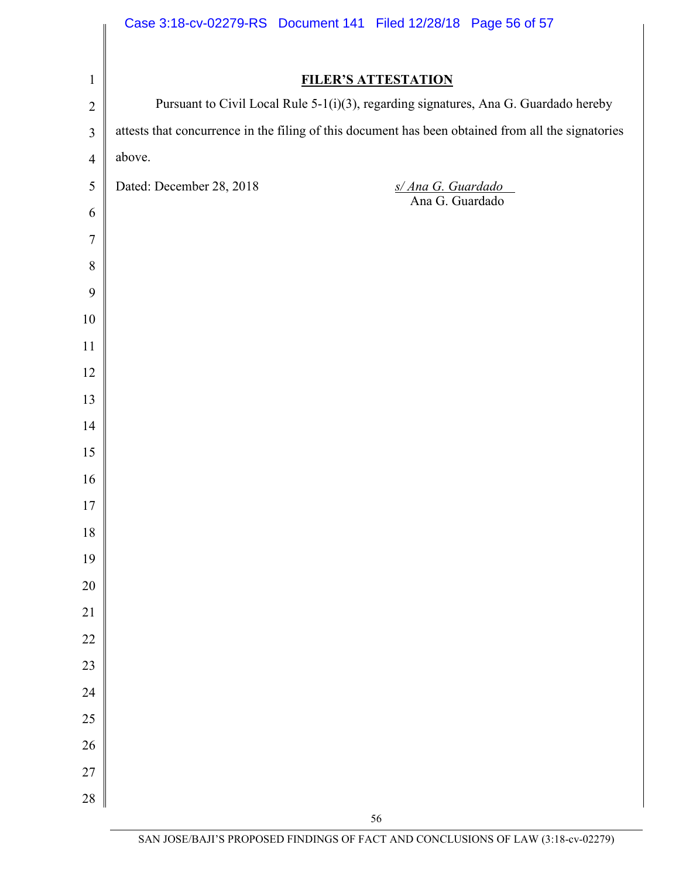**FILER'S ATTESTATION**

Pursuant to Civil Local Rule 5-1(i)(3), regarding signatures, Ana G. Guardado hereby attests that concurrence in the filing of this document has been obtained from all the signatories above.

Dated: December 28, 2018

*s/ Ana G. Guardado*
Ana G. Guardado

SAN JOSE/BAJI'S PROPOSED FINDINGS OF FACT AND CONCLUSIONS OF LAW (3:18-cv-02279)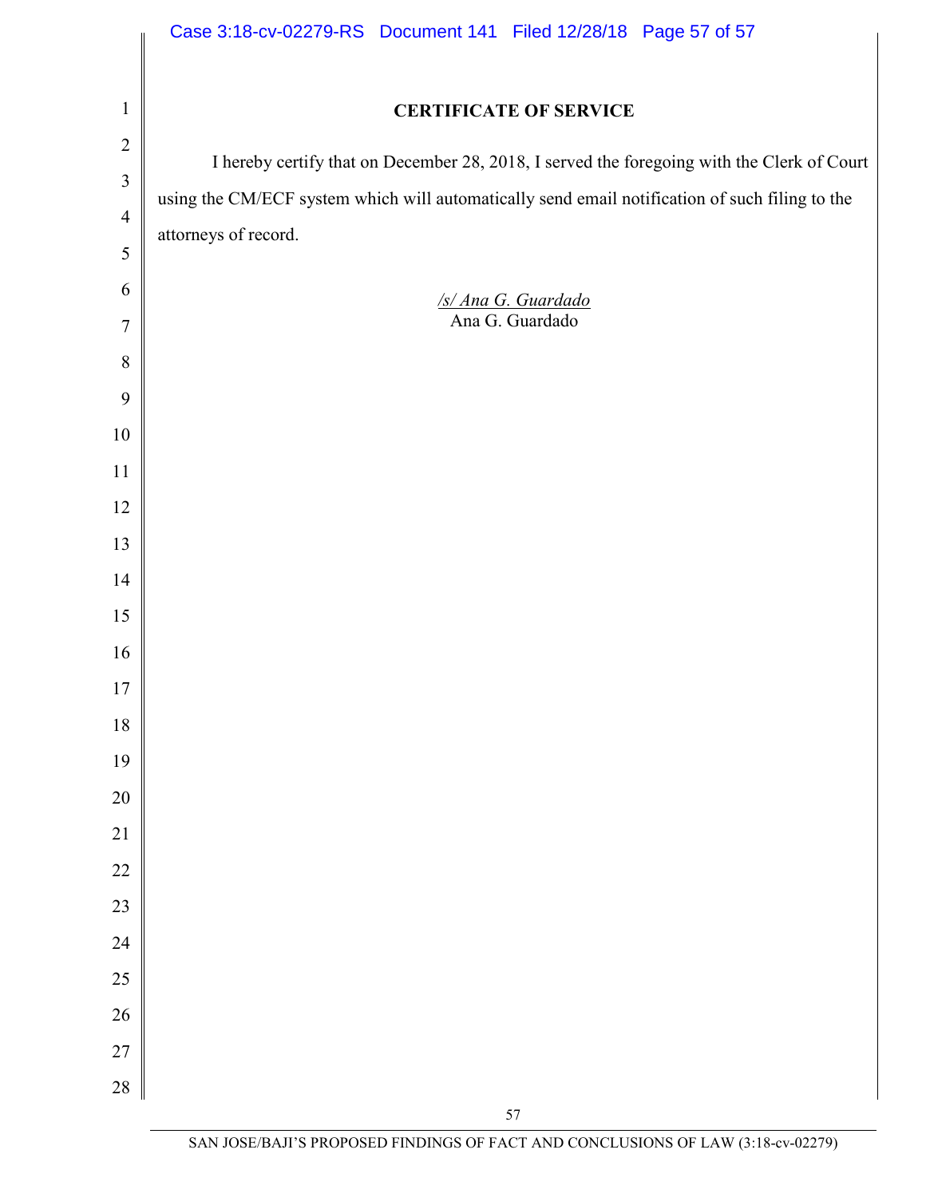**CERTIFICATE OF SERVICE**

I hereby certify that on December 28, 2018, I served the foregoing with the Clerk of Court using the CM/ECF system which will automatically send email notification of such filing to the attorneys of record.

*/s/ Ana G. Guardado*
Ana G. Guardado

SAN JOSE/BAJI'S PROPOSED FINDINGS OF FACT AND CONCLUSIONS OF LAW (3:18-cv-02279)